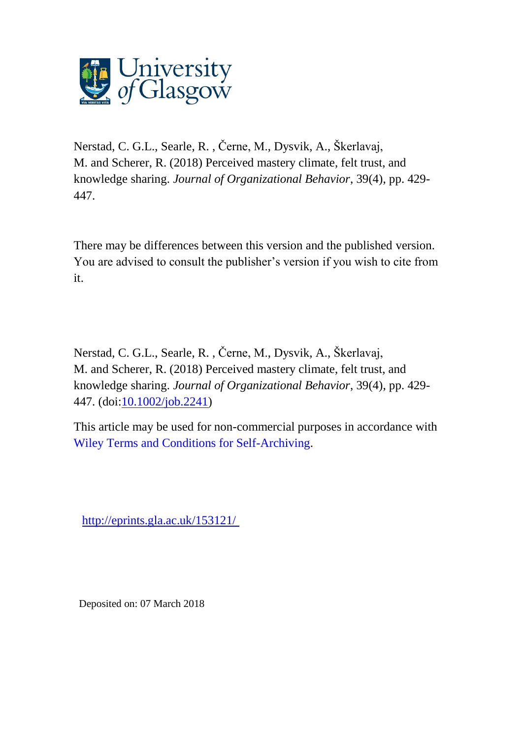University of Glasgow

Nerstad, C. G.L., Searle, R. , Černe, M., Dysvik, A., Škerlavaj, M. and Scherer, R. (2018) Perceived mastery climate, felt trust, and knowledge sharing. *Journal of Organizational Behavior*, 39(4), pp. 429-447.

There may be differences between this version and the published version. You are advised to consult the publisher's version if you wish to cite from it.

Nerstad, C. G.L., Searle, R. , Černe, M., Dysvik, A., Škerlavaj, M. and Scherer, R. (2018) Perceived mastery climate, felt trust, and knowledge sharing. *Journal of Organizational Behavior*, 39(4), pp. 429-447. (doi:10.1002/job.2241)

This article may be used for non-commercial purposes in accordance with Wiley Terms and Conditions for Self-Archiving.

http://eprints.gla.ac.uk/153121/

Deposited on: 07 March 2018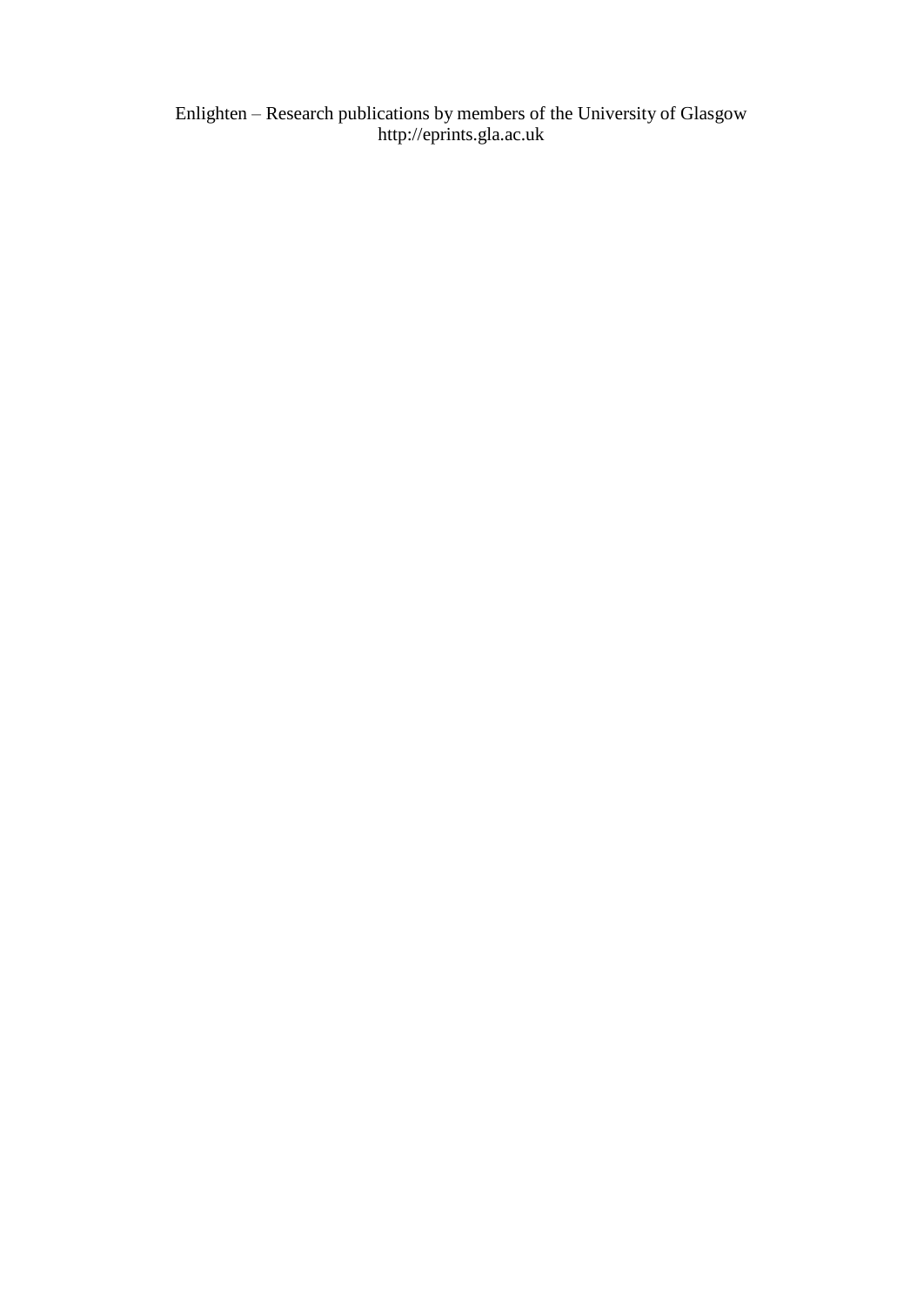Enlighten – Research publications by members of the University of Glasgow
http://eprints.gla.ac.uk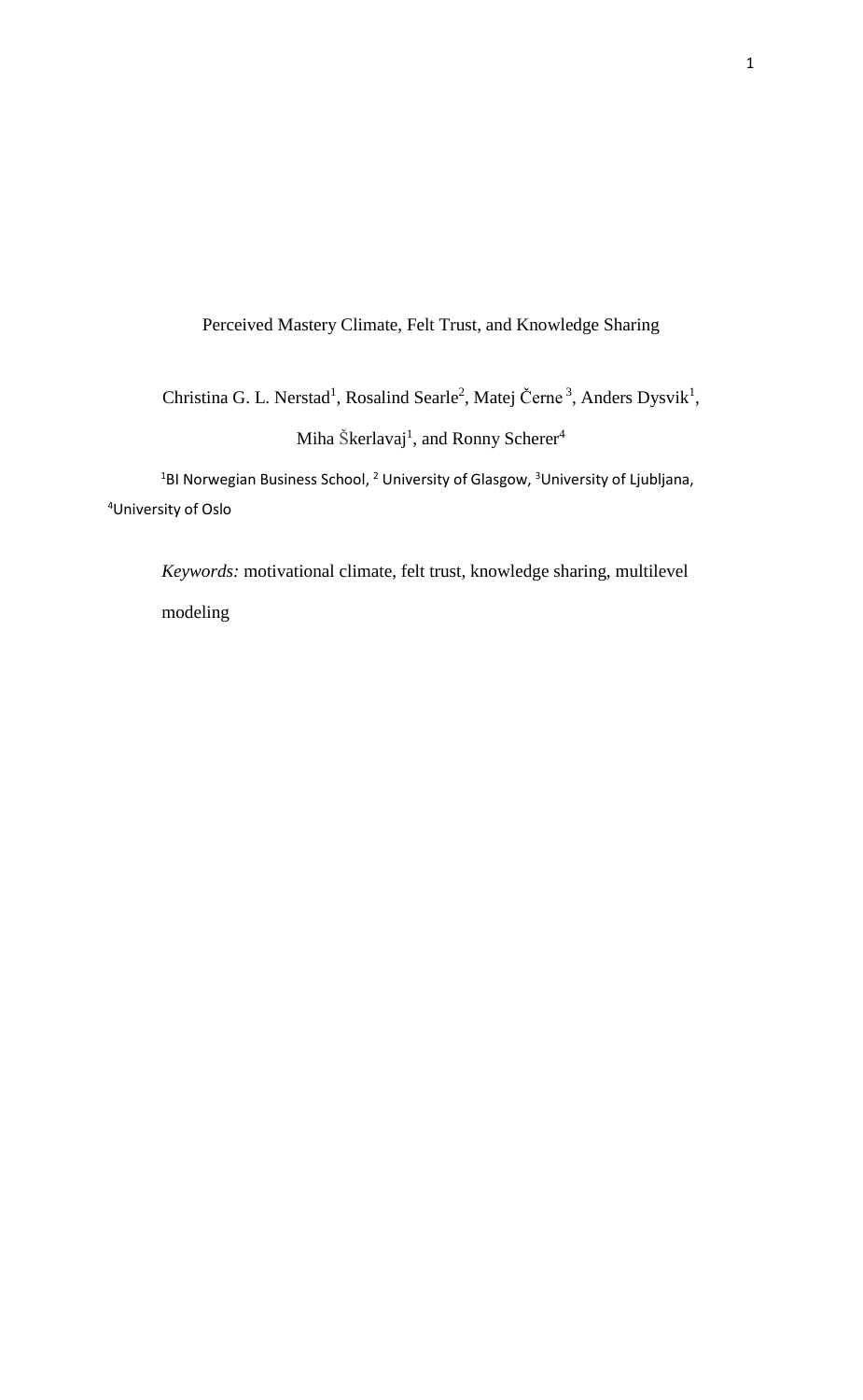Perceived Mastery Climate, Felt Trust, and Knowledge Sharing

Christina G. L. Nerstad[1], Rosalind Searle[2], Matej Černe[3], Anders Dysvik[1], Miha Škerlavaj[1], and Ronny Scherer[4]

[1]BI Norwegian Business School, [2] University of Glasgow, [3]University of Ljubljana, [4]University of Oslo

*Keywords:* motivational climate, felt trust, knowledge sharing, multilevel modeling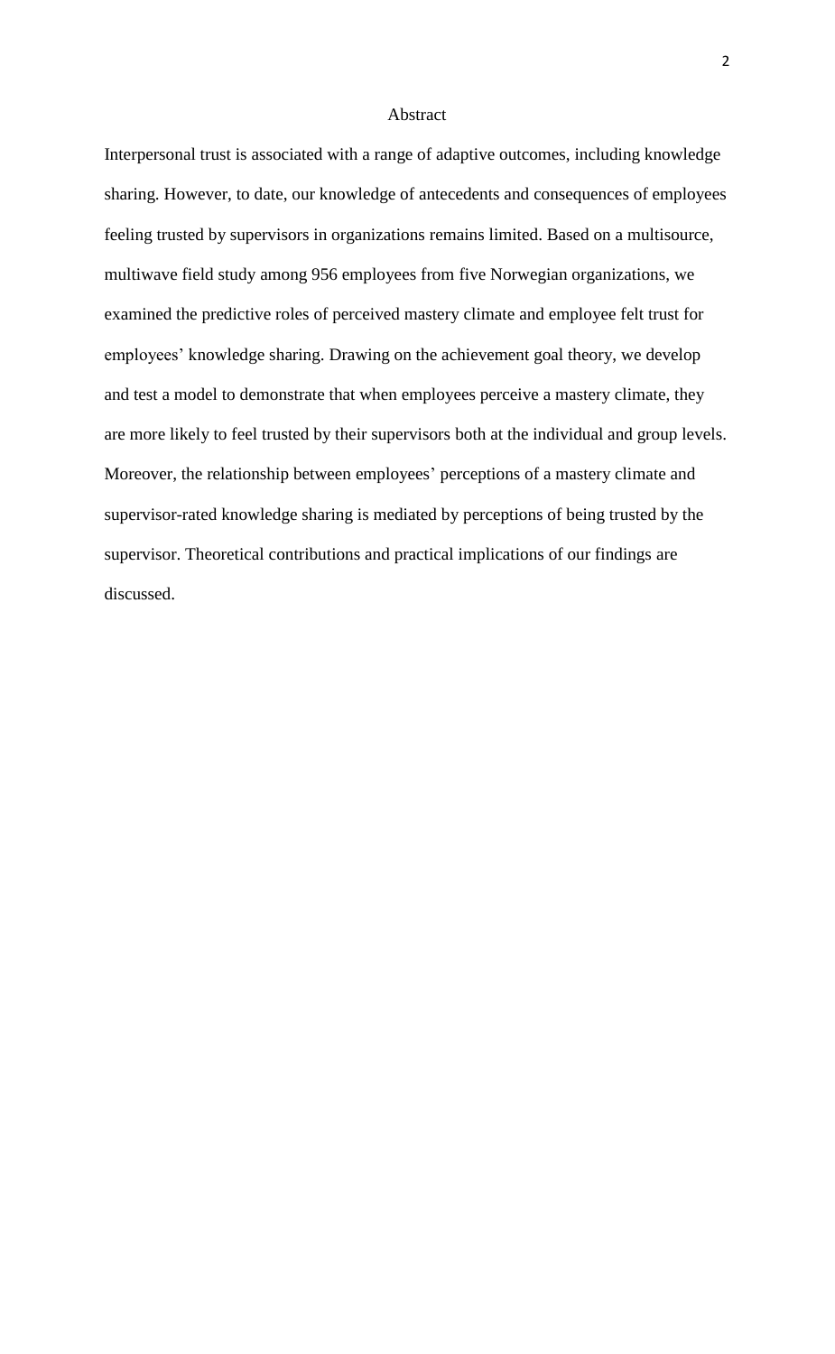## Abstract

Interpersonal trust is associated with a range of adaptive outcomes, including knowledge sharing. However, to date, our knowledge of antecedents and consequences of employees feeling trusted by supervisors in organizations remains limited. Based on a multisource, multiwave field study among 956 employees from five Norwegian organizations, we examined the predictive roles of perceived mastery climate and employee felt trust for employees' knowledge sharing. Drawing on the achievement goal theory, we develop and test a model to demonstrate that when employees perceive a mastery climate, they are more likely to feel trusted by their supervisors both at the individual and group levels. Moreover, the relationship between employees' perceptions of a mastery climate and supervisor-rated knowledge sharing is mediated by perceptions of being trusted by the supervisor. Theoretical contributions and practical implications of our findings are discussed.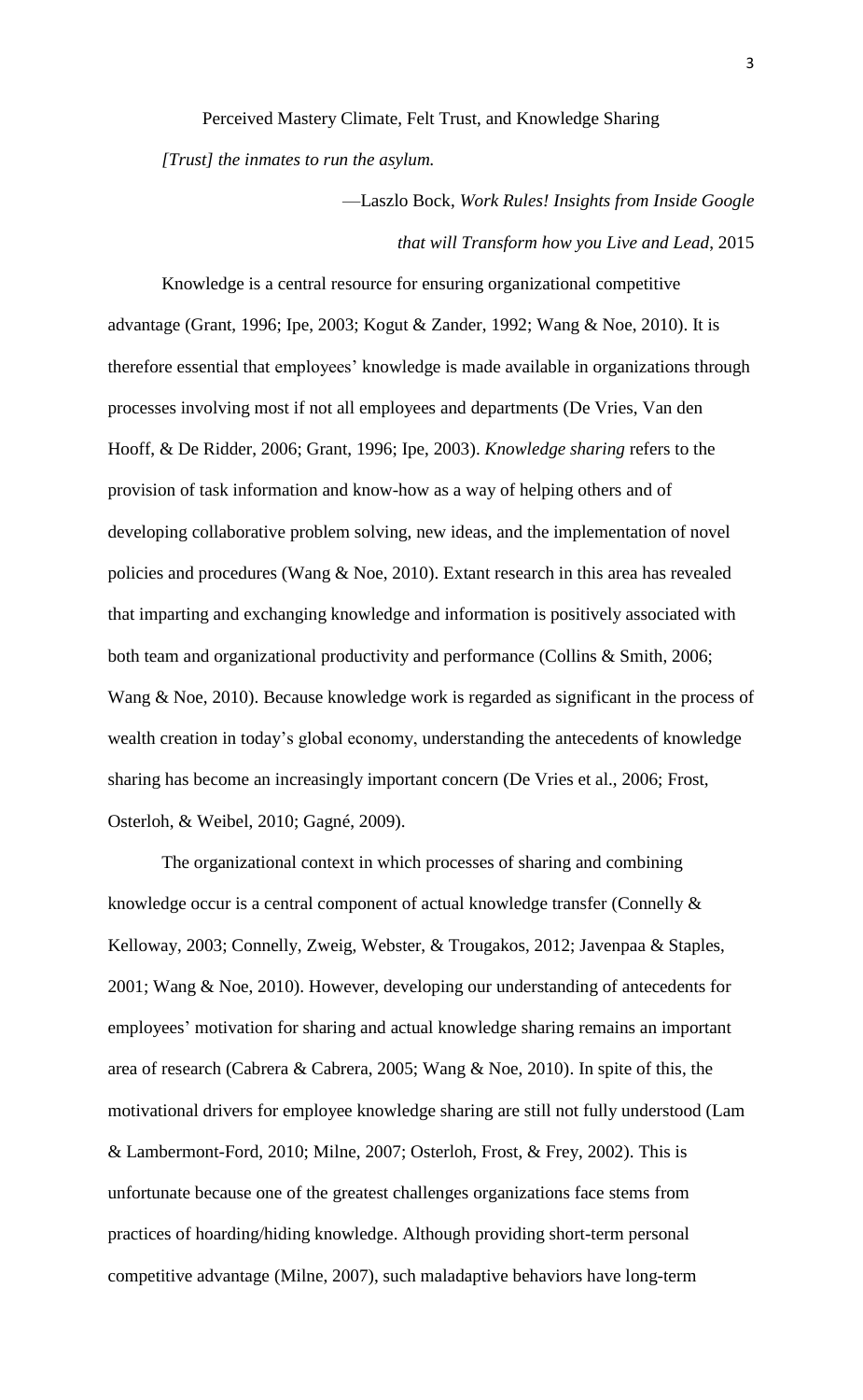# Perceived Mastery Climate, Felt Trust, and Knowledge Sharing

*[Trust] the inmates to run the asylum.*

—Laszlo Bock, *Work Rules! Insights from Inside Google that will Transform how you Live and Lead*, 2015

Knowledge is a central resource for ensuring organizational competitive advantage (Grant, 1996; Ipe, 2003; Kogut & Zander, 1992; Wang & Noe, 2010). It is therefore essential that employees' knowledge is made available in organizations through processes involving most if not all employees and departments (De Vries, Van den Hooff, & De Ridder, 2006; Grant, 1996; Ipe, 2003). *Knowledge sharing* refers to the provision of task information and know-how as a way of helping others and of developing collaborative problem solving, new ideas, and the implementation of novel policies and procedures (Wang & Noe, 2010). Extant research in this area has revealed that imparting and exchanging knowledge and information is positively associated with both team and organizational productivity and performance (Collins & Smith, 2006; Wang & Noe, 2010). Because knowledge work is regarded as significant in the process of wealth creation in today's global economy, understanding the antecedents of knowledge sharing has become an increasingly important concern (De Vries et al., 2006; Frost, Osterloh, & Weibel, 2010; Gagné, 2009).

The organizational context in which processes of sharing and combining knowledge occur is a central component of actual knowledge transfer (Connelly & Kelloway, 2003; Connelly, Zweig, Webster, & Trougakos, 2012; Javenpaa & Staples, 2001; Wang & Noe, 2010). However, developing our understanding of antecedents for employees' motivation for sharing and actual knowledge sharing remains an important area of research (Cabrera & Cabrera, 2005; Wang & Noe, 2010). In spite of this, the motivational drivers for employee knowledge sharing are still not fully understood (Lam & Lambermont-Ford, 2010; Milne, 2007; Osterloh, Frost, & Frey, 2002). This is unfortunate because one of the greatest challenges organizations face stems from practices of hoarding/hiding knowledge. Although providing short-term personal competitive advantage (Milne, 2007), such maladaptive behaviors have long-term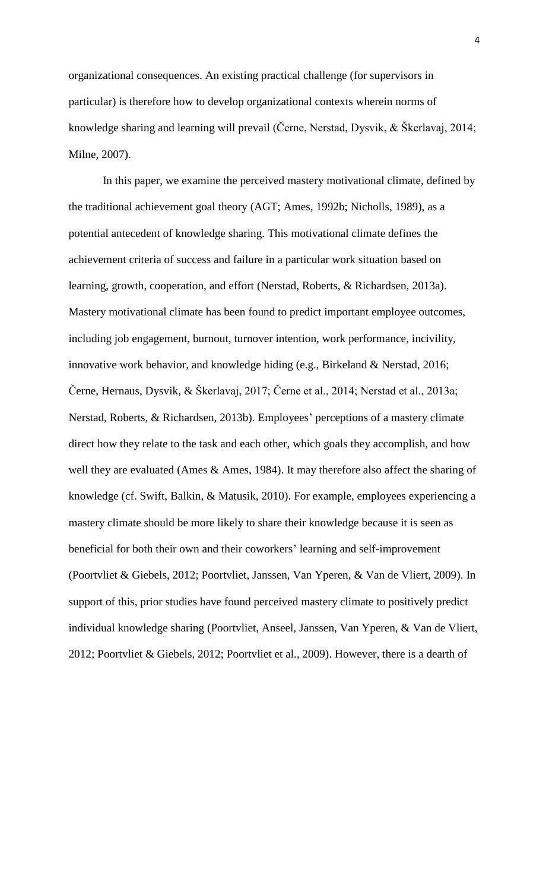organizational consequences. An existing practical challenge (for supervisors in particular) is therefore how to develop organizational contexts wherein norms of knowledge sharing and learning will prevail (Černe, Nerstad, Dysvik, & Škerlavaj, 2014; Milne, 2007).

In this paper, we examine the perceived mastery motivational climate, defined by the traditional achievement goal theory (AGT; Ames, 1992b; Nicholls, 1989), as a potential antecedent of knowledge sharing. This motivational climate defines the achievement criteria of success and failure in a particular work situation based on learning, growth, cooperation, and effort (Nerstad, Roberts, & Richardsen, 2013a). Mastery motivational climate has been found to predict important employee outcomes, including job engagement, burnout, turnover intention, work performance, incivility, innovative work behavior, and knowledge hiding (e.g., Birkeland & Nerstad, 2016; Černe, Hernaus, Dysvik, & Škerlavaj, 2017; Černe et al., 2014; Nerstad et al., 2013a; Nerstad, Roberts, & Richardsen, 2013b). Employees' perceptions of a mastery climate direct how they relate to the task and each other, which goals they accomplish, and how well they are evaluated (Ames & Ames, 1984). It may therefore also affect the sharing of knowledge (cf. Swift, Balkin, & Matusik, 2010). For example, employees experiencing a mastery climate should be more likely to share their knowledge because it is seen as beneficial for both their own and their coworkers' learning and self-improvement (Poortvliet & Giebels, 2012; Poortvliet, Janssen, Van Yperen, & Van de Vliert, 2009). In support of this, prior studies have found perceived mastery climate to positively predict individual knowledge sharing (Poortvliet, Anseel, Janssen, Van Yperen, & Van de Vliert, 2012; Poortvliet & Giebels, 2012; Poortvliet et al., 2009). However, there is a dearth of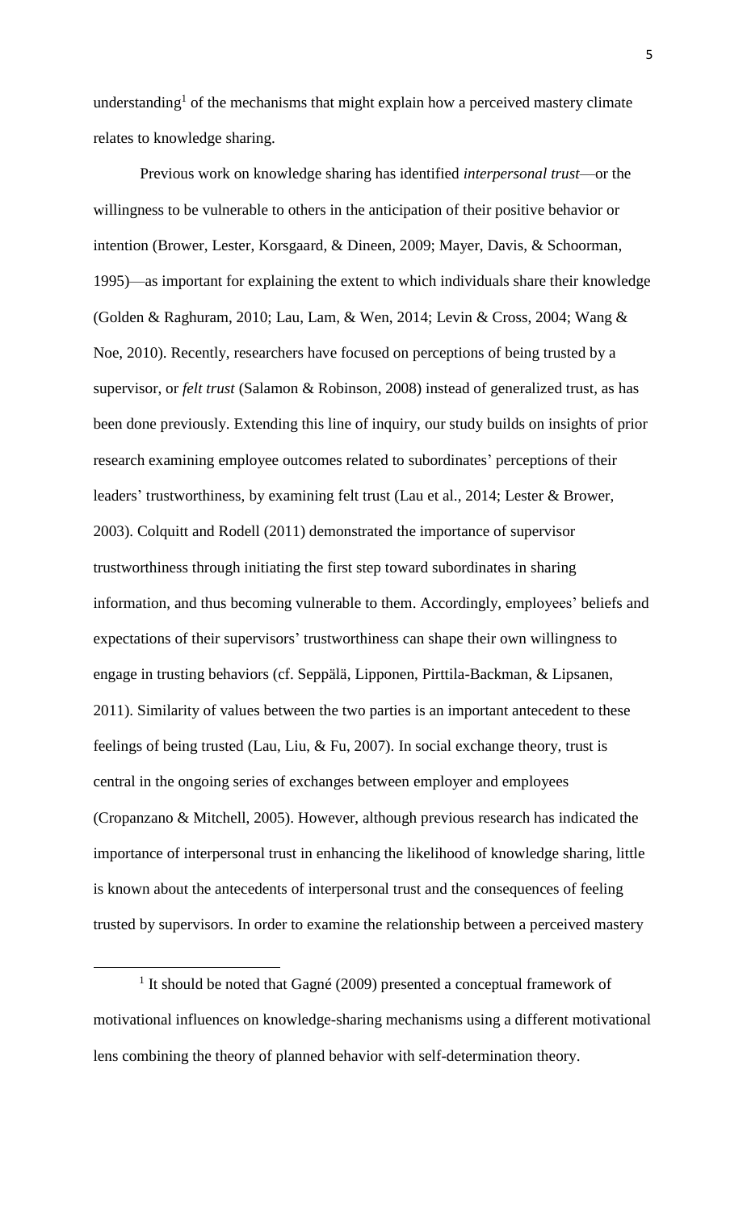understanding[1] of the mechanisms that might explain how a perceived mastery climate relates to knowledge sharing.

Previous work on knowledge sharing has identified *interpersonal trust*—or the willingness to be vulnerable to others in the anticipation of their positive behavior or intention (Brower, Lester, Korsgaard, & Dineen, 2009; Mayer, Davis, & Schoorman, 1995)—as important for explaining the extent to which individuals share their knowledge (Golden & Raghuram, 2010; Lau, Lam, & Wen, 2014; Levin & Cross, 2004; Wang & Noe, 2010). Recently, researchers have focused on perceptions of being trusted by a supervisor, or *felt trust* (Salamon & Robinson, 2008) instead of generalized trust, as has been done previously. Extending this line of inquiry, our study builds on insights of prior research examining employee outcomes related to subordinates' perceptions of their leaders' trustworthiness, by examining felt trust (Lau et al., 2014; Lester & Brower, 2003). Colquitt and Rodell (2011) demonstrated the importance of supervisor trustworthiness through initiating the first step toward subordinates in sharing information, and thus becoming vulnerable to them. Accordingly, employees' beliefs and expectations of their supervisors' trustworthiness can shape their own willingness to engage in trusting behaviors (cf. Seppälä, Lipponen, Pirttila-Backman, & Lipsanen, 2011). Similarity of values between the two parties is an important antecedent to these feelings of being trusted (Lau, Liu, & Fu, 2007). In social exchange theory, trust is central in the ongoing series of exchanges between employer and employees (Cropanzano & Mitchell, 2005). However, although previous research has indicated the importance of interpersonal trust in enhancing the likelihood of knowledge sharing, little is known about the antecedents of interpersonal trust and the consequences of feeling trusted by supervisors. In order to examine the relationship between a perceived mastery

[1] It should be noted that Gagné (2009) presented a conceptual framework of motivational influences on knowledge-sharing mechanisms using a different motivational lens combining the theory of planned behavior with self-determination theory.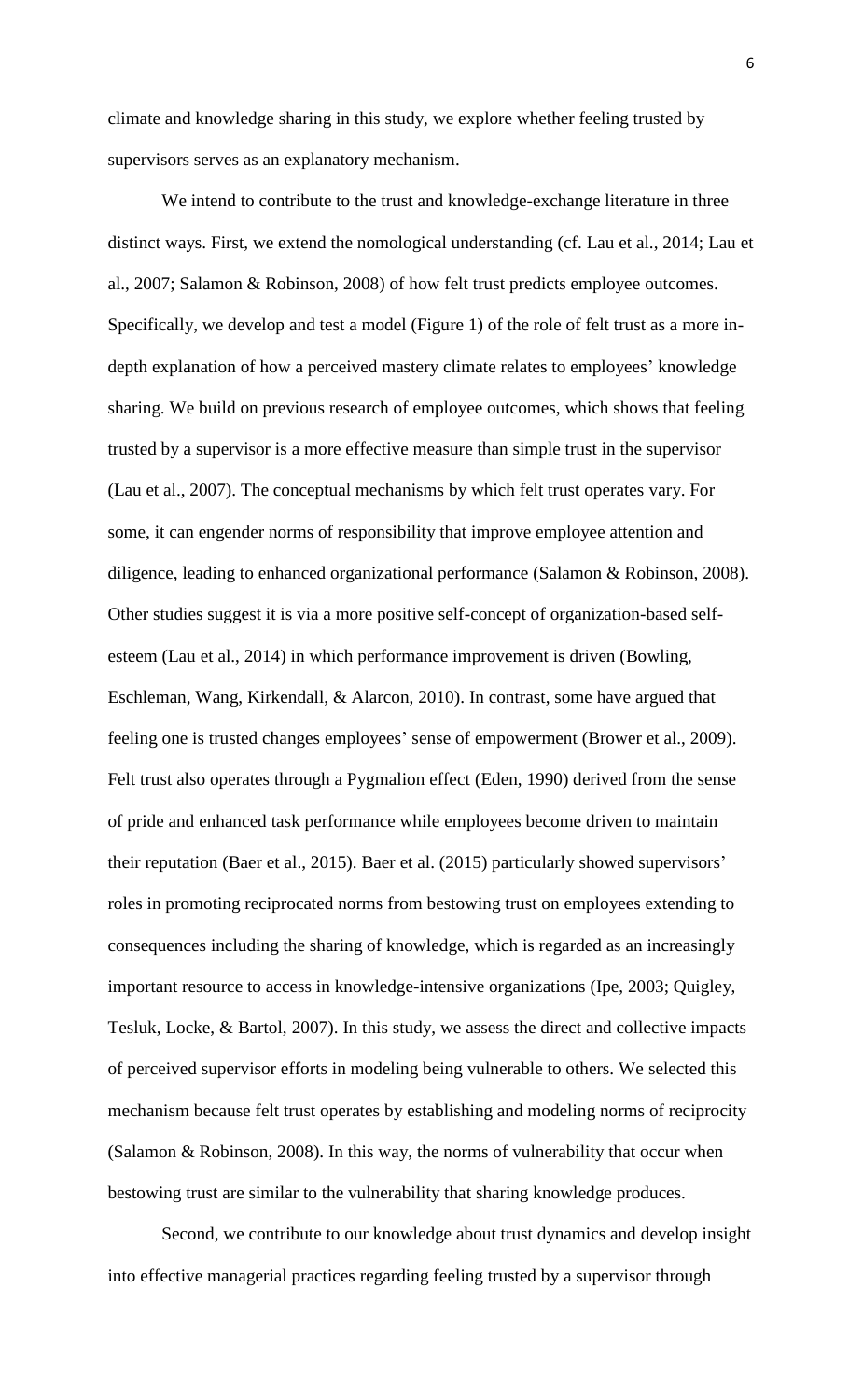climate and knowledge sharing in this study, we explore whether feeling trusted by supervisors serves as an explanatory mechanism.

We intend to contribute to the trust and knowledge-exchange literature in three distinct ways. First, we extend the nomological understanding (cf. Lau et al., 2014; Lau et al., 2007; Salamon & Robinson, 2008) of how felt trust predicts employee outcomes. Specifically, we develop and test a model (Figure 1) of the role of felt trust as a more in-depth explanation of how a perceived mastery climate relates to employees' knowledge sharing. We build on previous research of employee outcomes, which shows that feeling trusted by a supervisor is a more effective measure than simple trust in the supervisor (Lau et al., 2007). The conceptual mechanisms by which felt trust operates vary. For some, it can engender norms of responsibility that improve employee attention and diligence, leading to enhanced organizational performance (Salamon & Robinson, 2008). Other studies suggest it is via a more positive self-concept of organization-based self-esteem (Lau et al., 2014) in which performance improvement is driven (Bowling, Eschleman, Wang, Kirkendall, & Alarcon, 2010). In contrast, some have argued that feeling one is trusted changes employees' sense of empowerment (Brower et al., 2009). Felt trust also operates through a Pygmalion effect (Eden, 1990) derived from the sense of pride and enhanced task performance while employees become driven to maintain their reputation (Baer et al., 2015). Baer et al. (2015) particularly showed supervisors' roles in promoting reciprocated norms from bestowing trust on employees extending to consequences including the sharing of knowledge, which is regarded as an increasingly important resource to access in knowledge-intensive organizations (Ipe, 2003; Quigley, Tesluk, Locke, & Bartol, 2007). In this study, we assess the direct and collective impacts of perceived supervisor efforts in modeling being vulnerable to others. We selected this mechanism because felt trust operates by establishing and modeling norms of reciprocity (Salamon & Robinson, 2008). In this way, the norms of vulnerability that occur when bestowing trust are similar to the vulnerability that sharing knowledge produces.

Second, we contribute to our knowledge about trust dynamics and develop insight into effective managerial practices regarding feeling trusted by a supervisor through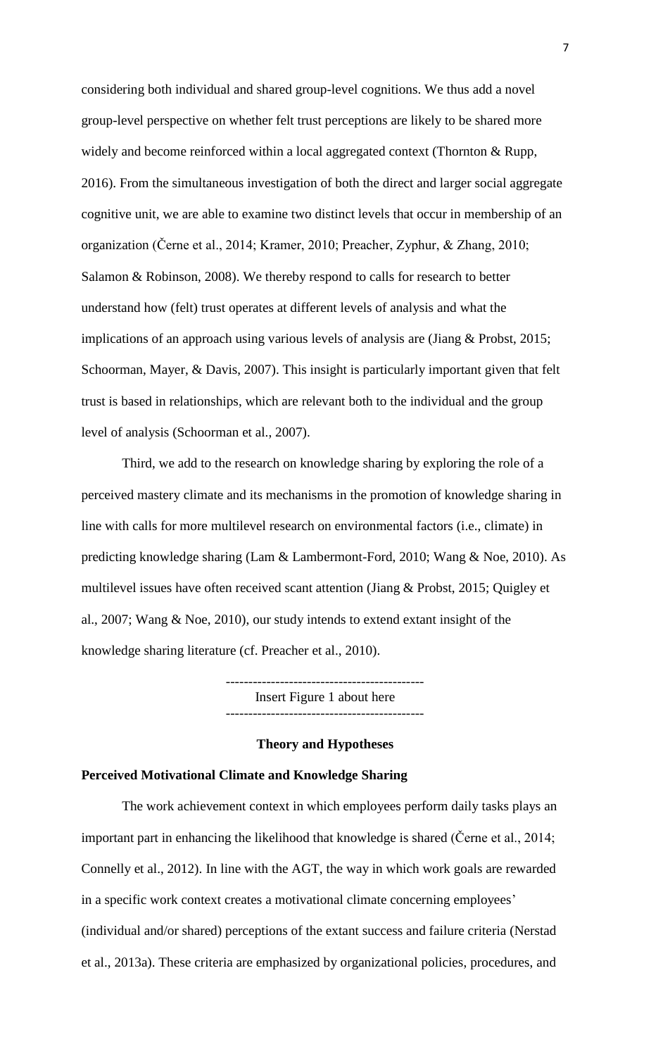considering both individual and shared group-level cognitions. We thus add a novel group-level perspective on whether felt trust perceptions are likely to be shared more widely and become reinforced within a local aggregated context (Thornton & Rupp, 2016). From the simultaneous investigation of both the direct and larger social aggregate cognitive unit, we are able to examine two distinct levels that occur in membership of an organization (Černe et al., 2014; Kramer, 2010; Preacher, Zyphur, & Zhang, 2010; Salamon & Robinson, 2008). We thereby respond to calls for research to better understand how (felt) trust operates at different levels of analysis and what the implications of an approach using various levels of analysis are (Jiang & Probst, 2015; Schoorman, Mayer, & Davis, 2007). This insight is particularly important given that felt trust is based in relationships, which are relevant both to the individual and the group level of analysis (Schoorman et al., 2007).

Third, we add to the research on knowledge sharing by exploring the role of a perceived mastery climate and its mechanisms in the promotion of knowledge sharing in line with calls for more multilevel research on environmental factors (i.e., climate) in predicting knowledge sharing (Lam & Lambermont-Ford, 2010; Wang & Noe, 2010). As multilevel issues have often received scant attention (Jiang & Probst, 2015; Quigley et al., 2007; Wang & Noe, 2010), our study intends to extend extant insight of the knowledge sharing literature (cf. Preacher et al., 2010).

--------------------------------------------
Insert Figure 1 about here
--------------------------------------------

## Theory and Hypotheses

### Perceived Motivational Climate and Knowledge Sharing

The work achievement context in which employees perform daily tasks plays an important part in enhancing the likelihood that knowledge is shared (Černe et al., 2014; Connelly et al., 2012). In line with the AGT, the way in which work goals are rewarded in a specific work context creates a motivational climate concerning employees' (individual and/or shared) perceptions of the extant success and failure criteria (Nerstad et al., 2013a). These criteria are emphasized by organizational policies, procedures, and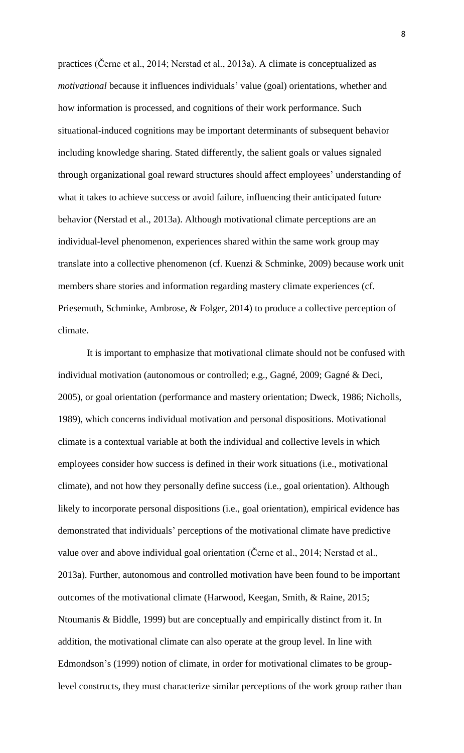practices (Černe et al., 2014; Nerstad et al., 2013a). A climate is conceptualized as *motivational* because it influences individuals' value (goal) orientations, whether and how information is processed, and cognitions of their work performance. Such situational-induced cognitions may be important determinants of subsequent behavior including knowledge sharing. Stated differently, the salient goals or values signaled through organizational goal reward structures should affect employees' understanding of what it takes to achieve success or avoid failure, influencing their anticipated future behavior (Nerstad et al., 2013a). Although motivational climate perceptions are an individual-level phenomenon, experiences shared within the same work group may translate into a collective phenomenon (cf. Kuenzi & Schminke, 2009) because work unit members share stories and information regarding mastery climate experiences (cf. Priesemuth, Schminke, Ambrose, & Folger, 2014) to produce a collective perception of climate.

It is important to emphasize that motivational climate should not be confused with individual motivation (autonomous or controlled; e.g., Gagné, 2009; Gagné & Deci, 2005), or goal orientation (performance and mastery orientation; Dweck, 1986; Nicholls, 1989), which concerns individual motivation and personal dispositions. Motivational climate is a contextual variable at both the individual and collective levels in which employees consider how success is defined in their work situations (i.e., motivational climate), and not how they personally define success (i.e., goal orientation). Although likely to incorporate personal dispositions (i.e., goal orientation), empirical evidence has demonstrated that individuals' perceptions of the motivational climate have predictive value over and above individual goal orientation (Černe et al., 2014; Nerstad et al., 2013a). Further, autonomous and controlled motivation have been found to be important outcomes of the motivational climate (Harwood, Keegan, Smith, & Raine, 2015; Ntoumanis & Biddle, 1999) but are conceptually and empirically distinct from it. In addition, the motivational climate can also operate at the group level. In line with Edmondson's (1999) notion of climate, in order for motivational climates to be group-level constructs, they must characterize similar perceptions of the work group rather than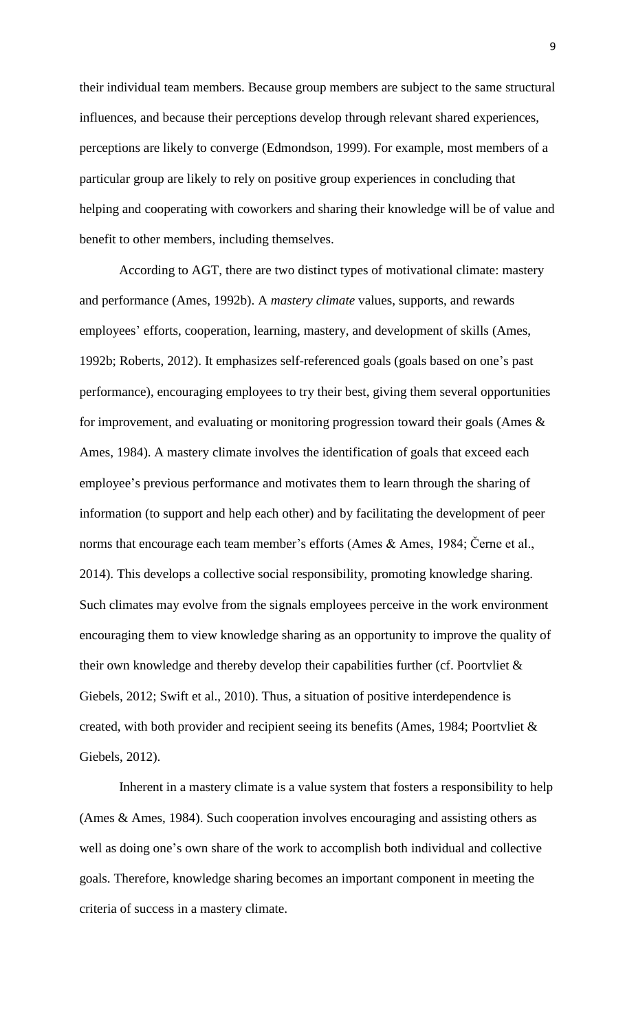their individual team members. Because group members are subject to the same structural influences, and because their perceptions develop through relevant shared experiences, perceptions are likely to converge (Edmondson, 1999). For example, most members of a particular group are likely to rely on positive group experiences in concluding that helping and cooperating with coworkers and sharing their knowledge will be of value and benefit to other members, including themselves.

According to AGT, there are two distinct types of motivational climate: mastery and performance (Ames, 1992b). A *mastery climate* values, supports, and rewards employees' efforts, cooperation, learning, mastery, and development of skills (Ames, 1992b; Roberts, 2012). It emphasizes self-referenced goals (goals based on one's past performance), encouraging employees to try their best, giving them several opportunities for improvement, and evaluating or monitoring progression toward their goals (Ames & Ames, 1984). A mastery climate involves the identification of goals that exceed each employee's previous performance and motivates them to learn through the sharing of information (to support and help each other) and by facilitating the development of peer norms that encourage each team member's efforts (Ames & Ames, 1984; Černe et al., 2014). This develops a collective social responsibility, promoting knowledge sharing. Such climates may evolve from the signals employees perceive in the work environment encouraging them to view knowledge sharing as an opportunity to improve the quality of their own knowledge and thereby develop their capabilities further (cf. Poortvliet & Giebels, 2012; Swift et al., 2010). Thus, a situation of positive interdependence is created, with both provider and recipient seeing its benefits (Ames, 1984; Poortvliet & Giebels, 2012).

Inherent in a mastery climate is a value system that fosters a responsibility to help (Ames & Ames, 1984). Such cooperation involves encouraging and assisting others as well as doing one's own share of the work to accomplish both individual and collective goals. Therefore, knowledge sharing becomes an important component in meeting the criteria of success in a mastery climate.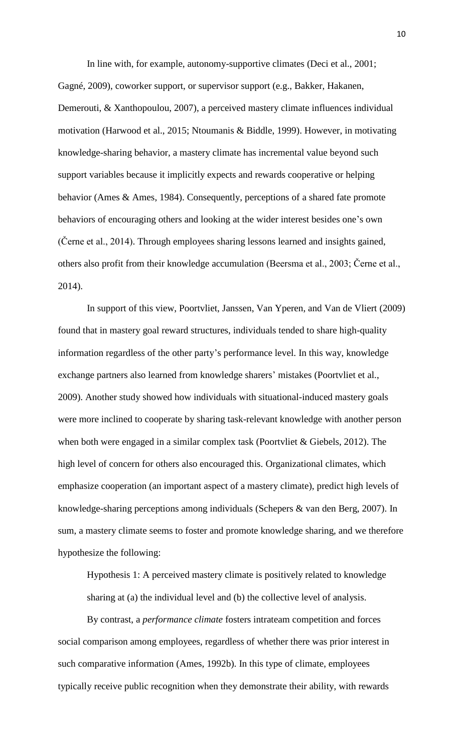In line with, for example, autonomy-supportive climates (Deci et al., 2001; Gagné, 2009), coworker support, or supervisor support (e.g., Bakker, Hakanen, Demerouti, & Xanthopoulou, 2007), a perceived mastery climate influences individual motivation (Harwood et al., 2015; Ntoumanis & Biddle, 1999). However, in motivating knowledge-sharing behavior, a mastery climate has incremental value beyond such support variables because it implicitly expects and rewards cooperative or helping behavior (Ames & Ames, 1984). Consequently, perceptions of a shared fate promote behaviors of encouraging others and looking at the wider interest besides one's own (Černe et al., 2014). Through employees sharing lessons learned and insights gained, others also profit from their knowledge accumulation (Beersma et al., 2003; Černe et al., 2014).

In support of this view, Poortvliet, Janssen, Van Yperen, and Van de Vliert (2009) found that in mastery goal reward structures, individuals tended to share high-quality information regardless of the other party's performance level. In this way, knowledge exchange partners also learned from knowledge sharers' mistakes (Poortvliet et al., 2009). Another study showed how individuals with situational-induced mastery goals were more inclined to cooperate by sharing task-relevant knowledge with another person when both were engaged in a similar complex task (Poortvliet & Giebels, 2012). The high level of concern for others also encouraged this. Organizational climates, which emphasize cooperation (an important aspect of a mastery climate), predict high levels of knowledge-sharing perceptions among individuals (Schepers & van den Berg, 2007). In sum, a mastery climate seems to foster and promote knowledge sharing, and we therefore hypothesize the following:

> Hypothesis 1: A perceived mastery climate is positively related to knowledge sharing at (a) the individual level and (b) the collective level of analysis.

By contrast, a *performance climate* fosters intrateam competition and forces social comparison among employees, regardless of whether there was prior interest in such comparative information (Ames, 1992b). In this type of climate, employees typically receive public recognition when they demonstrate their ability, with rewards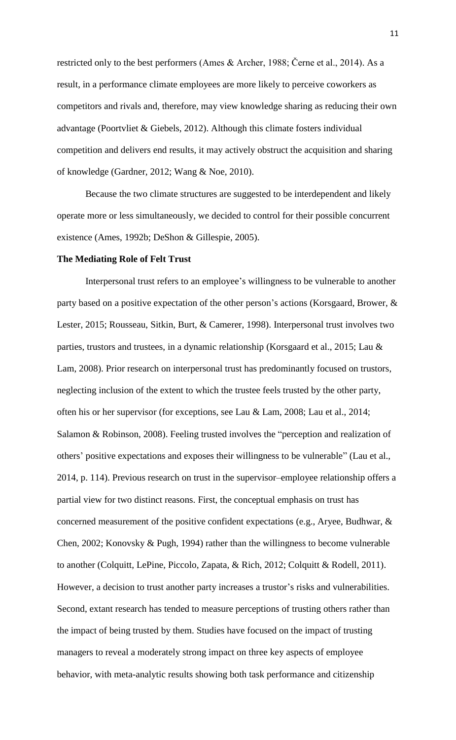restricted only to the best performers (Ames & Archer, 1988; Černe et al., 2014). As a result, in a performance climate employees are more likely to perceive coworkers as competitors and rivals and, therefore, may view knowledge sharing as reducing their own advantage (Poortvliet & Giebels, 2012). Although this climate fosters individual competition and delivers end results, it may actively obstruct the acquisition and sharing of knowledge (Gardner, 2012; Wang & Noe, 2010).

Because the two climate structures are suggested to be interdependent and likely operate more or less simultaneously, we decided to control for their possible concurrent existence (Ames, 1992b; DeShon & Gillespie, 2005).

**The Mediating Role of Felt Trust**

Interpersonal trust refers to an employee's willingness to be vulnerable to another party based on a positive expectation of the other person's actions (Korsgaard, Brower, & Lester, 2015; Rousseau, Sitkin, Burt, & Camerer, 1998). Interpersonal trust involves two parties, trustors and trustees, in a dynamic relationship (Korsgaard et al., 2015; Lau & Lam, 2008). Prior research on interpersonal trust has predominantly focused on trustors, neglecting inclusion of the extent to which the trustee feels trusted by the other party, often his or her supervisor (for exceptions, see Lau & Lam, 2008; Lau et al., 2014; Salamon & Robinson, 2008). Feeling trusted involves the "perception and realization of others' positive expectations and exposes their willingness to be vulnerable" (Lau et al., 2014, p. 114). Previous research on trust in the supervisor–employee relationship offers a partial view for two distinct reasons. First, the conceptual emphasis on trust has concerned measurement of the positive confident expectations (e.g., Aryee, Budhwar, & Chen, 2002; Konovsky & Pugh, 1994) rather than the willingness to become vulnerable to another (Colquitt, LePine, Piccolo, Zapata, & Rich, 2012; Colquitt & Rodell, 2011). However, a decision to trust another party increases a trustor's risks and vulnerabilities. Second, extant research has tended to measure perceptions of trusting others rather than the impact of being trusted by them. Studies have focused on the impact of trusting managers to reveal a moderately strong impact on three key aspects of employee behavior, with meta-analytic results showing both task performance and citizenship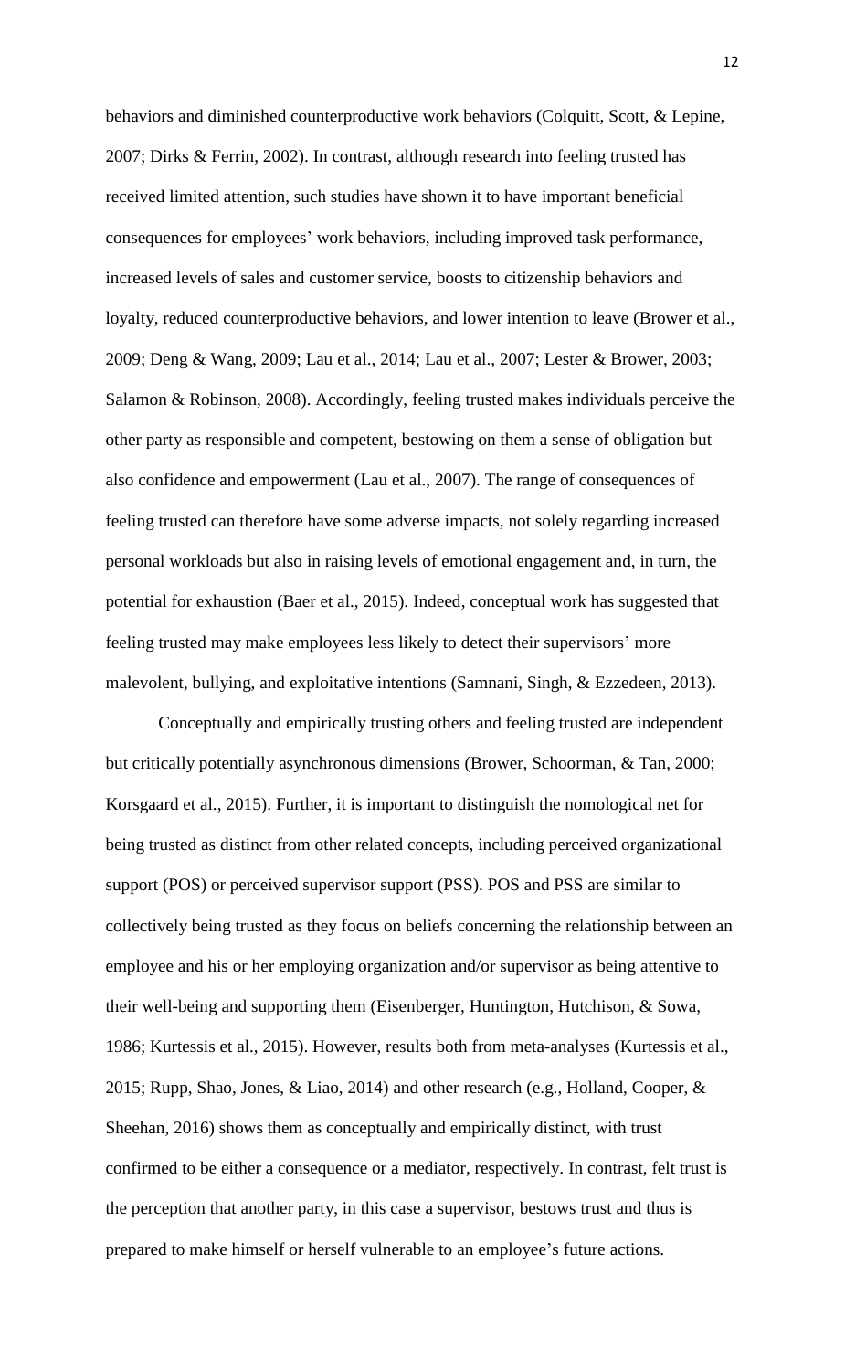behaviors and diminished counterproductive work behaviors (Colquitt, Scott, & Lepine, 2007; Dirks & Ferrin, 2002). In contrast, although research into feeling trusted has received limited attention, such studies have shown it to have important beneficial consequences for employees' work behaviors, including improved task performance, increased levels of sales and customer service, boosts to citizenship behaviors and loyalty, reduced counterproductive behaviors, and lower intention to leave (Brower et al., 2009; Deng & Wang, 2009; Lau et al., 2014; Lau et al., 2007; Lester & Brower, 2003; Salamon & Robinson, 2008). Accordingly, feeling trusted makes individuals perceive the other party as responsible and competent, bestowing on them a sense of obligation but also confidence and empowerment (Lau et al., 2007). The range of consequences of feeling trusted can therefore have some adverse impacts, not solely regarding increased personal workloads but also in raising levels of emotional engagement and, in turn, the potential for exhaustion (Baer et al., 2015). Indeed, conceptual work has suggested that feeling trusted may make employees less likely to detect their supervisors' more malevolent, bullying, and exploitative intentions (Samnani, Singh, & Ezzedeen, 2013).

Conceptually and empirically trusting others and feeling trusted are independent but critically potentially asynchronous dimensions (Brower, Schoorman, & Tan, 2000; Korsgaard et al., 2015). Further, it is important to distinguish the nomological net for being trusted as distinct from other related concepts, including perceived organizational support (POS) or perceived supervisor support (PSS). POS and PSS are similar to collectively being trusted as they focus on beliefs concerning the relationship between an employee and his or her employing organization and/or supervisor as being attentive to their well-being and supporting them (Eisenberger, Huntington, Hutchison, & Sowa, 1986; Kurtessis et al., 2015). However, results both from meta-analyses (Kurtessis et al., 2015; Rupp, Shao, Jones, & Liao, 2014) and other research (e.g., Holland, Cooper, & Sheehan, 2016) shows them as conceptually and empirically distinct, with trust confirmed to be either a consequence or a mediator, respectively. In contrast, felt trust is the perception that another party, in this case a supervisor, bestows trust and thus is prepared to make himself or herself vulnerable to an employee's future actions.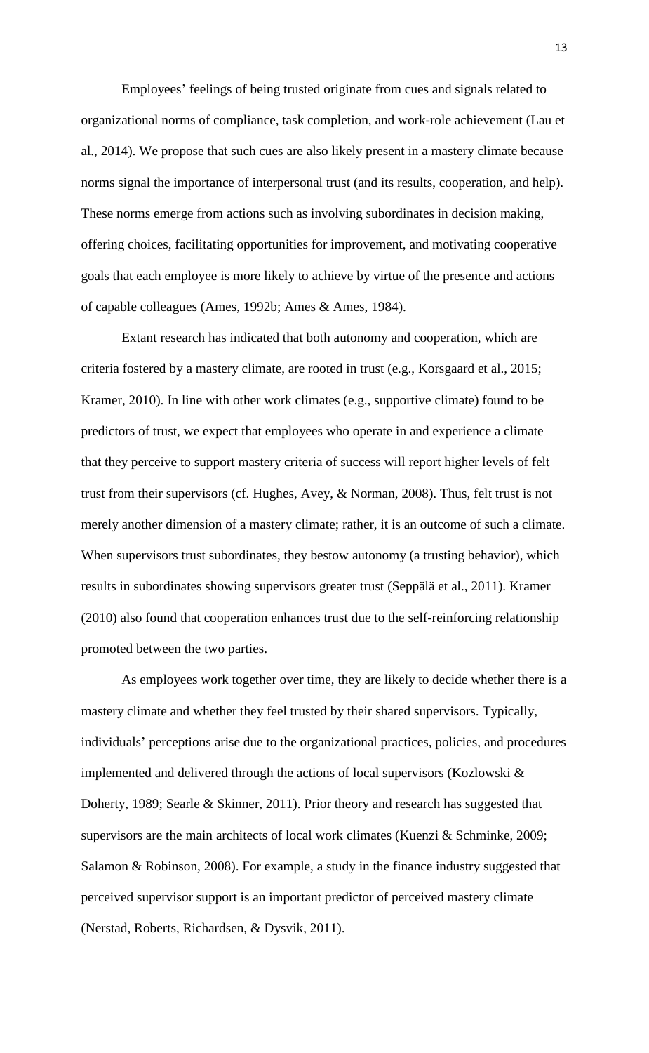Employees' feelings of being trusted originate from cues and signals related to organizational norms of compliance, task completion, and work-role achievement (Lau et al., 2014). We propose that such cues are also likely present in a mastery climate because norms signal the importance of interpersonal trust (and its results, cooperation, and help). These norms emerge from actions such as involving subordinates in decision making, offering choices, facilitating opportunities for improvement, and motivating cooperative goals that each employee is more likely to achieve by virtue of the presence and actions of capable colleagues (Ames, 1992b; Ames & Ames, 1984).

Extant research has indicated that both autonomy and cooperation, which are criteria fostered by a mastery climate, are rooted in trust (e.g., Korsgaard et al., 2015; Kramer, 2010). In line with other work climates (e.g., supportive climate) found to be predictors of trust, we expect that employees who operate in and experience a climate that they perceive to support mastery criteria of success will report higher levels of felt trust from their supervisors (cf. Hughes, Avey, & Norman, 2008). Thus, felt trust is not merely another dimension of a mastery climate; rather, it is an outcome of such a climate. When supervisors trust subordinates, they bestow autonomy (a trusting behavior), which results in subordinates showing supervisors greater trust (Seppälä et al., 2011). Kramer (2010) also found that cooperation enhances trust due to the self-reinforcing relationship promoted between the two parties.

As employees work together over time, they are likely to decide whether there is a mastery climate and whether they feel trusted by their shared supervisors. Typically, individuals' perceptions arise due to the organizational practices, policies, and procedures implemented and delivered through the actions of local supervisors (Kozlowski & Doherty, 1989; Searle & Skinner, 2011). Prior theory and research has suggested that supervisors are the main architects of local work climates (Kuenzi & Schminke, 2009; Salamon & Robinson, 2008). For example, a study in the finance industry suggested that perceived supervisor support is an important predictor of perceived mastery climate (Nerstad, Roberts, Richardsen, & Dysvik, 2011).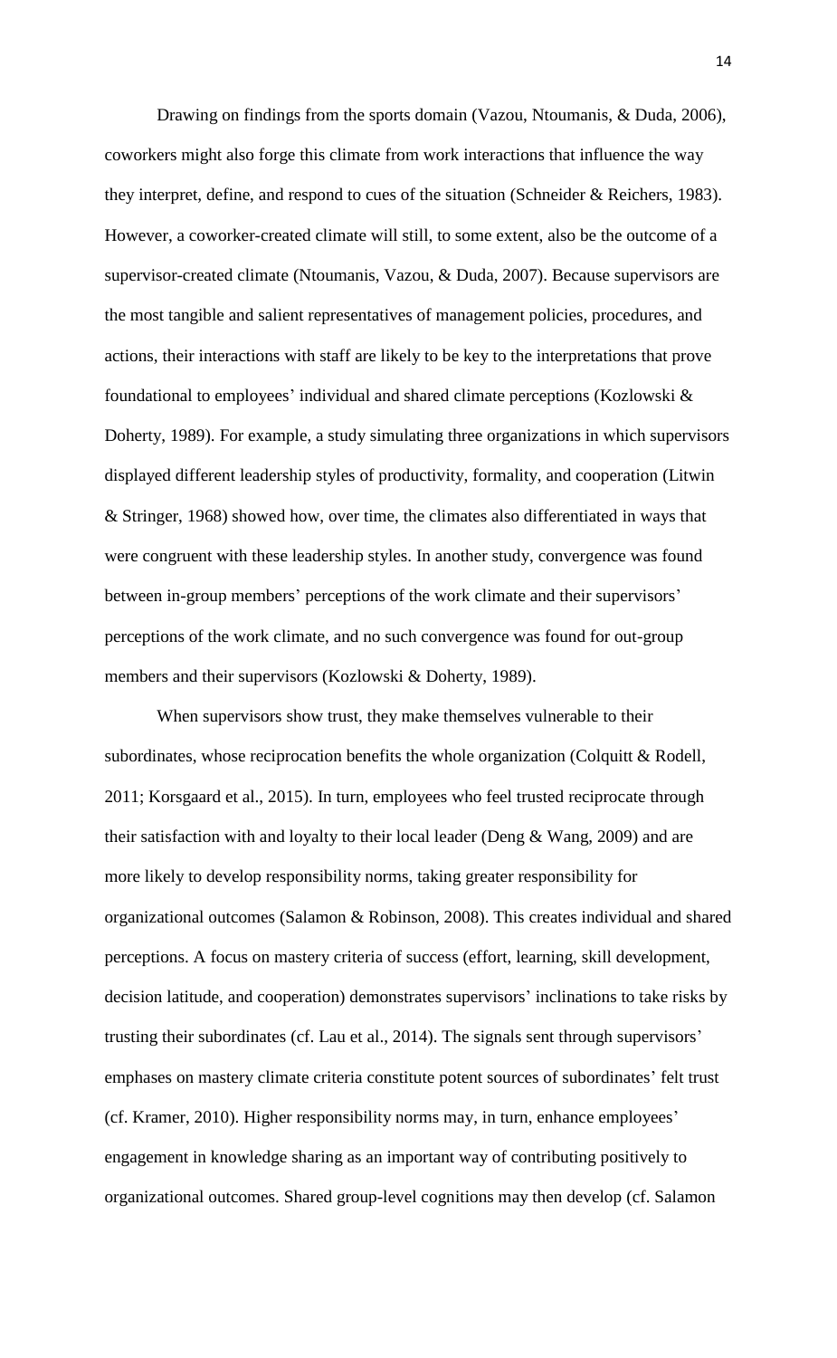Drawing on findings from the sports domain (Vazou, Ntoumanis, & Duda, 2006), coworkers might also forge this climate from work interactions that influence the way they interpret, define, and respond to cues of the situation (Schneider & Reichers, 1983). However, a coworker-created climate will still, to some extent, also be the outcome of a supervisor-created climate (Ntoumanis, Vazou, & Duda, 2007). Because supervisors are the most tangible and salient representatives of management policies, procedures, and actions, their interactions with staff are likely to be key to the interpretations that prove foundational to employees' individual and shared climate perceptions (Kozlowski & Doherty, 1989). For example, a study simulating three organizations in which supervisors displayed different leadership styles of productivity, formality, and cooperation (Litwin & Stringer, 1968) showed how, over time, the climates also differentiated in ways that were congruent with these leadership styles. In another study, convergence was found between in-group members' perceptions of the work climate and their supervisors' perceptions of the work climate, and no such convergence was found for out-group members and their supervisors (Kozlowski & Doherty, 1989).

When supervisors show trust, they make themselves vulnerable to their subordinates, whose reciprocation benefits the whole organization (Colquitt & Rodell, 2011; Korsgaard et al., 2015). In turn, employees who feel trusted reciprocate through their satisfaction with and loyalty to their local leader (Deng & Wang, 2009) and are more likely to develop responsibility norms, taking greater responsibility for organizational outcomes (Salamon & Robinson, 2008). This creates individual and shared perceptions. A focus on mastery criteria of success (effort, learning, skill development, decision latitude, and cooperation) demonstrates supervisors' inclinations to take risks by trusting their subordinates (cf. Lau et al., 2014). The signals sent through supervisors' emphases on mastery climate criteria constitute potent sources of subordinates' felt trust (cf. Kramer, 2010). Higher responsibility norms may, in turn, enhance employees' engagement in knowledge sharing as an important way of contributing positively to organizational outcomes. Shared group-level cognitions may then develop (cf. Salamon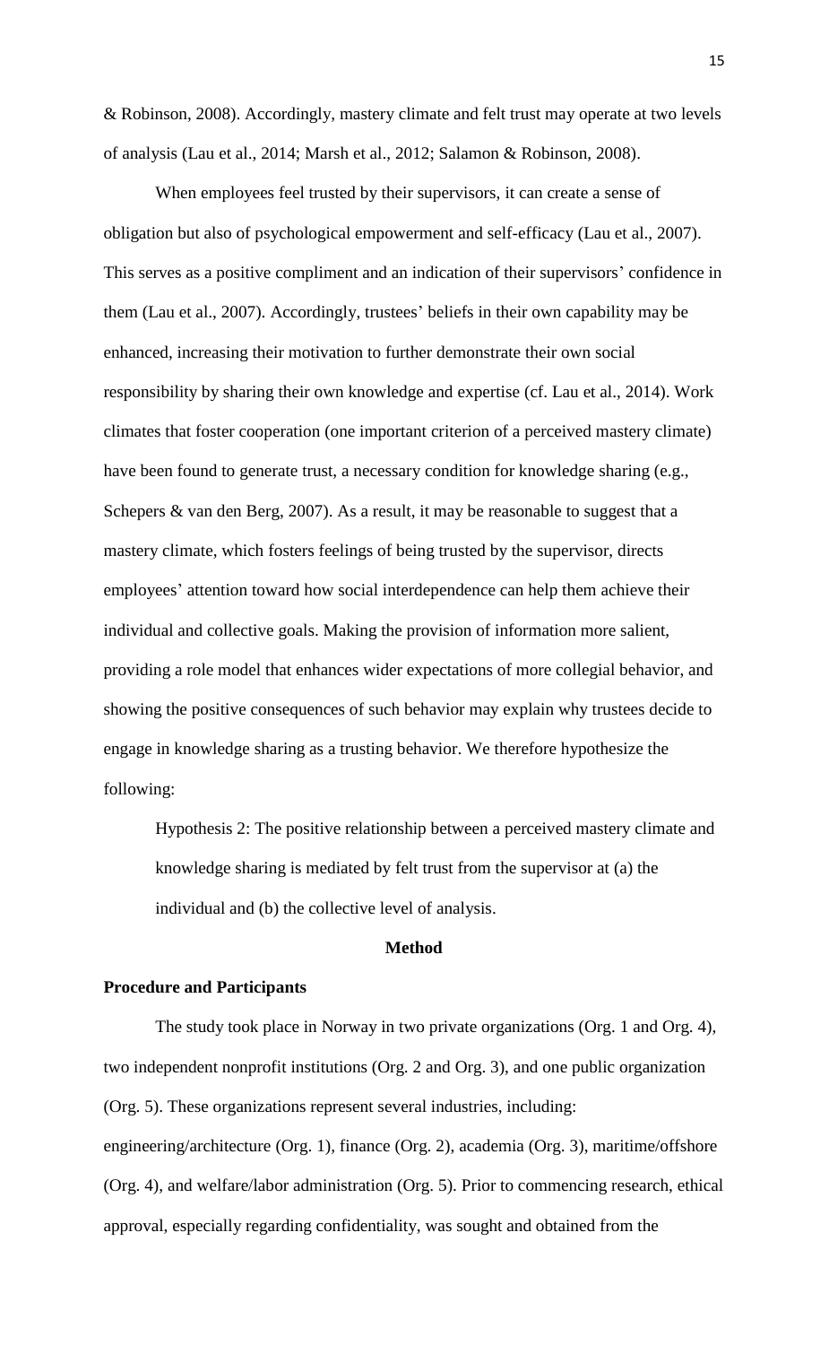& Robinson, 2008). Accordingly, mastery climate and felt trust may operate at two levels of analysis (Lau et al., 2014; Marsh et al., 2012; Salamon & Robinson, 2008).

When employees feel trusted by their supervisors, it can create a sense of obligation but also of psychological empowerment and self-efficacy (Lau et al., 2007). This serves as a positive compliment and an indication of their supervisors' confidence in them (Lau et al., 2007). Accordingly, trustees' beliefs in their own capability may be enhanced, increasing their motivation to further demonstrate their own social responsibility by sharing their own knowledge and expertise (cf. Lau et al., 2014). Work climates that foster cooperation (one important criterion of a perceived mastery climate) have been found to generate trust, a necessary condition for knowledge sharing (e.g., Schepers & van den Berg, 2007). As a result, it may be reasonable to suggest that a mastery climate, which fosters feelings of being trusted by the supervisor, directs employees' attention toward how social interdependence can help them achieve their individual and collective goals. Making the provision of information more salient, providing a role model that enhances wider expectations of more collegial behavior, and showing the positive consequences of such behavior may explain why trustees decide to engage in knowledge sharing as a trusting behavior. We therefore hypothesize the following:

> Hypothesis 2: The positive relationship between a perceived mastery climate and knowledge sharing is mediated by felt trust from the supervisor at (a) the individual and (b) the collective level of analysis.

## Method

### Procedure and Participants

The study took place in Norway in two private organizations (Org. 1 and Org. 4), two independent nonprofit institutions (Org. 2 and Org. 3), and one public organization (Org. 5). These organizations represent several industries, including: engineering/architecture (Org. 1), finance (Org. 2), academia (Org. 3), maritime/offshore (Org. 4), and welfare/labor administration (Org. 5). Prior to commencing research, ethical approval, especially regarding confidentiality, was sought and obtained from the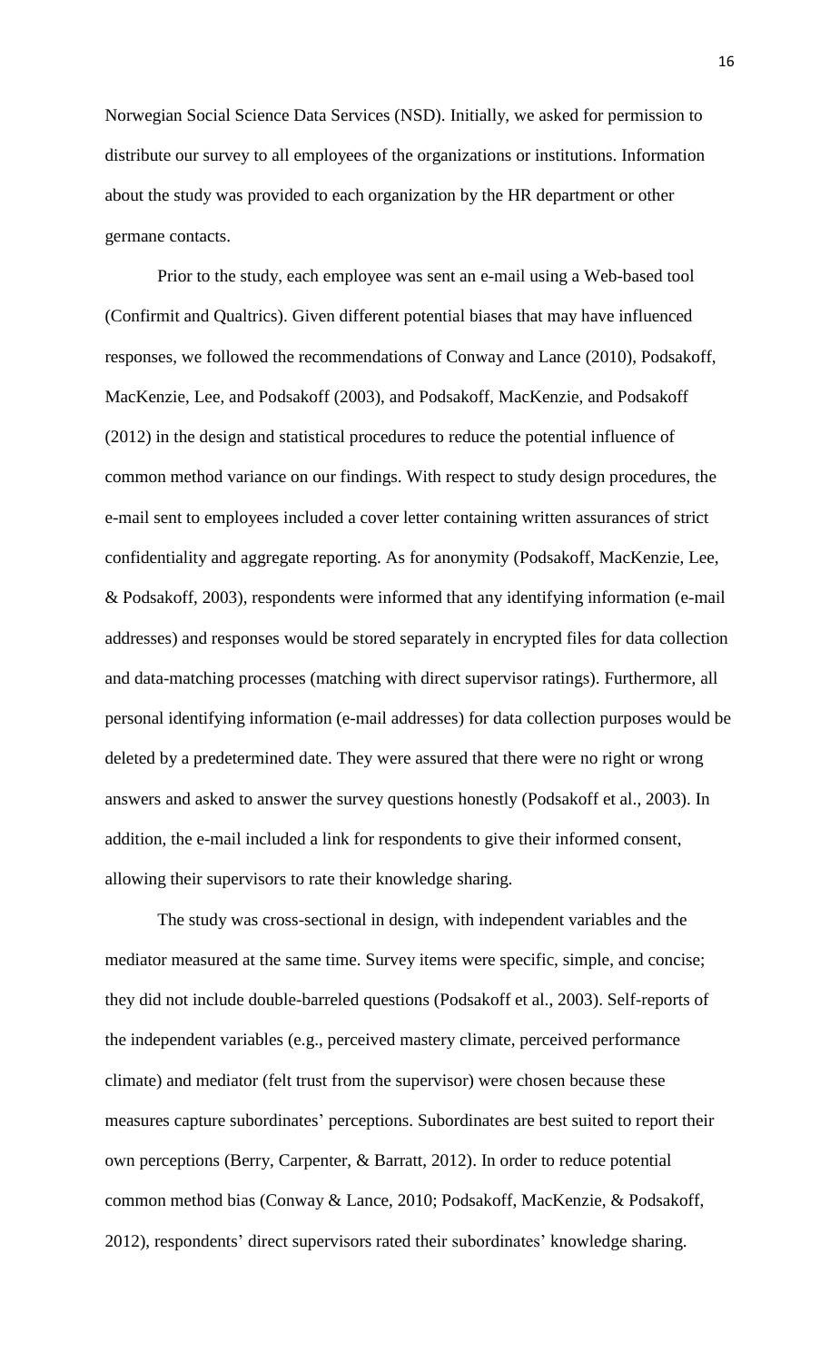Norwegian Social Science Data Services (NSD). Initially, we asked for permission to distribute our survey to all employees of the organizations or institutions. Information about the study was provided to each organization by the HR department or other germane contacts.

Prior to the study, each employee was sent an e-mail using a Web-based tool (Confirmit and Qualtrics). Given different potential biases that may have influenced responses, we followed the recommendations of Conway and Lance (2010), Podsakoff, MacKenzie, Lee, and Podsakoff (2003), and Podsakoff, MacKenzie, and Podsakoff (2012) in the design and statistical procedures to reduce the potential influence of common method variance on our findings. With respect to study design procedures, the e-mail sent to employees included a cover letter containing written assurances of strict confidentiality and aggregate reporting. As for anonymity (Podsakoff, MacKenzie, Lee, & Podsakoff, 2003), respondents were informed that any identifying information (e-mail addresses) and responses would be stored separately in encrypted files for data collection and data-matching processes (matching with direct supervisor ratings). Furthermore, all personal identifying information (e-mail addresses) for data collection purposes would be deleted by a predetermined date. They were assured that there were no right or wrong answers and asked to answer the survey questions honestly (Podsakoff et al., 2003). In addition, the e-mail included a link for respondents to give their informed consent, allowing their supervisors to rate their knowledge sharing.

The study was cross-sectional in design, with independent variables and the mediator measured at the same time. Survey items were specific, simple, and concise; they did not include double-barreled questions (Podsakoff et al., 2003). Self-reports of the independent variables (e.g., perceived mastery climate, perceived performance climate) and mediator (felt trust from the supervisor) were chosen because these measures capture subordinates' perceptions. Subordinates are best suited to report their own perceptions (Berry, Carpenter, & Barratt, 2012). In order to reduce potential common method bias (Conway & Lance, 2010; Podsakoff, MacKenzie, & Podsakoff, 2012), respondents' direct supervisors rated their subordinates' knowledge sharing.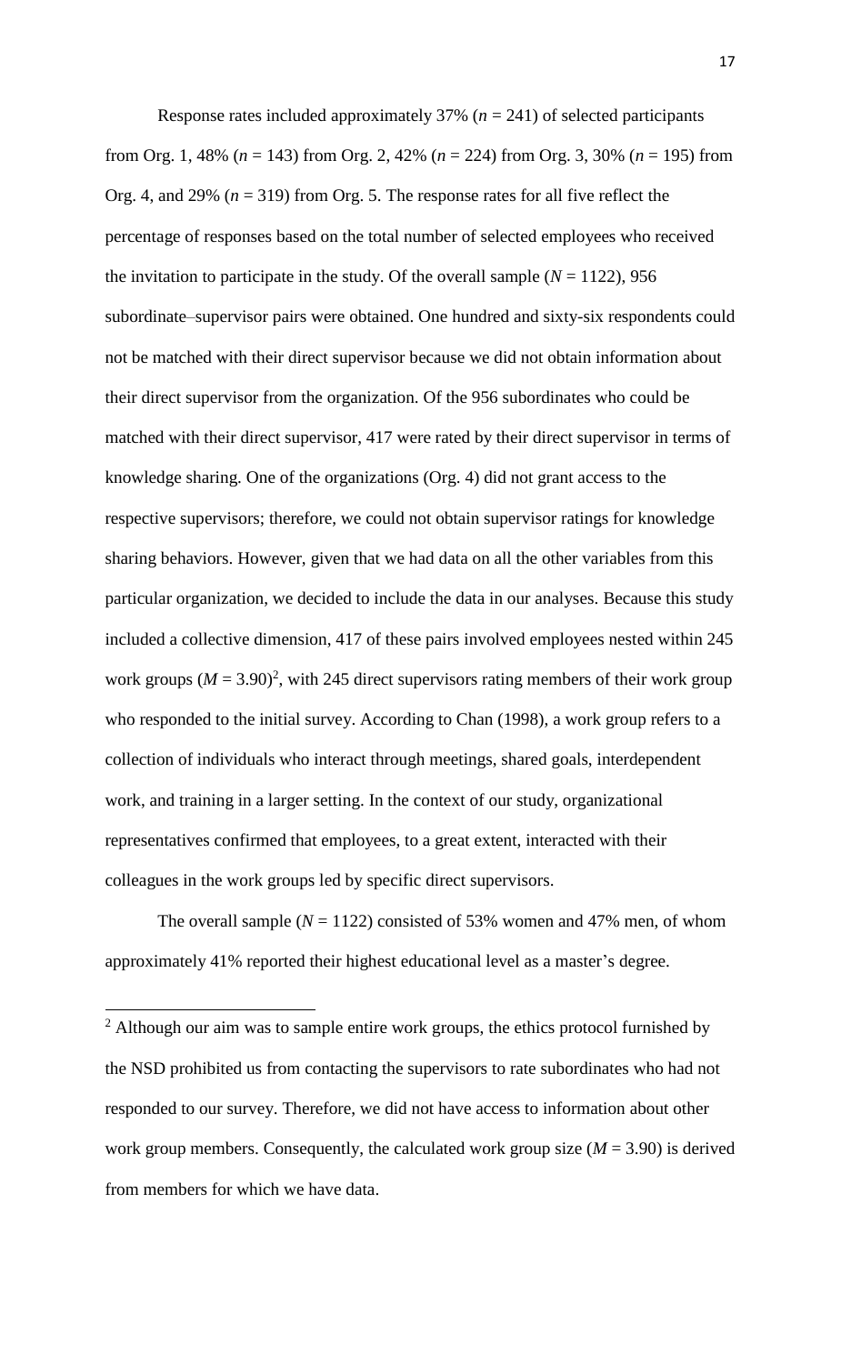Response rates included approximately 37% (*n* = 241) of selected participants from Org. 1, 48% (*n* = 143) from Org. 2, 42% (*n* = 224) from Org. 3, 30% (*n* = 195) from Org. 4, and 29% (*n* = 319) from Org. 5. The response rates for all five reflect the percentage of responses based on the total number of selected employees who received the invitation to participate in the study. Of the overall sample (*N* = 1122), 956 subordinate–supervisor pairs were obtained. One hundred and sixty-six respondents could not be matched with their direct supervisor because we did not obtain information about their direct supervisor from the organization. Of the 956 subordinates who could be matched with their direct supervisor, 417 were rated by their direct supervisor in terms of knowledge sharing. One of the organizations (Org. 4) did not grant access to the respective supervisors; therefore, we could not obtain supervisor ratings for knowledge sharing behaviors. However, given that we had data on all the other variables from this particular organization, we decided to include the data in our analyses. Because this study included a collective dimension, 417 of these pairs involved employees nested within 245 work groups (*M* = 3.90)[2], with 245 direct supervisors rating members of their work group who responded to the initial survey. According to Chan (1998), a work group refers to a collection of individuals who interact through meetings, shared goals, interdependent work, and training in a larger setting. In the context of our study, organizational representatives confirmed that employees, to a great extent, interacted with their colleagues in the work groups led by specific direct supervisors.

The overall sample (*N* = 1122) consisted of 53% women and 47% men, of whom approximately 41% reported their highest educational level as a master's degree.

---

[2] Although our aim was to sample entire work groups, the ethics protocol furnished by the NSD prohibited us from contacting the supervisors to rate subordinates who had not responded to our survey. Therefore, we did not have access to information about other work group members. Consequently, the calculated work group size (*M* = 3.90) is derived from members for which we have data.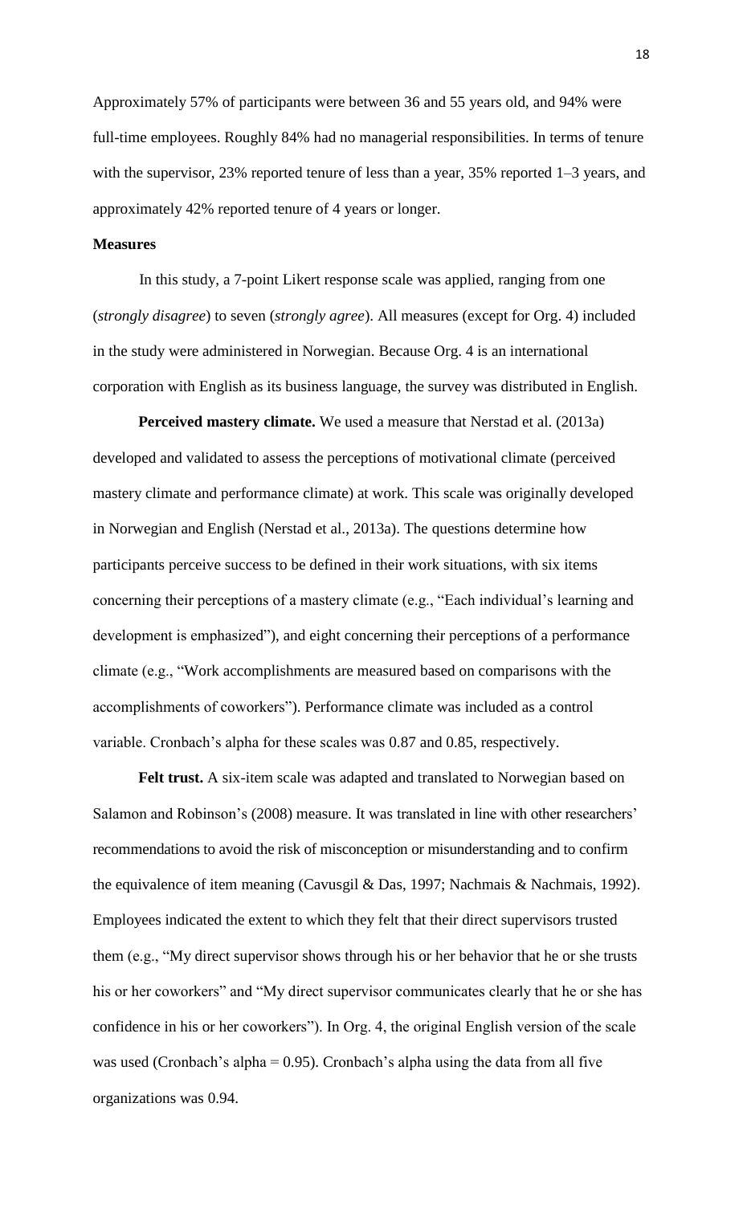Approximately 57% of participants were between 36 and 55 years old, and 94% were full-time employees. Roughly 84% had no managerial responsibilities. In terms of tenure with the supervisor, 23% reported tenure of less than a year, 35% reported 1–3 years, and approximately 42% reported tenure of 4 years or longer.

**Measures**

In this study, a 7-point Likert response scale was applied, ranging from one (*strongly disagree*) to seven (*strongly agree*). All measures (except for Org. 4) included in the study were administered in Norwegian. Because Org. 4 is an international corporation with English as its business language, the survey was distributed in English.

**Perceived mastery climate.** We used a measure that Nerstad et al. (2013a) developed and validated to assess the perceptions of motivational climate (perceived mastery climate and performance climate) at work. This scale was originally developed in Norwegian and English (Nerstad et al., 2013a). The questions determine how participants perceive success to be defined in their work situations, with six items concerning their perceptions of a mastery climate (e.g., "Each individual's learning and development is emphasized"), and eight concerning their perceptions of a performance climate (e.g., "Work accomplishments are measured based on comparisons with the accomplishments of coworkers"). Performance climate was included as a control variable. Cronbach's alpha for these scales was 0.87 and 0.85, respectively.

**Felt trust.** A six-item scale was adapted and translated to Norwegian based on Salamon and Robinson's (2008) measure. It was translated in line with other researchers' recommendations to avoid the risk of misconception or misunderstanding and to confirm the equivalence of item meaning (Cavusgil & Das, 1997; Nachmais & Nachmais, 1992). Employees indicated the extent to which they felt that their direct supervisors trusted them (e.g., "My direct supervisor shows through his or her behavior that he or she trusts his or her coworkers" and "My direct supervisor communicates clearly that he or she has confidence in his or her coworkers"). In Org. 4, the original English version of the scale was used (Cronbach's alpha = 0.95). Cronbach's alpha using the data from all five organizations was 0.94.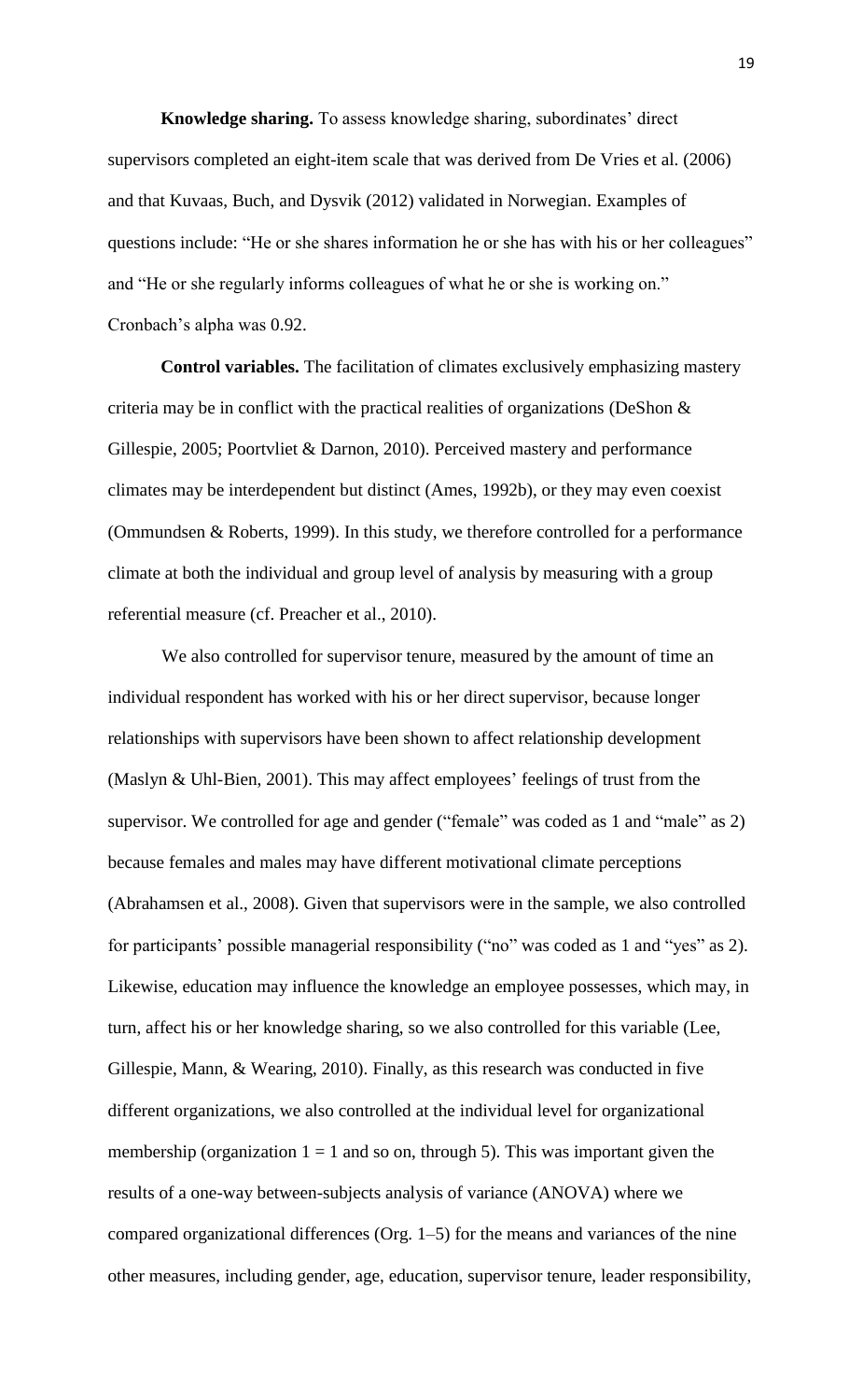**Knowledge sharing.** To assess knowledge sharing, subordinates' direct supervisors completed an eight-item scale that was derived from De Vries et al. (2006) and that Kuvaas, Buch, and Dysvik (2012) validated in Norwegian. Examples of questions include: "He or she shares information he or she has with his or her colleagues" and "He or she regularly informs colleagues of what he or she is working on." Cronbach's alpha was 0.92.

**Control variables.** The facilitation of climates exclusively emphasizing mastery criteria may be in conflict with the practical realities of organizations (DeShon & Gillespie, 2005; Poortvliet & Darnon, 2010). Perceived mastery and performance climates may be interdependent but distinct (Ames, 1992b), or they may even coexist (Ommundsen & Roberts, 1999). In this study, we therefore controlled for a performance climate at both the individual and group level of analysis by measuring with a group referential measure (cf. Preacher et al., 2010).

We also controlled for supervisor tenure, measured by the amount of time an individual respondent has worked with his or her direct supervisor, because longer relationships with supervisors have been shown to affect relationship development (Maslyn & Uhl-Bien, 2001). This may affect employees' feelings of trust from the supervisor. We controlled for age and gender ("female" was coded as 1 and "male" as 2) because females and males may have different motivational climate perceptions (Abrahamsen et al., 2008). Given that supervisors were in the sample, we also controlled for participants' possible managerial responsibility ("no" was coded as 1 and "yes" as 2). Likewise, education may influence the knowledge an employee possesses, which may, in turn, affect his or her knowledge sharing, so we also controlled for this variable (Lee, Gillespie, Mann, & Wearing, 2010). Finally, as this research was conducted in five different organizations, we also controlled at the individual level for organizational membership (organization 1 = 1 and so on, through 5). This was important given the results of a one-way between-subjects analysis of variance (ANOVA) where we compared organizational differences (Org. 1–5) for the means and variances of the nine other measures, including gender, age, education, supervisor tenure, leader responsibility,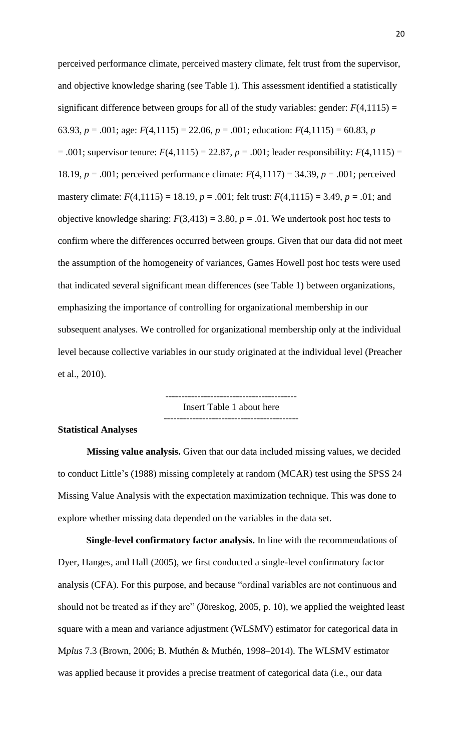perceived performance climate, perceived mastery climate, felt trust from the supervisor, and objective knowledge sharing (see Table 1). This assessment identified a statistically significant difference between groups for all of the study variables: gender: $F(4,1115) = 63.93$, $p = .001$; age: $F(4,1115) = 22.06$, $p = .001$; education: $F(4,1115) = 60.83$, $p = .001$; supervisor tenure: $F(4,1115) = 22.87$, $p = .001$; leader responsibility: $F(4,1115) = 18.19$, $p = .001$; perceived performance climate: $F(4,1117) = 34.39$, $p = .001$; perceived mastery climate: $F(4,1115) = 18.19$, $p = .001$; felt trust: $F(4,1115) = 3.49$, $p = .01$; and objective knowledge sharing: $F(3,413) = 3.80$, $p = .01$. We undertook post hoc tests to confirm where the differences occurred between groups. Given that our data did not meet the assumption of the homogeneity of variances, Games Howell post hoc tests were used that indicated several significant mean differences (see Table 1) between organizations, emphasizing the importance of controlling for organizational membership in our subsequent analyses. We controlled for organizational membership only at the individual level because collective variables in our study originated at the individual level (Preacher et al., 2010).

----------------------------------------
Insert Table 1 about here
----------------------------------------

### Statistical Analyses

**Missing value analysis.** Given that our data included missing values, we decided to conduct Little's (1988) missing completely at random (MCAR) test using the SPSS 24 Missing Value Analysis with the expectation maximization technique. This was done to explore whether missing data depended on the variables in the data set.

**Single-level confirmatory factor analysis.** In line with the recommendations of Dyer, Hanges, and Hall (2005), we first conducted a single-level confirmatory factor analysis (CFA). For this purpose, and because "ordinal variables are not continuous and should not be treated as if they are" (Jöreskog, 2005, p. 10), we applied the weighted least square with a mean and variance adjustment (WLSMV) estimator for categorical data in M*plus* 7.3 (Brown, 2006; B. Muthén & Muthén, 1998–2014). The WLSMV estimator was applied because it provides a precise treatment of categorical data (i.e., our data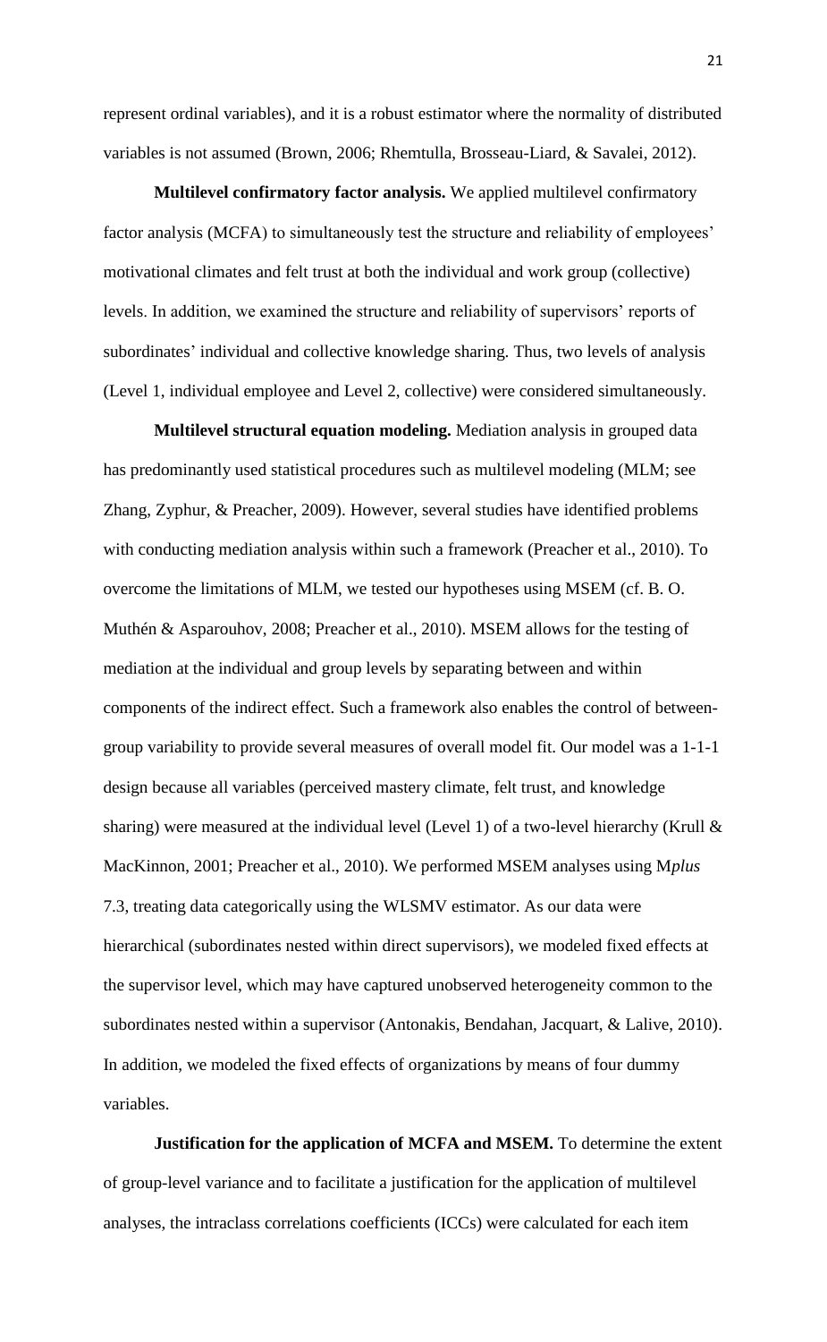represent ordinal variables), and it is a robust estimator where the normality of distributed variables is not assumed (Brown, 2006; Rhemtulla, Brosseau-Liard, & Savalei, 2012).

**Multilevel confirmatory factor analysis.** We applied multilevel confirmatory factor analysis (MCFA) to simultaneously test the structure and reliability of employees' motivational climates and felt trust at both the individual and work group (collective) levels. In addition, we examined the structure and reliability of supervisors' reports of subordinates' individual and collective knowledge sharing. Thus, two levels of analysis (Level 1, individual employee and Level 2, collective) were considered simultaneously.

**Multilevel structural equation modeling.** Mediation analysis in grouped data has predominantly used statistical procedures such as multilevel modeling (MLM; see Zhang, Zyphur, & Preacher, 2009). However, several studies have identified problems with conducting mediation analysis within such a framework (Preacher et al., 2010). To overcome the limitations of MLM, we tested our hypotheses using MSEM (cf. B. O. Muthén & Asparouhov, 2008; Preacher et al., 2010). MSEM allows for the testing of mediation at the individual and group levels by separating between and within components of the indirect effect. Such a framework also enables the control of between-group variability to provide several measures of overall model fit. Our model was a 1-1-1 design because all variables (perceived mastery climate, felt trust, and knowledge sharing) were measured at the individual level (Level 1) of a two-level hierarchy (Krull & MacKinnon, 2001; Preacher et al., 2010). We performed MSEM analyses using M*plus* 7.3, treating data categorically using the WLSMV estimator. As our data were hierarchical (subordinates nested within direct supervisors), we modeled fixed effects at the supervisor level, which may have captured unobserved heterogeneity common to the subordinates nested within a supervisor (Antonakis, Bendahan, Jacquart, & Lalive, 2010). In addition, we modeled the fixed effects of organizations by means of four dummy variables.

**Justification for the application of MCFA and MSEM.** To determine the extent of group-level variance and to facilitate a justification for the application of multilevel analyses, the intraclass correlations coefficients (ICCs) were calculated for each item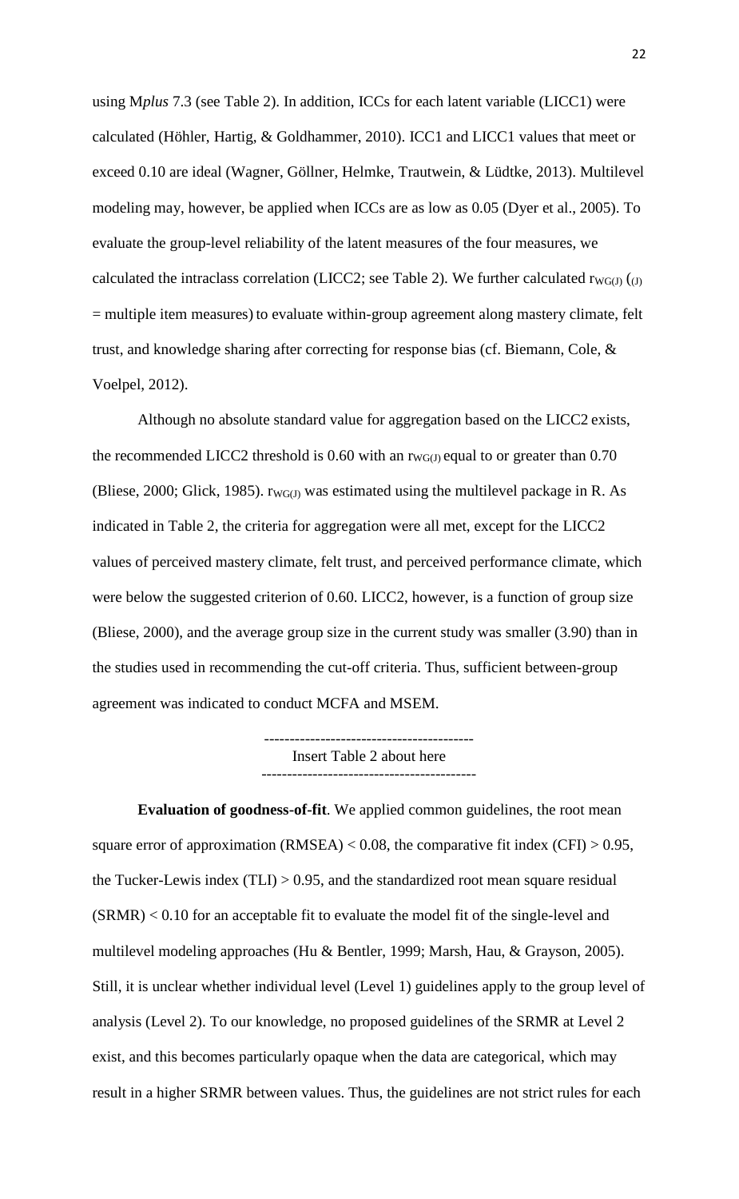using M*plus* 7.3 (see Table 2). In addition, ICCs for each latent variable (LICC1) were calculated (Höhler, Hartig, & Goldhammer, 2010). ICC1 and LICC1 values that meet or exceed 0.10 are ideal (Wagner, Göllner, Helmke, Trautwein, & Lüdtke, 2013). Multilevel modeling may, however, be applied when ICCs are as low as 0.05 (Dyer et al., 2005). To evaluate the group-level reliability of the latent measures of the four measures, we calculated the intraclass correlation (LICC2; see Table 2). We further calculated $r_{WG(J)}$ ($_{(J)}$ = multiple item measures) to evaluate within-group agreement along mastery climate, felt trust, and knowledge sharing after correcting for response bias (cf. Biemann, Cole, & Voelpel, 2012).

Although no absolute standard value for aggregation based on the LICC2 exists, the recommended LICC2 threshold is 0.60 with an $r_{WG(J)}$ equal to or greater than 0.70 (Bliese, 2000; Glick, 1985). $r_{WG(J)}$ was estimated using the multilevel package in R. As indicated in Table 2, the criteria for aggregation were all met, except for the LICC2 values of perceived mastery climate, felt trust, and perceived performance climate, which were below the suggested criterion of 0.60. LICC2, however, is a function of group size (Bliese, 2000), and the average group size in the current study was smaller (3.90) than in the studies used in recommending the cut-off criteria. Thus, sufficient between-group agreement was indicated to conduct MCFA and MSEM.

-----------------------------------------
Insert Table 2 about here
-----------------------------------------

**Evaluation of goodness-of-fit**. We applied common guidelines, the root mean square error of approximation (RMSEA) < 0.08, the comparative fit index (CFI) > 0.95, the Tucker-Lewis index (TLI) > 0.95, and the standardized root mean square residual (SRMR) < 0.10 for an acceptable fit to evaluate the model fit of the single-level and multilevel modeling approaches (Hu & Bentler, 1999; Marsh, Hau, & Grayson, 2005). Still, it is unclear whether individual level (Level 1) guidelines apply to the group level of analysis (Level 2). To our knowledge, no proposed guidelines of the SRMR at Level 2 exist, and this becomes particularly opaque when the data are categorical, which may result in a higher SRMR between values. Thus, the guidelines are not strict rules for each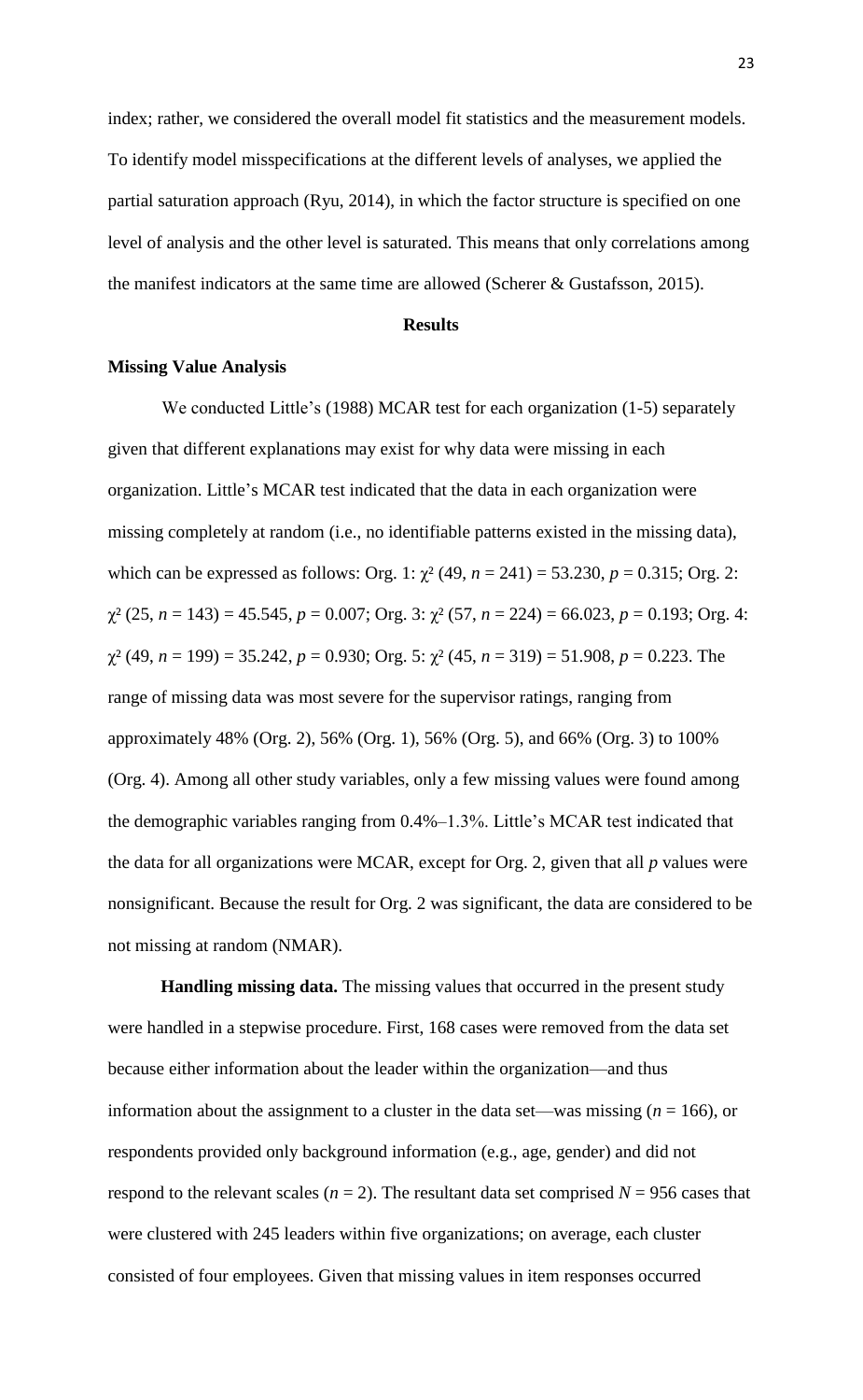index; rather, we considered the overall model fit statistics and the measurement models. To identify model misspecifications at the different levels of analyses, we applied the partial saturation approach (Ryu, 2014), in which the factor structure is specified on one level of analysis and the other level is saturated. This means that only correlations among the manifest indicators at the same time are allowed (Scherer & Gustafsson, 2015).

## Results

### Missing Value Analysis

We conducted Little's (1988) MCAR test for each organization (1-5) separately given that different explanations may exist for why data were missing in each organization. Little's MCAR test indicated that the data in each organization were missing completely at random (i.e., no identifiable patterns existed in the missing data), which can be expressed as follows: Org. 1: $\chi^2$ (49, $n$ = 241) = 53.230, $p$ = 0.315; Org. 2: $\chi^2$ (25, $n$ = 143) = 45.545, $p$ = 0.007; Org. 3: $\chi^2$ (57, $n$ = 224) = 66.023, $p$ = 0.193; Org. 4: $\chi^2$ (49, $n$ = 199) = 35.242, $p$ = 0.930; Org. 5: $\chi^2$ (45, $n$ = 319) = 51.908, $p$ = 0.223. The range of missing data was most severe for the supervisor ratings, ranging from approximately 48% (Org. 2), 56% (Org. 1), 56% (Org. 5), and 66% (Org. 3) to 100% (Org. 4). Among all other study variables, only a few missing values were found among the demographic variables ranging from 0.4%–1.3%. Little's MCAR test indicated that the data for all organizations were MCAR, except for Org. 2, given that all $p$ values were nonsignificant. Because the result for Org. 2 was significant, the data are considered to be not missing at random (NMAR).

**Handling missing data.** The missing values that occurred in the present study were handled in a stepwise procedure. First, 168 cases were removed from the data set because either information about the leader within the organization—and thus information about the assignment to a cluster in the data set—was missing ($n$ = 166), or respondents provided only background information (e.g., age, gender) and did not respond to the relevant scales ($n$ = 2). The resultant data set comprised $N$ = 956 cases that were clustered with 245 leaders within five organizations; on average, each cluster consisted of four employees. Given that missing values in item responses occurred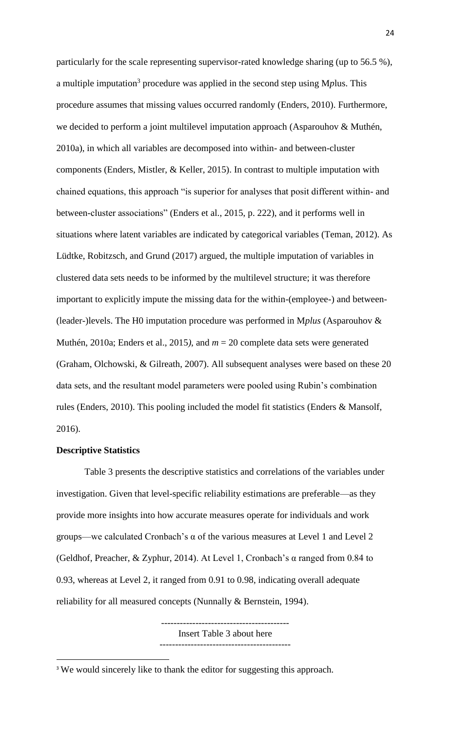particularly for the scale representing supervisor-rated knowledge sharing (up to 56.5 %), a multiple imputation[3] procedure was applied in the second step using M*p*lus. This procedure assumes that missing values occurred randomly (Enders, 2010). Furthermore, we decided to perform a joint multilevel imputation approach (Asparouhov & Muthén, 2010a), in which all variables are decomposed into within- and between-cluster components (Enders, Mistler, & Keller, 2015). In contrast to multiple imputation with chained equations, this approach "is superior for analyses that posit different within- and between-cluster associations" (Enders et al., 2015, p. 222), and it performs well in situations where latent variables are indicated by categorical variables (Teman, 2012). As Lüdtke, Robitzsch, and Grund (2017) argued, the multiple imputation of variables in clustered data sets needs to be informed by the multilevel structure; it was therefore important to explicitly impute the missing data for the within-(employee-) and between-(leader-)levels. The H0 imputation procedure was performed in M*plus* (Asparouhov & Muthén, 2010a; Enders et al., 2015*)*, and $m = 20$ complete data sets were generated (Graham, Olchowski, & Gilreath, 2007). All subsequent analyses were based on these 20 data sets, and the resultant model parameters were pooled using Rubin's combination rules (Enders, 2010). This pooling included the model fit statistics (Enders & Mansolf, 2016).

**Descriptive Statistics**

Table 3 presents the descriptive statistics and correlations of the variables under investigation. Given that level-specific reliability estimations are preferable—as they provide more insights into how accurate measures operate for individuals and work groups—we calculated Cronbach's α of the various measures at Level 1 and Level 2 (Geldhof, Preacher, & Zyphur, 2014). At Level 1, Cronbach's α ranged from 0.84 to 0.93, whereas at Level 2, it ranged from 0.91 to 0.98, indicating overall adequate reliability for all measured concepts (Nunnally & Bernstein, 1994).

-----------------------------------------
Insert Table 3 about here
-----------------------------------------

[3] We would sincerely like to thank the editor for suggesting this approach.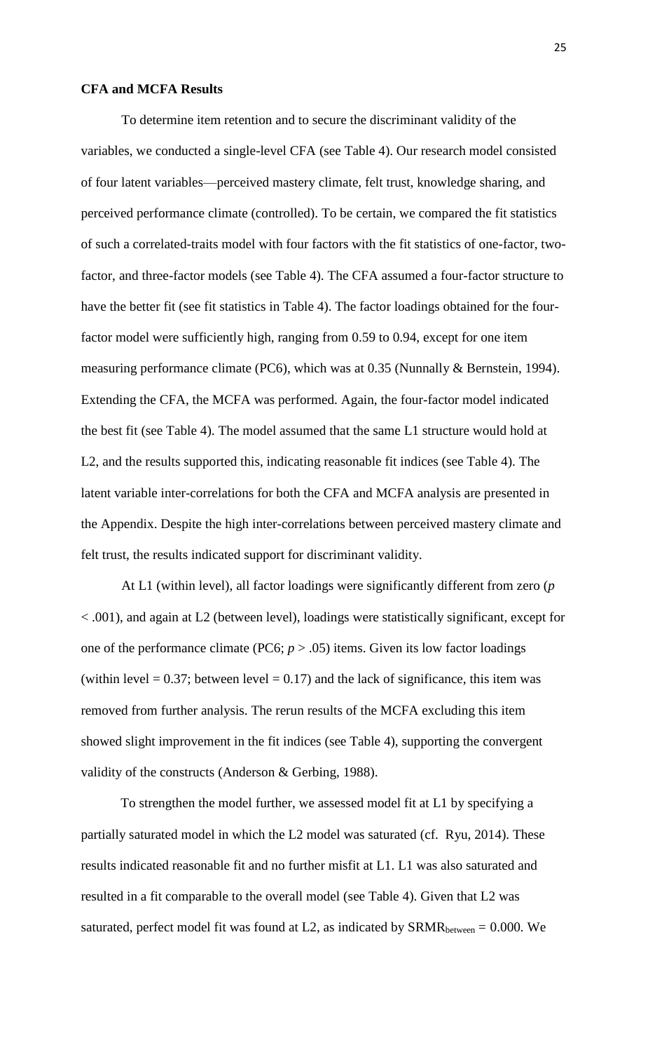**CFA and MCFA Results**

To determine item retention and to secure the discriminant validity of the variables, we conducted a single-level CFA (see Table 4). Our research model consisted of four latent variables—perceived mastery climate, felt trust, knowledge sharing, and perceived performance climate (controlled). To be certain, we compared the fit statistics of such a correlated-traits model with four factors with the fit statistics of one-factor, two-factor, and three-factor models (see Table 4). The CFA assumed a four-factor structure to have the better fit (see fit statistics in Table 4). The factor loadings obtained for the four-factor model were sufficiently high, ranging from 0.59 to 0.94, except for one item measuring performance climate (PC6), which was at 0.35 (Nunnally & Bernstein, 1994). Extending the CFA, the MCFA was performed. Again, the four-factor model indicated the best fit (see Table 4). The model assumed that the same L1 structure would hold at L2, and the results supported this, indicating reasonable fit indices (see Table 4). The latent variable inter-correlations for both the CFA and MCFA analysis are presented in the Appendix. Despite the high inter-correlations between perceived mastery climate and felt trust, the results indicated support for discriminant validity.

At L1 (within level), all factor loadings were significantly different from zero ($p < .001$), and again at L2 (between level), loadings were statistically significant, except for one of the performance climate (PC6; $p > .05$) items. Given its low factor loadings (within level = 0.37; between level = 0.17) and the lack of significance, this item was removed from further analysis. The rerun results of the MCFA excluding this item showed slight improvement in the fit indices (see Table 4), supporting the convergent validity of the constructs (Anderson & Gerbing, 1988).

To strengthen the model further, we assessed model fit at L1 by specifying a partially saturated model in which the L2 model was saturated (cf. Ryu, 2014). These results indicated reasonable fit and no further misfit at L1. L1 was also saturated and resulted in a fit comparable to the overall model (see Table 4). Given that L2 was saturated, perfect model fit was found at L2, as indicated by $SRMR_{between} = 0.000$. We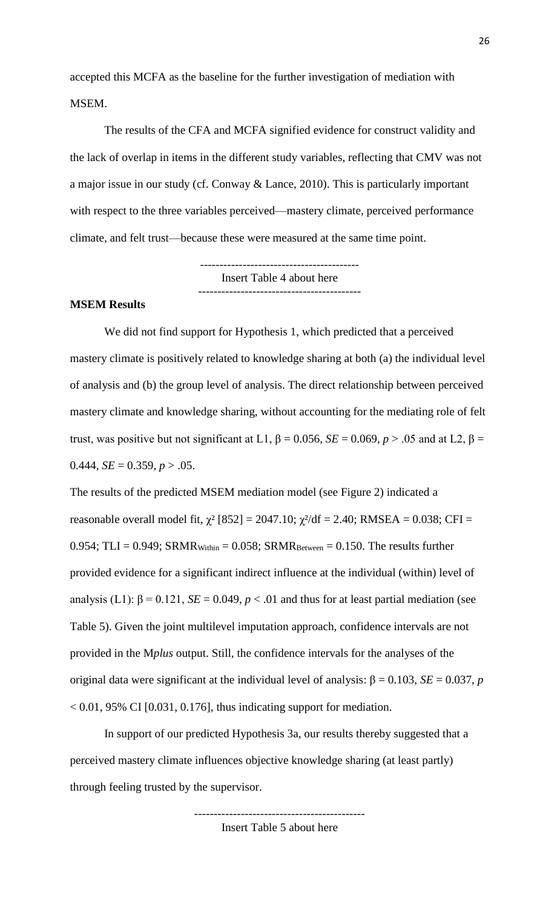accepted this MCFA as the baseline for the further investigation of mediation with MSEM.

The results of the CFA and MCFA signified evidence for construct validity and the lack of overlap in items in the different study variables, reflecting that CMV was not a major issue in our study (cf. Conway & Lance, 2010). This is particularly important with respect to the three variables perceived—mastery climate, perceived performance climate, and felt trust—because these were measured at the same time point.

-----------------------------------------
Insert Table 4 about here
-----------------------------------------

**MSEM Results**

We did not find support for Hypothesis 1, which predicted that a perceived mastery climate is positively related to knowledge sharing at both (a) the individual level of analysis and (b) the group level of analysis. The direct relationship between perceived mastery climate and knowledge sharing, without accounting for the mediating role of felt trust, was positive but not significant at L1, $\beta = 0.056$, $SE = 0.069$, $p > .05$ and at L2, $\beta = 0.444$, $SE = 0.359$, $p > .05$.

The results of the predicted MSEM mediation model (see Figure 2) indicated a reasonable overall model fit, $\chi^2$ [852] = 2047.10; $\chi^2$/df = 2.40; RMSEA = 0.038; CFI = 0.954; TLI = 0.949; $SRMR_{Within} = 0.058$; $SRMR_{Between} = 0.150$. The results further provided evidence for a significant indirect influence at the individual (within) level of analysis (L1): $\beta = 0.121$, $SE = 0.049$, $p < .01$ and thus for at least partial mediation (see Table 5). Given the joint multilevel imputation approach, confidence intervals are not provided in the M*plus* output. Still, the confidence intervals for the analyses of the original data were significant at the individual level of analysis: $\beta = 0.103$, $SE = 0.037$, $p < 0.01$, 95% CI [0.031, 0.176], thus indicating support for mediation.

In support of our predicted Hypothesis 3a, our results thereby suggested that a perceived mastery climate influences objective knowledge sharing (at least partly) through feeling trusted by the supervisor.

-------------------------------------------
Insert Table 5 about here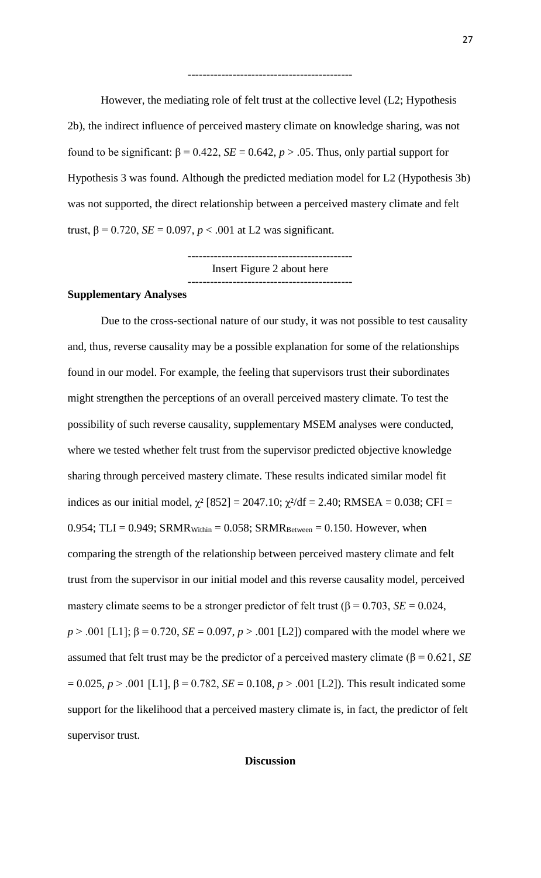-------------------------------------------

However, the mediating role of felt trust at the collective level (L2; Hypothesis 2b), the indirect influence of perceived mastery climate on knowledge sharing, was not found to be significant: $\beta = 0.422$, $SE = 0.642$, $p > .05$. Thus, only partial support for Hypothesis 3 was found. Although the predicted mediation model for L2 (Hypothesis 3b) was not supported, the direct relationship between a perceived mastery climate and felt trust, $\beta = 0.720$, $SE = 0.097$, $p < .001$ at L2 was significant.

-------------------------------------------
Insert Figure 2 about here
-------------------------------------------

**Supplementary Analyses**

Due to the cross-sectional nature of our study, it was not possible to test causality and, thus, reverse causality may be a possible explanation for some of the relationships found in our model. For example, the feeling that supervisors trust their subordinates might strengthen the perceptions of an overall perceived mastery climate. To test the possibility of such reverse causality, supplementary MSEM analyses were conducted, where we tested whether felt trust from the supervisor predicted objective knowledge sharing through perceived mastery climate. These results indicated similar model fit indices as our initial model, $\chi^2$ [852] = 2047.10; $\chi^2/df = 2.40$; RMSEA = 0.038; CFI = 0.954; TLI = 0.949; $SRMR_{Within} = 0.058$; $SRMR_{Between} = 0.150$. However, when comparing the strength of the relationship between perceived mastery climate and felt trust from the supervisor in our initial model and this reverse causality model, perceived mastery climate seems to be a stronger predictor of felt trust ($\beta = 0.703$, $SE = 0.024$, $p > .001$ [L1]; $\beta = 0.720$, $SE = 0.097$, $p > .001$ [L2]) compared with the model where we assumed that felt trust may be the predictor of a perceived mastery climate ($\beta = 0.621$, $SE = 0.025$, $p > .001$ [L1], $\beta = 0.782$, $SE = 0.108$, $p > .001$ [L2]). This result indicated some support for the likelihood that a perceived mastery climate is, in fact, the predictor of felt supervisor trust.

**Discussion**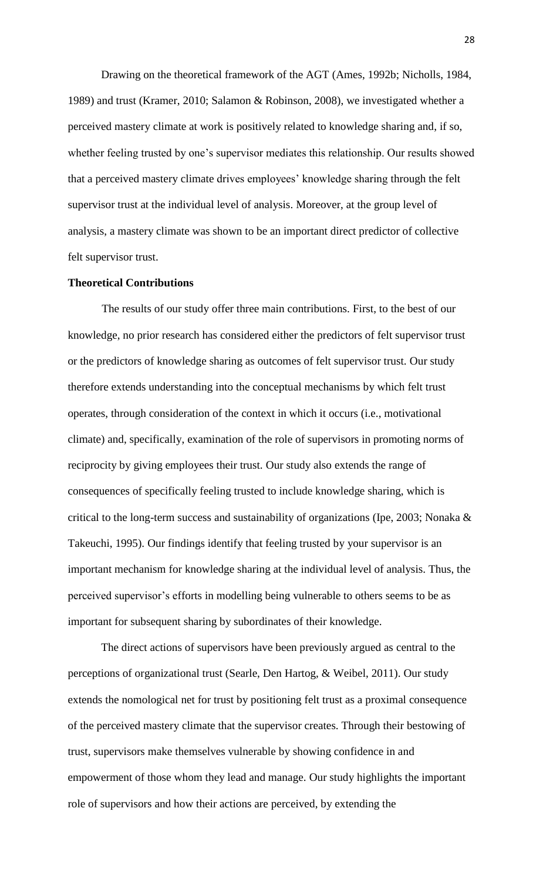Drawing on the theoretical framework of the AGT (Ames, 1992b; Nicholls, 1984, 1989) and trust (Kramer, 2010; Salamon & Robinson, 2008), we investigated whether a perceived mastery climate at work is positively related to knowledge sharing and, if so, whether feeling trusted by one's supervisor mediates this relationship. Our results showed that a perceived mastery climate drives employees' knowledge sharing through the felt supervisor trust at the individual level of analysis. Moreover, at the group level of analysis, a mastery climate was shown to be an important direct predictor of collective felt supervisor trust.

**Theoretical Contributions**

The results of our study offer three main contributions. First, to the best of our knowledge, no prior research has considered either the predictors of felt supervisor trust or the predictors of knowledge sharing as outcomes of felt supervisor trust. Our study therefore extends understanding into the conceptual mechanisms by which felt trust operates, through consideration of the context in which it occurs (i.e., motivational climate) and, specifically, examination of the role of supervisors in promoting norms of reciprocity by giving employees their trust. Our study also extends the range of consequences of specifically feeling trusted to include knowledge sharing, which is critical to the long-term success and sustainability of organizations (Ipe, 2003; Nonaka & Takeuchi, 1995). Our findings identify that feeling trusted by your supervisor is an important mechanism for knowledge sharing at the individual level of analysis. Thus, the perceived supervisor's efforts in modelling being vulnerable to others seems to be as important for subsequent sharing by subordinates of their knowledge.

The direct actions of supervisors have been previously argued as central to the perceptions of organizational trust (Searle, Den Hartog, & Weibel, 2011). Our study extends the nomological net for trust by positioning felt trust as a proximal consequence of the perceived mastery climate that the supervisor creates. Through their bestowing of trust, supervisors make themselves vulnerable by showing confidence in and empowerment of those whom they lead and manage. Our study highlights the important role of supervisors and how their actions are perceived, by extending the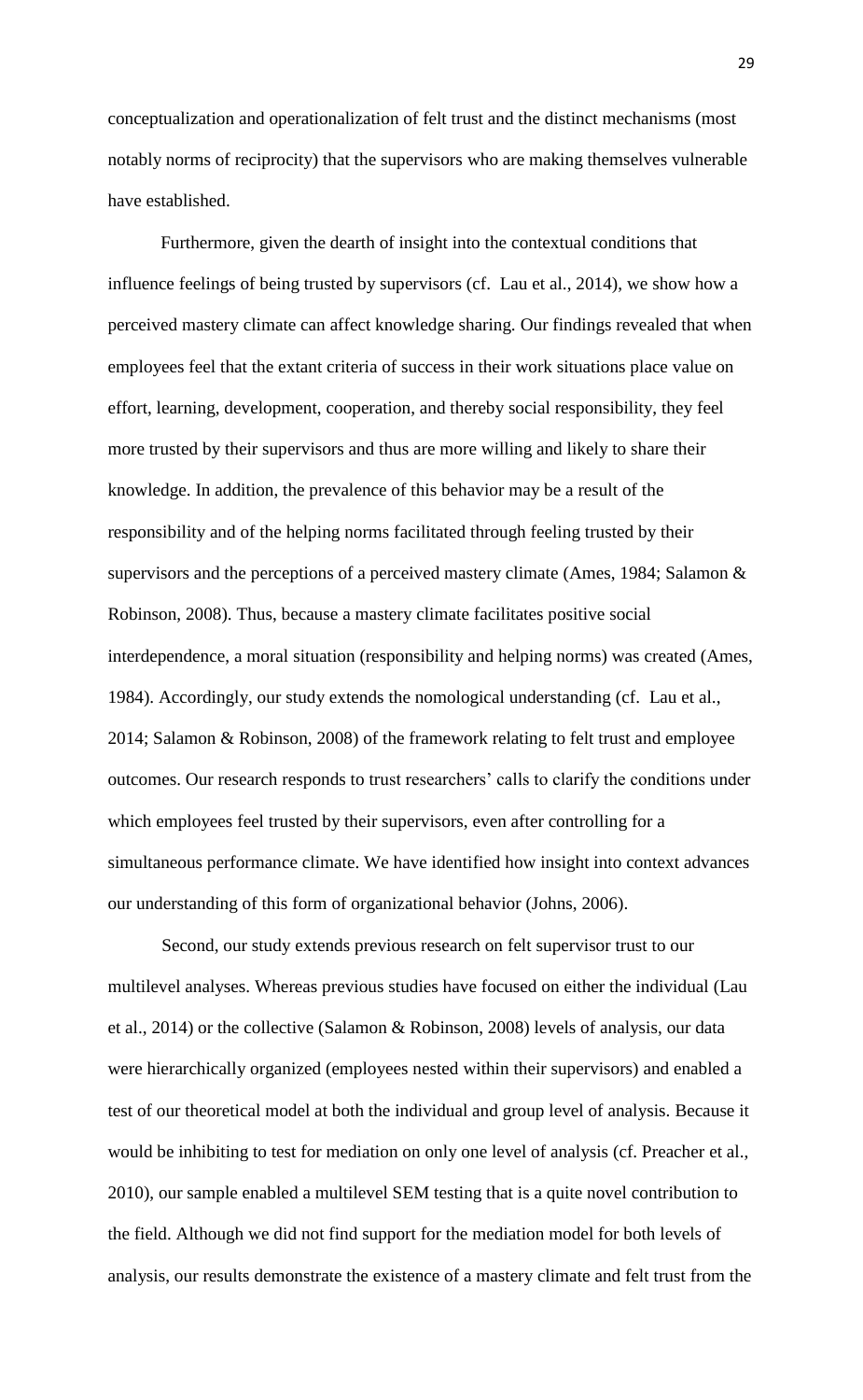conceptualization and operationalization of felt trust and the distinct mechanisms (most notably norms of reciprocity) that the supervisors who are making themselves vulnerable have established.

Furthermore, given the dearth of insight into the contextual conditions that influence feelings of being trusted by supervisors (cf. Lau et al., 2014), we show how a perceived mastery climate can affect knowledge sharing. Our findings revealed that when employees feel that the extant criteria of success in their work situations place value on effort, learning, development, cooperation, and thereby social responsibility, they feel more trusted by their supervisors and thus are more willing and likely to share their knowledge. In addition, the prevalence of this behavior may be a result of the responsibility and of the helping norms facilitated through feeling trusted by their supervisors and the perceptions of a perceived mastery climate (Ames, 1984; Salamon & Robinson, 2008). Thus, because a mastery climate facilitates positive social interdependence, a moral situation (responsibility and helping norms) was created (Ames, 1984). Accordingly, our study extends the nomological understanding (cf. Lau et al., 2014; Salamon & Robinson, 2008) of the framework relating to felt trust and employee outcomes. Our research responds to trust researchers' calls to clarify the conditions under which employees feel trusted by their supervisors, even after controlling for a simultaneous performance climate. We have identified how insight into context advances our understanding of this form of organizational behavior (Johns, 2006).

Second, our study extends previous research on felt supervisor trust to our multilevel analyses. Whereas previous studies have focused on either the individual (Lau et al., 2014) or the collective (Salamon & Robinson, 2008) levels of analysis, our data were hierarchically organized (employees nested within their supervisors) and enabled a test of our theoretical model at both the individual and group level of analysis. Because it would be inhibiting to test for mediation on only one level of analysis (cf. Preacher et al., 2010), our sample enabled a multilevel SEM testing that is a quite novel contribution to the field. Although we did not find support for the mediation model for both levels of analysis, our results demonstrate the existence of a mastery climate and felt trust from the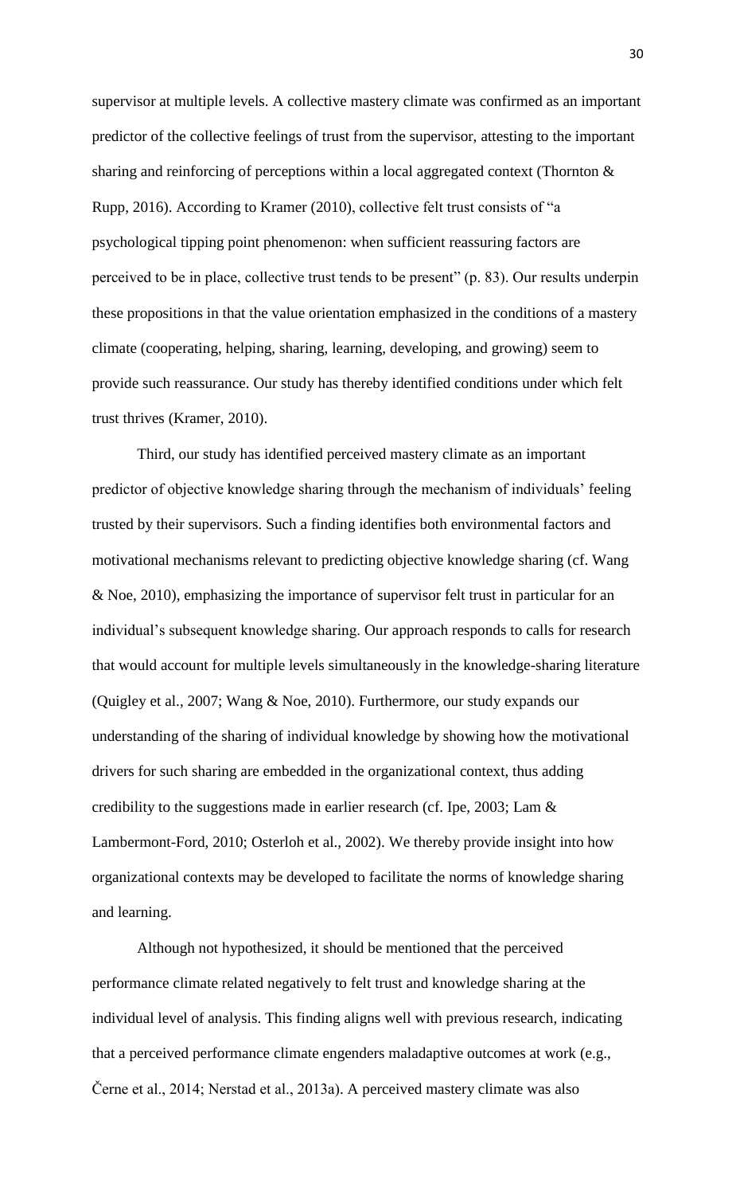supervisor at multiple levels. A collective mastery climate was confirmed as an important predictor of the collective feelings of trust from the supervisor, attesting to the important sharing and reinforcing of perceptions within a local aggregated context (Thornton & Rupp, 2016). According to Kramer (2010), collective felt trust consists of "a psychological tipping point phenomenon: when sufficient reassuring factors are perceived to be in place, collective trust tends to be present" (p. 83). Our results underpin these propositions in that the value orientation emphasized in the conditions of a mastery climate (cooperating, helping, sharing, learning, developing, and growing) seem to provide such reassurance. Our study has thereby identified conditions under which felt trust thrives (Kramer, 2010).

Third, our study has identified perceived mastery climate as an important predictor of objective knowledge sharing through the mechanism of individuals' feeling trusted by their supervisors. Such a finding identifies both environmental factors and motivational mechanisms relevant to predicting objective knowledge sharing (cf. Wang & Noe, 2010), emphasizing the importance of supervisor felt trust in particular for an individual's subsequent knowledge sharing. Our approach responds to calls for research that would account for multiple levels simultaneously in the knowledge-sharing literature (Quigley et al., 2007; Wang & Noe, 2010). Furthermore, our study expands our understanding of the sharing of individual knowledge by showing how the motivational drivers for such sharing are embedded in the organizational context, thus adding credibility to the suggestions made in earlier research (cf. Ipe, 2003; Lam & Lambermont-Ford, 2010; Osterloh et al., 2002). We thereby provide insight into how organizational contexts may be developed to facilitate the norms of knowledge sharing and learning.

Although not hypothesized, it should be mentioned that the perceived performance climate related negatively to felt trust and knowledge sharing at the individual level of analysis. This finding aligns well with previous research, indicating that a perceived performance climate engenders maladaptive outcomes at work (e.g., Černe et al., 2014; Nerstad et al., 2013a). A perceived mastery climate was also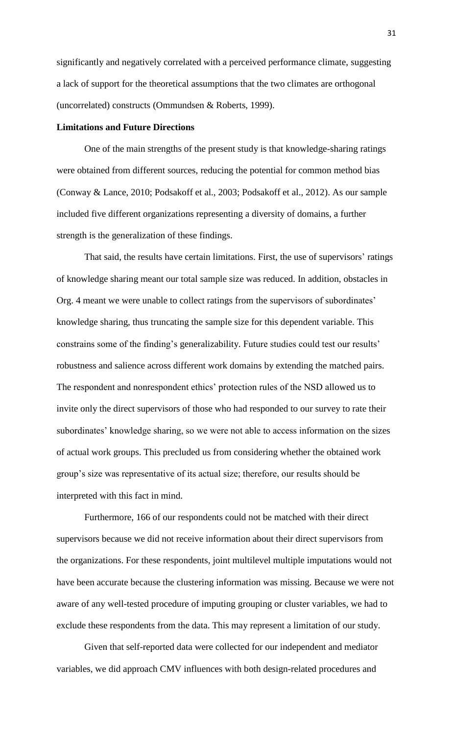significantly and negatively correlated with a perceived performance climate, suggesting a lack of support for the theoretical assumptions that the two climates are orthogonal (uncorrelated) constructs (Ommundsen & Roberts, 1999).

**Limitations and Future Directions**

One of the main strengths of the present study is that knowledge-sharing ratings were obtained from different sources, reducing the potential for common method bias (Conway & Lance, 2010; Podsakoff et al., 2003; Podsakoff et al., 2012). As our sample included five different organizations representing a diversity of domains, a further strength is the generalization of these findings.

That said, the results have certain limitations. First, the use of supervisors' ratings of knowledge sharing meant our total sample size was reduced. In addition, obstacles in Org. 4 meant we were unable to collect ratings from the supervisors of subordinates' knowledge sharing, thus truncating the sample size for this dependent variable. This constrains some of the finding's generalizability. Future studies could test our results' robustness and salience across different work domains by extending the matched pairs. The respondent and nonrespondent ethics' protection rules of the NSD allowed us to invite only the direct supervisors of those who had responded to our survey to rate their subordinates' knowledge sharing, so we were not able to access information on the sizes of actual work groups. This precluded us from considering whether the obtained work group's size was representative of its actual size; therefore, our results should be interpreted with this fact in mind.

Furthermore, 166 of our respondents could not be matched with their direct supervisors because we did not receive information about their direct supervisors from the organizations. For these respondents, joint multilevel multiple imputations would not have been accurate because the clustering information was missing. Because we were not aware of any well-tested procedure of imputing grouping or cluster variables, we had to exclude these respondents from the data. This may represent a limitation of our study.

Given that self-reported data were collected for our independent and mediator variables, we did approach CMV influences with both design-related procedures and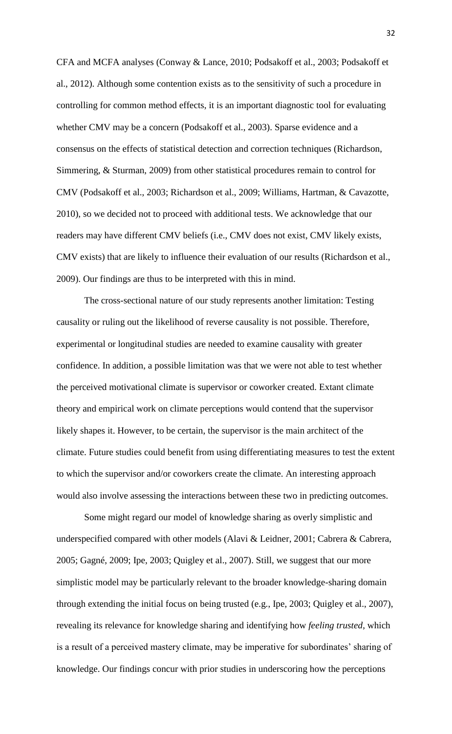CFA and MCFA analyses (Conway & Lance, 2010; Podsakoff et al., 2003; Podsakoff et al., 2012). Although some contention exists as to the sensitivity of such a procedure in controlling for common method effects, it is an important diagnostic tool for evaluating whether CMV may be a concern (Podsakoff et al., 2003). Sparse evidence and a consensus on the effects of statistical detection and correction techniques (Richardson, Simmering, & Sturman, 2009) from other statistical procedures remain to control for CMV (Podsakoff et al., 2003; Richardson et al., 2009; Williams, Hartman, & Cavazotte, 2010), so we decided not to proceed with additional tests. We acknowledge that our readers may have different CMV beliefs (i.e., CMV does not exist, CMV likely exists, CMV exists) that are likely to influence their evaluation of our results (Richardson et al., 2009). Our findings are thus to be interpreted with this in mind.

The cross-sectional nature of our study represents another limitation: Testing causality or ruling out the likelihood of reverse causality is not possible. Therefore, experimental or longitudinal studies are needed to examine causality with greater confidence. In addition, a possible limitation was that we were not able to test whether the perceived motivational climate is supervisor or coworker created. Extant climate theory and empirical work on climate perceptions would contend that the supervisor likely shapes it. However, to be certain, the supervisor is the main architect of the climate. Future studies could benefit from using differentiating measures to test the extent to which the supervisor and/or coworkers create the climate. An interesting approach would also involve assessing the interactions between these two in predicting outcomes.

Some might regard our model of knowledge sharing as overly simplistic and underspecified compared with other models (Alavi & Leidner, 2001; Cabrera & Cabrera, 2005; Gagné, 2009; Ipe, 2003; Quigley et al., 2007). Still, we suggest that our more simplistic model may be particularly relevant to the broader knowledge-sharing domain through extending the initial focus on being trusted (e.g., Ipe, 2003; Quigley et al., 2007), revealing its relevance for knowledge sharing and identifying how *feeling trusted*, which is a result of a perceived mastery climate, may be imperative for subordinates' sharing of knowledge. Our findings concur with prior studies in underscoring how the perceptions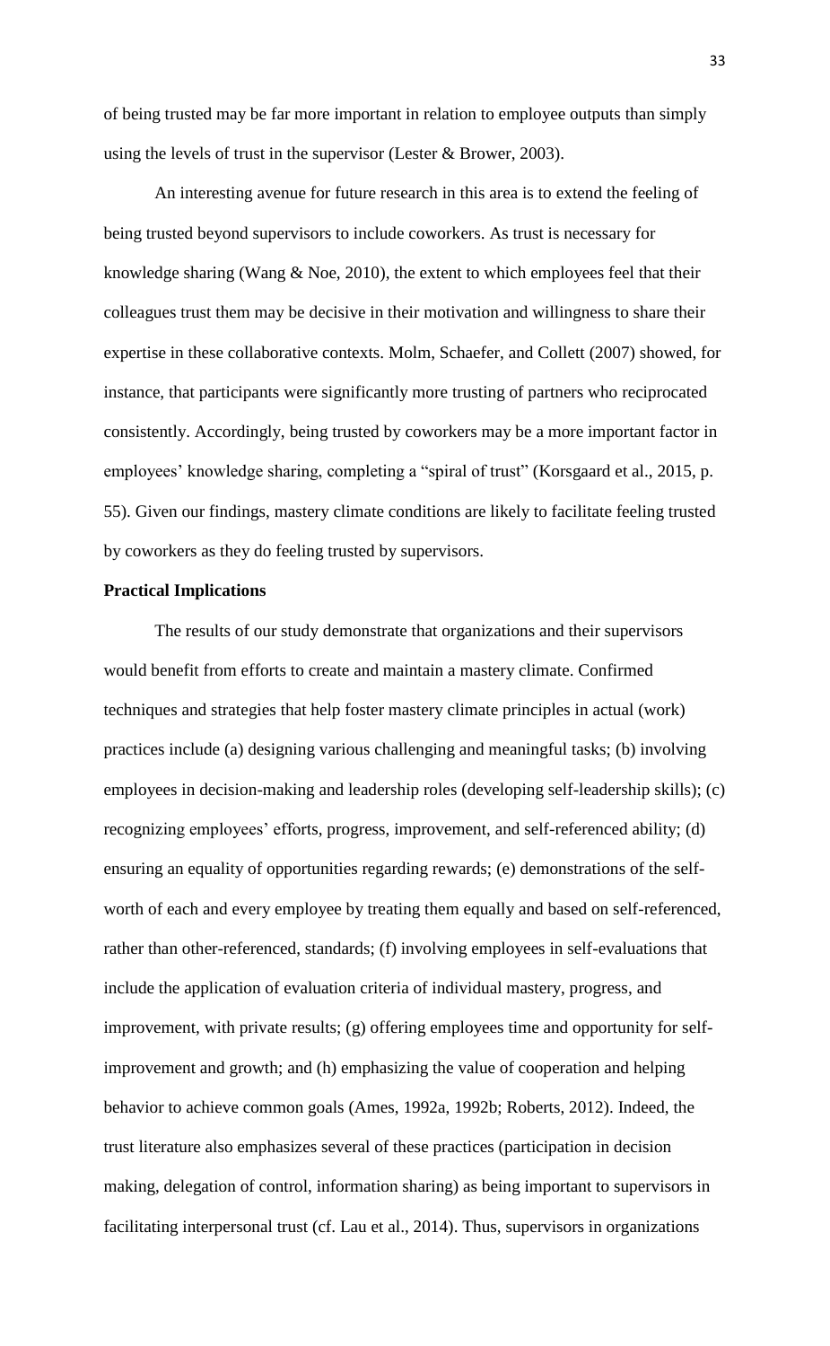of being trusted may be far more important in relation to employee outputs than simply using the levels of trust in the supervisor (Lester & Brower, 2003).

An interesting avenue for future research in this area is to extend the feeling of being trusted beyond supervisors to include coworkers. As trust is necessary for knowledge sharing (Wang & Noe, 2010), the extent to which employees feel that their colleagues trust them may be decisive in their motivation and willingness to share their expertise in these collaborative contexts. Molm, Schaefer, and Collett (2007) showed, for instance, that participants were significantly more trusting of partners who reciprocated consistently. Accordingly, being trusted by coworkers may be a more important factor in employees' knowledge sharing, completing a "spiral of trust" (Korsgaard et al., 2015, p. 55). Given our findings, mastery climate conditions are likely to facilitate feeling trusted by coworkers as they do feeling trusted by supervisors.

**Practical Implications**

The results of our study demonstrate that organizations and their supervisors would benefit from efforts to create and maintain a mastery climate. Confirmed techniques and strategies that help foster mastery climate principles in actual (work) practices include (a) designing various challenging and meaningful tasks; (b) involving employees in decision-making and leadership roles (developing self-leadership skills); (c) recognizing employees' efforts, progress, improvement, and self-referenced ability; (d) ensuring an equality of opportunities regarding rewards; (e) demonstrations of the self-worth of each and every employee by treating them equally and based on self-referenced, rather than other-referenced, standards; (f) involving employees in self-evaluations that include the application of evaluation criteria of individual mastery, progress, and improvement, with private results; (g) offering employees time and opportunity for self-improvement and growth; and (h) emphasizing the value of cooperation and helping behavior to achieve common goals (Ames, 1992a, 1992b; Roberts, 2012). Indeed, the trust literature also emphasizes several of these practices (participation in decision making, delegation of control, information sharing) as being important to supervisors in facilitating interpersonal trust (cf. Lau et al., 2014). Thus, supervisors in organizations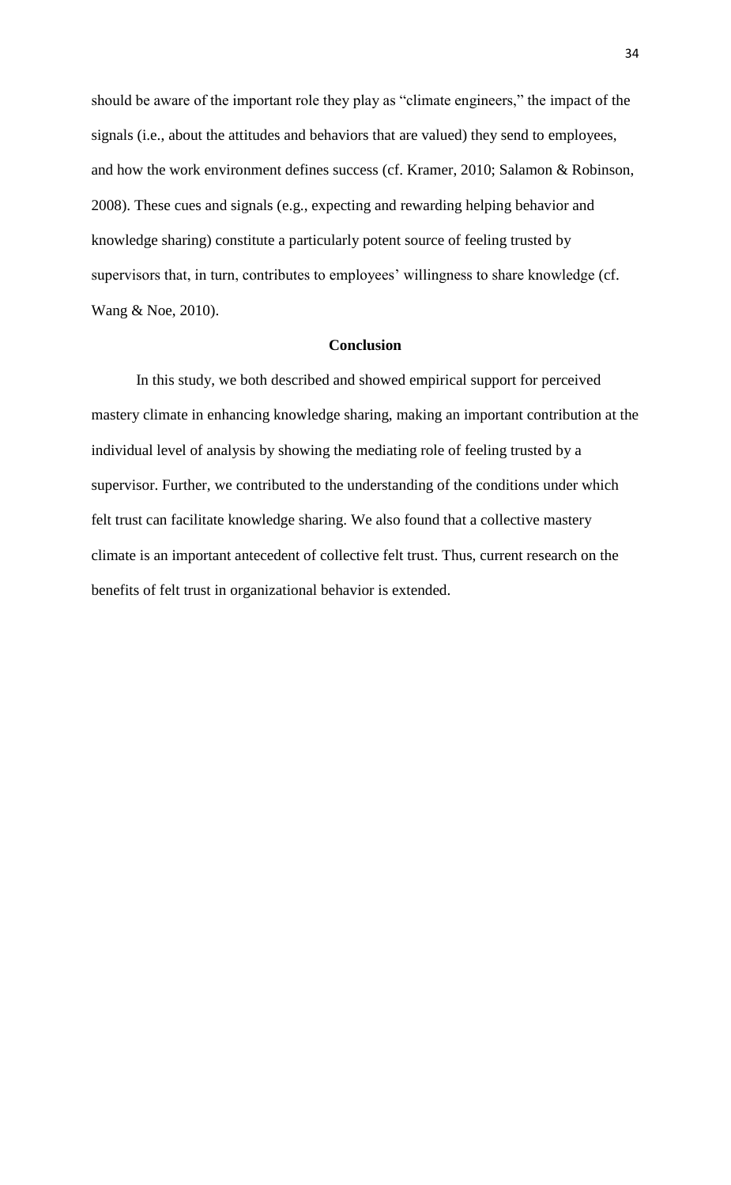should be aware of the important role they play as "climate engineers," the impact of the signals (i.e., about the attitudes and behaviors that are valued) they send to employees, and how the work environment defines success (cf. Kramer, 2010; Salamon & Robinson, 2008). These cues and signals (e.g., expecting and rewarding helping behavior and knowledge sharing) constitute a particularly potent source of feeling trusted by supervisors that, in turn, contributes to employees' willingness to share knowledge (cf. Wang & Noe, 2010).

## Conclusion

In this study, we both described and showed empirical support for perceived mastery climate in enhancing knowledge sharing, making an important contribution at the individual level of analysis by showing the mediating role of feeling trusted by a supervisor. Further, we contributed to the understanding of the conditions under which felt trust can facilitate knowledge sharing. We also found that a collective mastery climate is an important antecedent of collective felt trust. Thus, current research on the benefits of felt trust in organizational behavior is extended.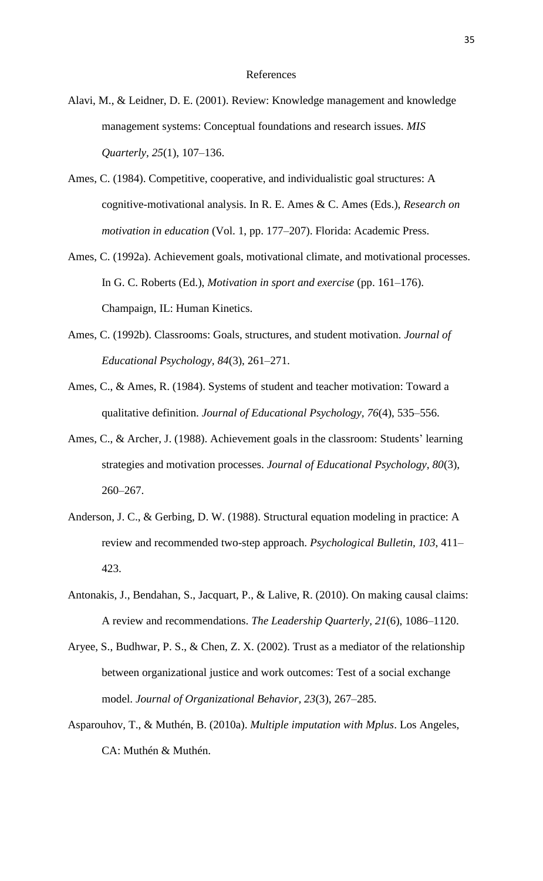# References

Alavi, M., & Leidner, D. E. (2001). Review: Knowledge management and knowledge management systems: Conceptual foundations and research issues. *MIS Quarterly*, *25*(1), 107–136.

Ames, C. (1984). Competitive, cooperative, and individualistic goal structures: A cognitive-motivational analysis. In R. E. Ames & C. Ames (Eds.), *Research on motivation in education* (Vol. 1, pp. 177–207). Florida: Academic Press.

Ames, C. (1992a). Achievement goals, motivational climate, and motivational processes. In G. C. Roberts (Ed.), *Motivation in sport and exercise* (pp. 161–176). Champaign, IL: Human Kinetics.

Ames, C. (1992b). Classrooms: Goals, structures, and student motivation. *Journal of Educational Psychology*, *84*(3), 261–271.

Ames, C., & Ames, R. (1984). Systems of student and teacher motivation: Toward a qualitative definition. *Journal of Educational Psychology*, *76*(4), 535–556.

Ames, C., & Archer, J. (1988). Achievement goals in the classroom: Students' learning strategies and motivation processes. *Journal of Educational Psychology, 80*(3), 260–267.

Anderson, J. C., & Gerbing, D. W. (1988). Structural equation modeling in practice: A review and recommended two-step approach. *Psychological Bulletin*, *103*, 411–423.

Antonakis, J., Bendahan, S., Jacquart, P., & Lalive, R. (2010). On making causal claims: A review and recommendations. *The Leadership Quarterly, 21*(6), 1086–1120.

Aryee, S., Budhwar, P. S., & Chen, Z. X. (2002). Trust as a mediator of the relationship between organizational justice and work outcomes: Test of a social exchange model. *Journal of Organizational Behavior, 23*(3), 267–285.

Asparouhov, T., & Muthén, B. (2010a). *Multiple imputation with Mplus*. Los Angeles, CA: Muthén & Muthén.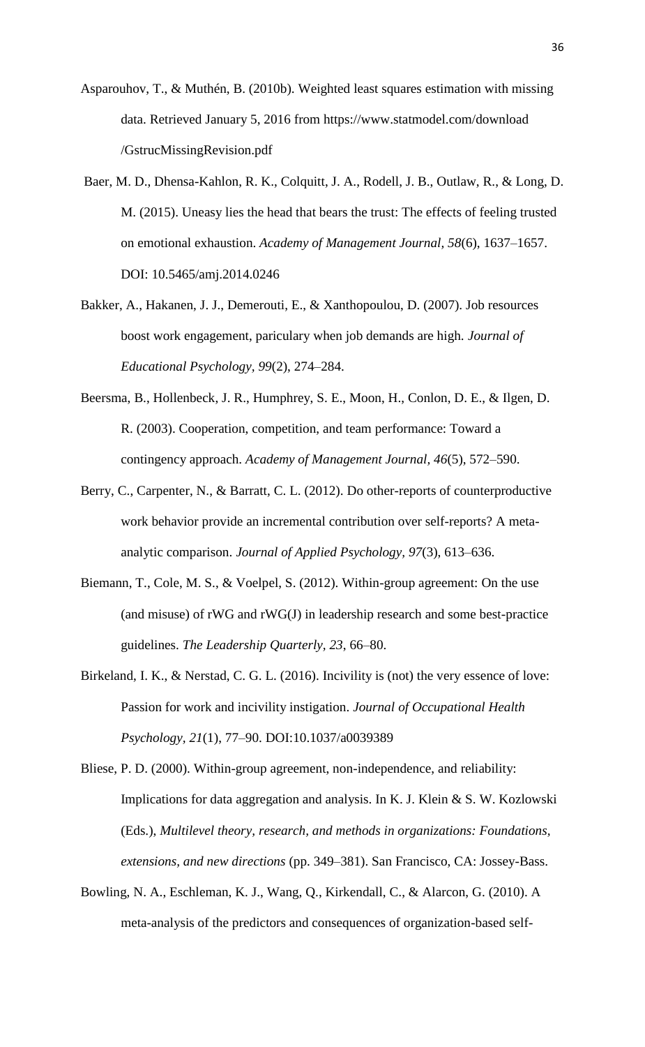Asparouhov, T., & Muthén, B. (2010b). Weighted least squares estimation with missing data. Retrieved January 5, 2016 from https://www.statmodel.com/download /GstrucMissingRevision.pdf

Baer, M. D., Dhensa-Kahlon, R. K., Colquitt, J. A., Rodell, J. B., Outlaw, R., & Long, D. M. (2015). Uneasy lies the head that bears the trust: The effects of feeling trusted on emotional exhaustion. *Academy of Management Journal, 58*(6), 1637–1657. DOI: 10.5465/amj.2014.0246

Bakker, A., Hakanen, J. J., Demerouti, E., & Xanthopoulou, D. (2007). Job resources boost work engagement, pariculary when job demands are high. *Journal of Educational Psychology, 99*(2), 274–284.

Beersma, B., Hollenbeck, J. R., Humphrey, S. E., Moon, H., Conlon, D. E., & Ilgen, D. R. (2003). Cooperation, competition, and team performance: Toward a contingency approach. *Academy of Management Journal, 46*(5), 572–590.

Berry, C., Carpenter, N., & Barratt, C. L. (2012). Do other-reports of counterproductive work behavior provide an incremental contribution over self-reports? A meta-analytic comparison. *Journal of Applied Psychology, 97*(3), 613–636.

Biemann, T., Cole, M. S., & Voelpel, S. (2012). Within-group agreement: On the use (and misuse) of rWG and rWG(J) in leadership research and some best-practice guidelines. *The Leadership Quarterly, 23*, 66–80.

Birkeland, I. K., & Nerstad, C. G. L. (2016). Incivility is (not) the very essence of love: Passion for work and incivility instigation. *Journal of Occupational Health Psychology, 21*(1), 77–90. DOI:10.1037/a0039389

Bliese, P. D. (2000). Within-group agreement, non-independence, and reliability: Implications for data aggregation and analysis. In K. J. Klein & S. W. Kozlowski (Eds.), *Multilevel theory, research, and methods in organizations: Foundations, extensions, and new directions* (pp. 349–381). San Francisco, CA: Jossey-Bass.

Bowling, N. A., Eschleman, K. J., Wang, Q., Kirkendall, C., & Alarcon, G. (2010). A meta-analysis of the predictors and consequences of organization-based self-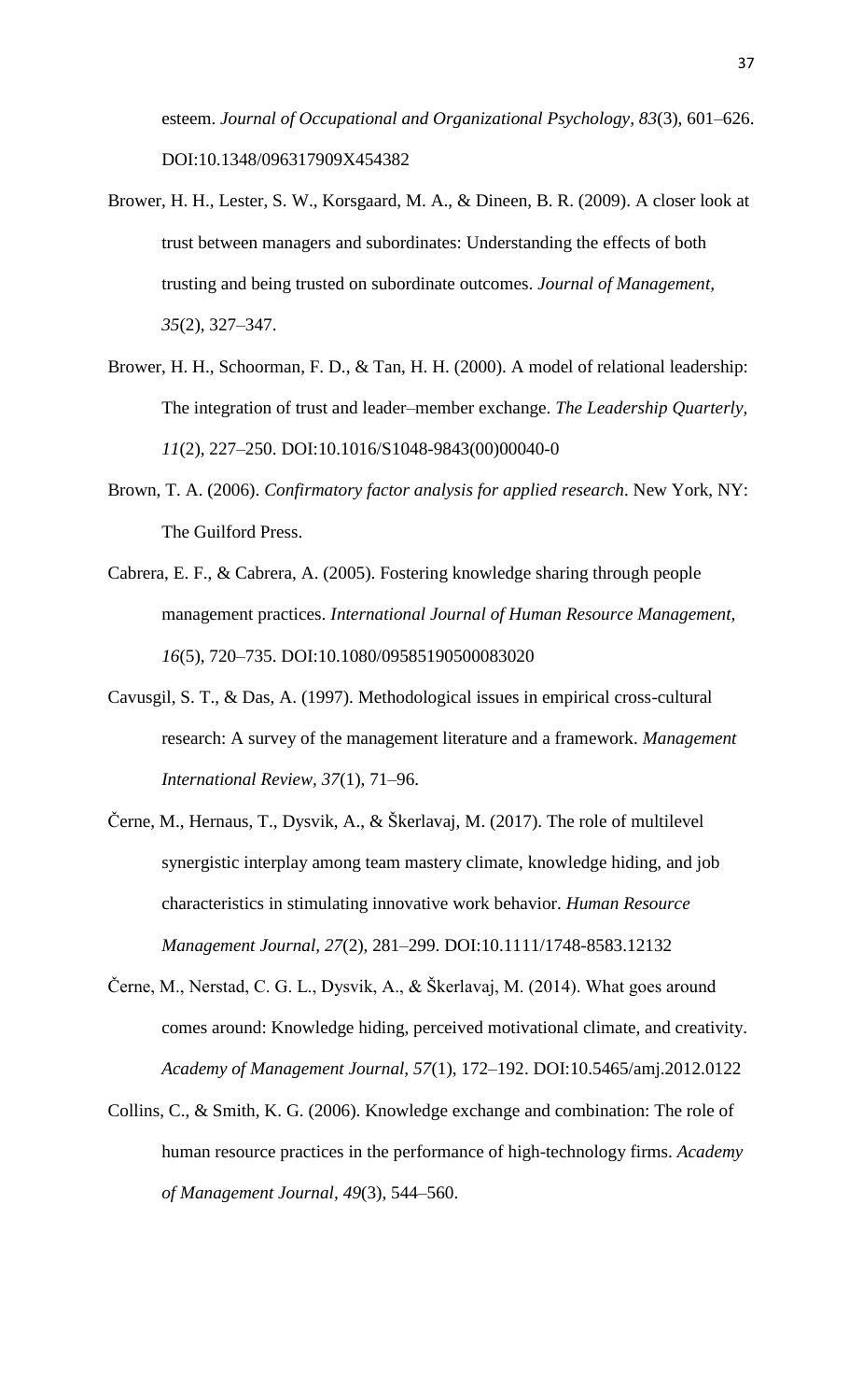esteem. *Journal of Occupational and Organizational Psychology, 83*(3), 601–626. DOI:10.1348/096317909X454382

Brower, H. H., Lester, S. W., Korsgaard, M. A., & Dineen, B. R. (2009). A closer look at trust between managers and subordinates: Understanding the effects of both trusting and being trusted on subordinate outcomes. *Journal of Management, 35*(2), 327–347.

Brower, H. H., Schoorman, F. D., & Tan, H. H. (2000). A model of relational leadership: The integration of trust and leader–member exchange. *The Leadership Quarterly, 11*(2), 227–250. DOI:10.1016/S1048-9843(00)00040-0

Brown, T. A. (2006). *Confirmatory factor analysis for applied research*. New York, NY: The Guilford Press.

Cabrera, E. F., & Cabrera, A. (2005). Fostering knowledge sharing through people management practices. *International Journal of Human Resource Management, 16*(5), 720–735. DOI:10.1080/09585190500083020

Cavusgil, S. T., & Das, A. (1997). Methodological issues in empirical cross-cultural research: A survey of the management literature and a framework. *Management International Review, 37*(1), 71–96.

Černe, M., Hernaus, T., Dysvik, A., & Škerlavaj, M. (2017). The role of multilevel synergistic interplay among team mastery climate, knowledge hiding, and job characteristics in stimulating innovative work behavior. *Human Resource Management Journal, 27*(2), 281–299. DOI:10.1111/1748-8583.12132

Černe, M., Nerstad, C. G. L., Dysvik, A., & Škerlavaj, M. (2014). What goes around comes around: Knowledge hiding, perceived motivational climate, and creativity. *Academy of Management Journal, 57*(1), 172–192. DOI:10.5465/amj.2012.0122

Collins, C., & Smith, K. G. (2006). Knowledge exchange and combination: The role of human resource practices in the performance of high-technology firms. *Academy of Management Journal, 49*(3), 544–560.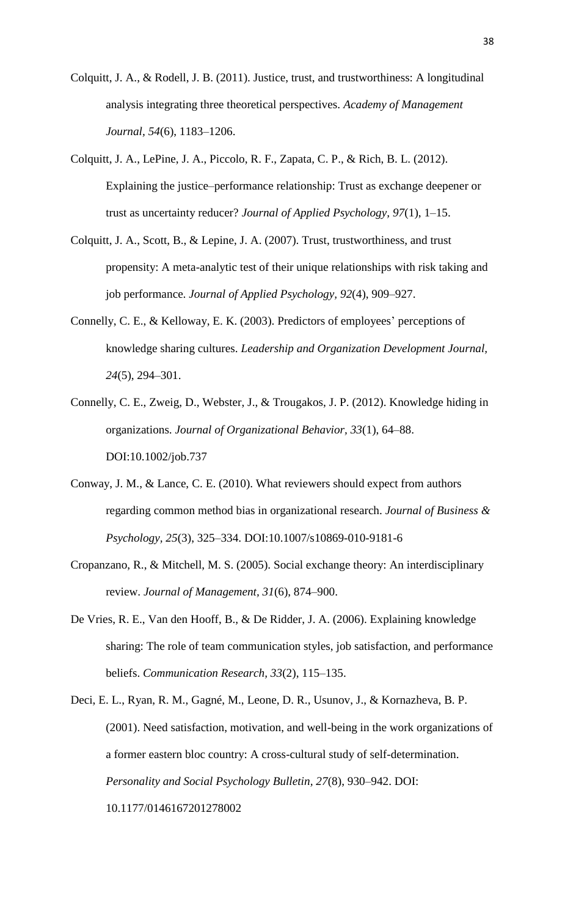Colquitt, J. A., & Rodell, J. B. (2011). Justice, trust, and trustworthiness: A longitudinal analysis integrating three theoretical perspectives. *Academy of Management Journal, 54*(6), 1183–1206.

Colquitt, J. A., LePine, J. A., Piccolo, R. F., Zapata, C. P., & Rich, B. L. (2012). Explaining the justice–performance relationship: Trust as exchange deepener or trust as uncertainty reducer? *Journal of Applied Psychology, 97*(1), 1–15.

Colquitt, J. A., Scott, B., & Lepine, J. A. (2007). Trust, trustworthiness, and trust propensity: A meta-analytic test of their unique relationships with risk taking and job performance. *Journal of Applied Psychology, 92*(4), 909–927.

Connelly, C. E., & Kelloway, E. K. (2003). Predictors of employees' perceptions of knowledge sharing cultures. *Leadership and Organization Development Journal, 24*(5), 294–301.

Connelly, C. E., Zweig, D., Webster, J., & Trougakos, J. P. (2012). Knowledge hiding in organizations. *Journal of Organizational Behavior, 33*(1), 64–88. DOI:10.1002/job.737

Conway, J. M., & Lance, C. E. (2010). What reviewers should expect from authors regarding common method bias in organizational research. *Journal of Business & Psychology, 25*(3), 325–334. DOI:10.1007/s10869-010-9181-6

Cropanzano, R., & Mitchell, M. S. (2005). Social exchange theory: An interdisciplinary review. *Journal of Management, 31*(6), 874–900.

De Vries, R. E., Van den Hooff, B., & De Ridder, J. A. (2006). Explaining knowledge sharing: The role of team communication styles, job satisfaction, and performance beliefs. *Communication Research, 33*(2), 115–135.

Deci, E. L., Ryan, R. M., Gagné, M., Leone, D. R., Usunov, J., & Kornazheva, B. P. (2001). Need satisfaction, motivation, and well-being in the work organizations of a former eastern bloc country: A cross-cultural study of self-determination. *Personality and Social Psychology Bulletin, 27*(8), 930–942. DOI: 10.1177/0146167201278002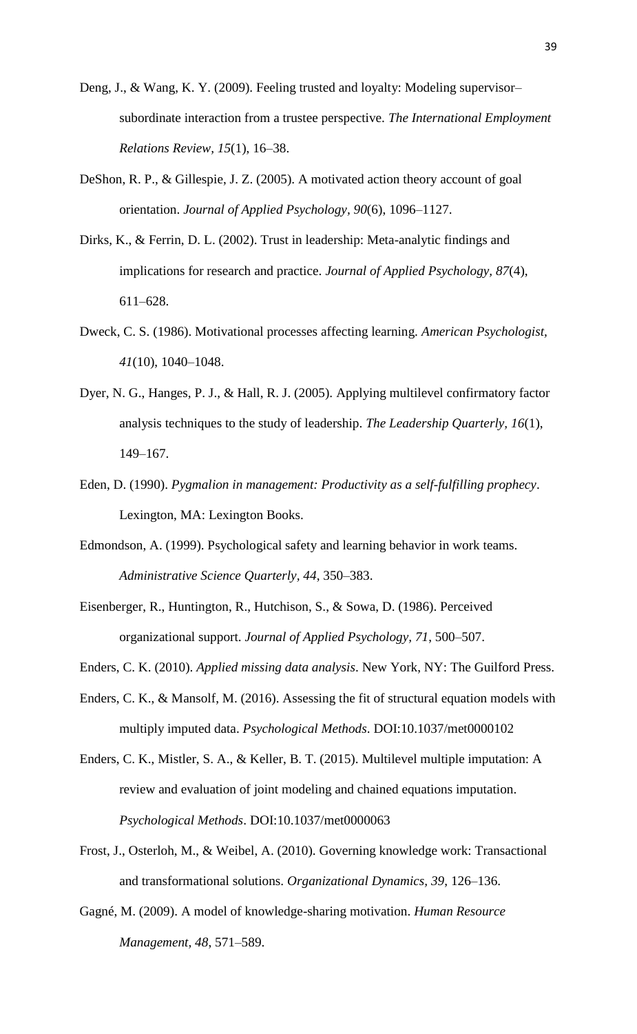Deng, J., & Wang, K. Y. (2009). Feeling trusted and loyalty: Modeling supervisor–subordinate interaction from a trustee perspective. *The International Employment Relations Review, 15*(1), 16–38.

DeShon, R. P., & Gillespie, J. Z. (2005). A motivated action theory account of goal orientation. *Journal of Applied Psychology, 90*(6), 1096–1127.

Dirks, K., & Ferrin, D. L. (2002). Trust in leadership: Meta-analytic findings and implications for research and practice. *Journal of Applied Psychology, 87*(4), 611–628.

Dweck, C. S. (1986). Motivational processes affecting learning. *American Psychologist, 41*(10), 1040–1048.

Dyer, N. G., Hanges, P. J., & Hall, R. J. (2005). Applying multilevel confirmatory factor analysis techniques to the study of leadership. *The Leadership Quarterly, 16*(1), 149–167.

Eden, D. (1990). *Pygmalion in management: Productivity as a self-fulfilling prophecy*. Lexington, MA: Lexington Books.

Edmondson, A. (1999). Psychological safety and learning behavior in work teams. *Administrative Science Quarterly, 44*, 350–383.

Eisenberger, R., Huntington, R., Hutchison, S., & Sowa, D. (1986). Perceived organizational support. *Journal of Applied Psychology, 71*, 500–507.

Enders, C. K. (2010). *Applied missing data analysis*. New York, NY: The Guilford Press.

Enders, C. K., & Mansolf, M. (2016). Assessing the fit of structural equation models with multiply imputed data. *Psychological Methods*. DOI:10.1037/met0000102

Enders, C. K., Mistler, S. A., & Keller, B. T. (2015). Multilevel multiple imputation: A review and evaluation of joint modeling and chained equations imputation. *Psychological Methods*. DOI:10.1037/met0000063

Frost, J., Osterloh, M., & Weibel, A. (2010). Governing knowledge work: Transactional and transformational solutions. *Organizational Dynamics, 39*, 126–136.

Gagné, M. (2009). A model of knowledge-sharing motivation. *Human Resource Management, 48*, 571–589.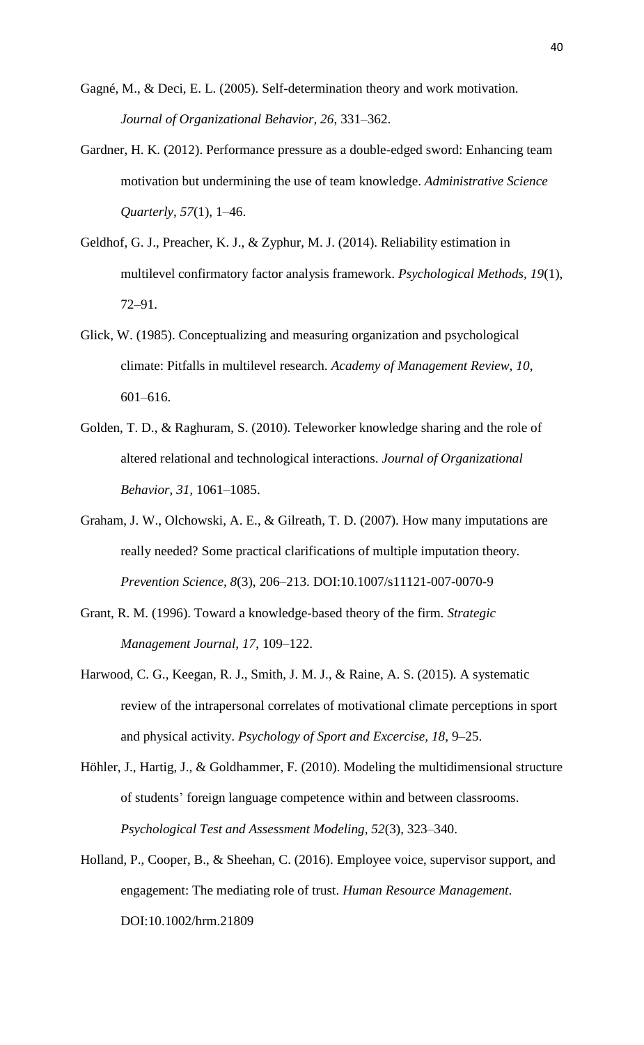Gagné, M., & Deci, E. L. (2005). Self-determination theory and work motivation. *Journal of Organizational Behavior, 26*, 331–362.

Gardner, H. K. (2012). Performance pressure as a double-edged sword: Enhancing team motivation but undermining the use of team knowledge. *Administrative Science Quarterly, 57*(1), 1–46.

Geldhof, G. J., Preacher, K. J., & Zyphur, M. J. (2014). Reliability estimation in multilevel confirmatory factor analysis framework. *Psychological Methods, 19*(1), 72–91.

Glick, W. (1985). Conceptualizing and measuring organization and psychological climate: Pitfalls in multilevel research. *Academy of Management Review, 10*, 601–616.

Golden, T. D., & Raghuram, S. (2010). Teleworker knowledge sharing and the role of altered relational and technological interactions. *Journal of Organizational Behavior, 31*, 1061–1085.

Graham, J. W., Olchowski, A. E., & Gilreath, T. D. (2007). How many imputations are really needed? Some practical clarifications of multiple imputation theory. *Prevention Science, 8*(3), 206–213. DOI:10.1007/s11121-007-0070-9

Grant, R. M. (1996). Toward a knowledge-based theory of the firm. *Strategic Management Journal, 17*, 109–122.

Harwood, C. G., Keegan, R. J., Smith, J. M. J., & Raine, A. S. (2015). A systematic review of the intrapersonal correlates of motivational climate perceptions in sport and physical activity. *Psychology of Sport and Excercise, 18*, 9–25.

Höhler, J., Hartig, J., & Goldhammer, F. (2010). Modeling the multidimensional structure of students' foreign language competence within and between classrooms. *Psychological Test and Assessment Modeling, 52*(3), 323–340.

Holland, P., Cooper, B., & Sheehan, C. (2016). Employee voice, supervisor support, and engagement: The mediating role of trust. *Human Resource Management*. DOI:10.1002/hrm.21809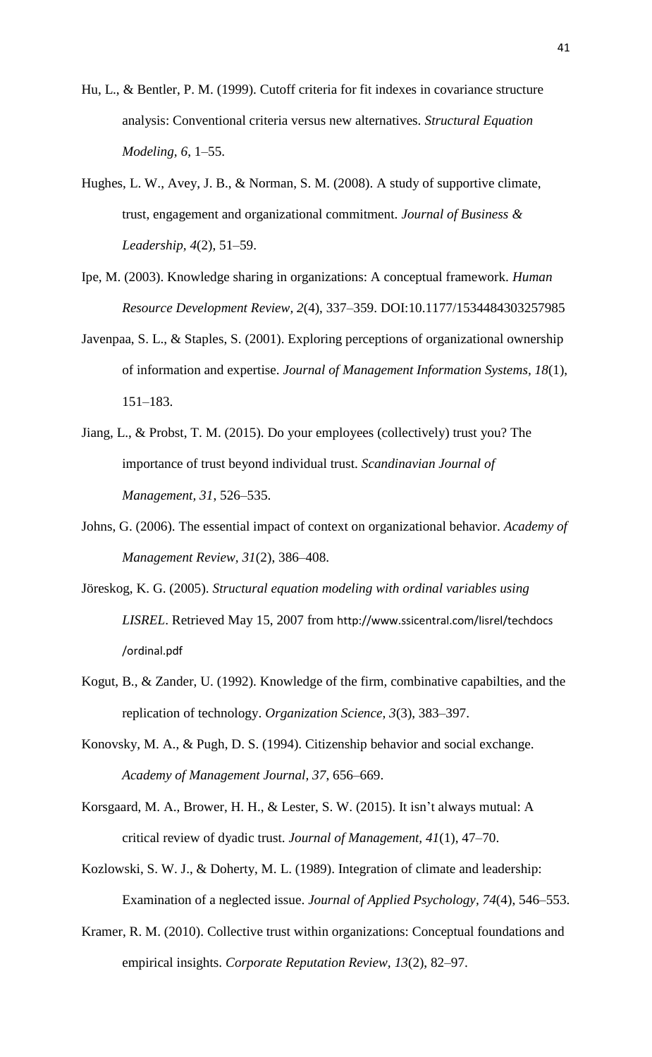Hu, L., & Bentler, P. M. (1999). Cutoff criteria for fit indexes in covariance structure analysis: Conventional criteria versus new alternatives. *Structural Equation Modeling, 6*, 1–55.

Hughes, L. W., Avey, J. B., & Norman, S. M. (2008). A study of supportive climate, trust, engagement and organizational commitment. *Journal of Business & Leadership, 4*(2), 51–59.

Ipe, M. (2003). Knowledge sharing in organizations: A conceptual framework. *Human Resource Development Review, 2*(4), 337–359. DOI:10.1177/1534484303257985

Javenpaa, S. L., & Staples, S. (2001). Exploring perceptions of organizational ownership of information and expertise. *Journal of Management Information Systems, 18*(1), 151–183.

Jiang, L., & Probst, T. M. (2015). Do your employees (collectively) trust you? The importance of trust beyond individual trust. *Scandinavian Journal of Management, 31*, 526–535.

Johns, G. (2006). The essential impact of context on organizational behavior. *Academy of Management Review, 31*(2), 386–408.

Jöreskog, K. G. (2005). *Structural equation modeling with ordinal variables using LISREL*. Retrieved May 15, 2007 from http://www.ssicentral.com/lisrel/techdocs/ordinal.pdf

Kogut, B., & Zander, U. (1992). Knowledge of the firm, combinative capabilties, and the replication of technology. *Organization Science, 3*(3), 383–397.

Konovsky, M. A., & Pugh, D. S. (1994). Citizenship behavior and social exchange. *Academy of Management Journal, 37*, 656–669.

Korsgaard, M. A., Brower, H. H., & Lester, S. W. (2015). It isn't always mutual: A critical review of dyadic trust. *Journal of Management, 41*(1), 47–70.

Kozlowski, S. W. J., & Doherty, M. L. (1989). Integration of climate and leadership: Examination of a neglected issue. *Journal of Applied Psychology, 74*(4), 546–553.

Kramer, R. M. (2010). Collective trust within organizations: Conceptual foundations and empirical insights. *Corporate Reputation Review, 13*(2), 82–97.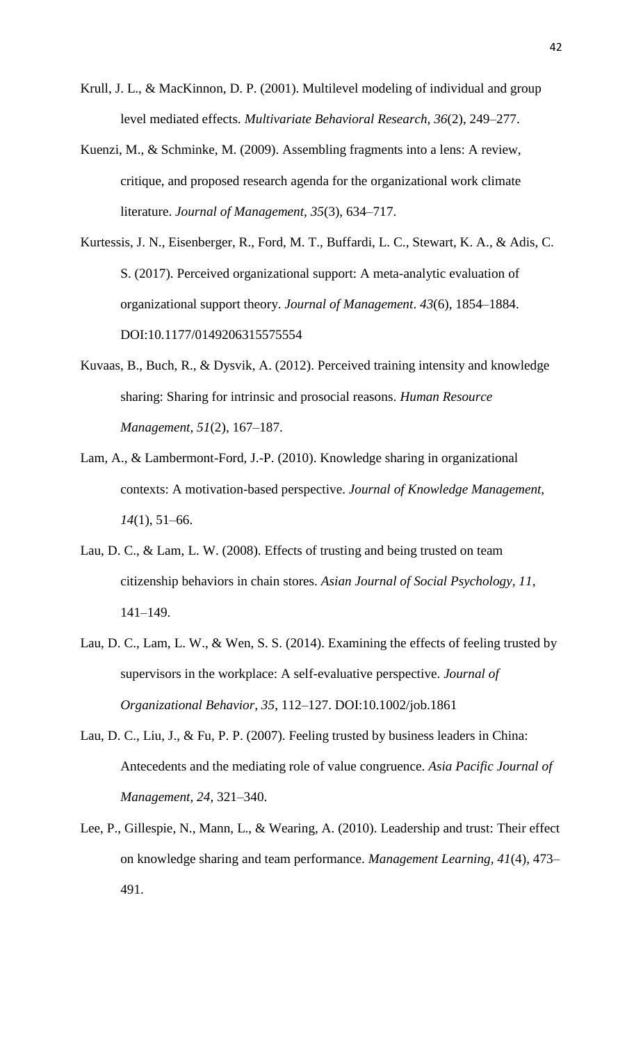Krull, J. L., & MacKinnon, D. P. (2001). Multilevel modeling of individual and group level mediated effects. *Multivariate Behavioral Research, 36*(2), 249–277.

Kuenzi, M., & Schminke, M. (2009). Assembling fragments into a lens: A review, critique, and proposed research agenda for the organizational work climate literature. *Journal of Management, 35*(3), 634–717.

Kurtessis, J. N., Eisenberger, R., Ford, M. T., Buffardi, L. C., Stewart, K. A., & Adis, C. S. (2017). Perceived organizational support: A meta-analytic evaluation of organizational support theory. *Journal of Management*. *43*(6), 1854–1884. DOI:10.1177/0149206315575554

Kuvaas, B., Buch, R., & Dysvik, A. (2012). Perceived training intensity and knowledge sharing: Sharing for intrinsic and prosocial reasons. *Human Resource Management, 51*(2), 167–187.

Lam, A., & Lambermont-Ford, J.-P. (2010). Knowledge sharing in organizational contexts: A motivation-based perspective. *Journal of Knowledge Management, 14*(1), 51–66.

Lau, D. C., & Lam, L. W. (2008). Effects of trusting and being trusted on team citizenship behaviors in chain stores. *Asian Journal of Social Psychology, 11*, 141–149.

Lau, D. C., Lam, L. W., & Wen, S. S. (2014). Examining the effects of feeling trusted by supervisors in the workplace: A self-evaluative perspective. *Journal of Organizational Behavior, 35*, 112–127. DOI:10.1002/job.1861

Lau, D. C., Liu, J., & Fu, P. P. (2007). Feeling trusted by business leaders in China: Antecedents and the mediating role of value congruence. *Asia Pacific Journal of Management, 24*, 321–340.

Lee, P., Gillespie, N., Mann, L., & Wearing, A. (2010). Leadership and trust: Their effect on knowledge sharing and team performance. *Management Learning, 41*(4), 473–491.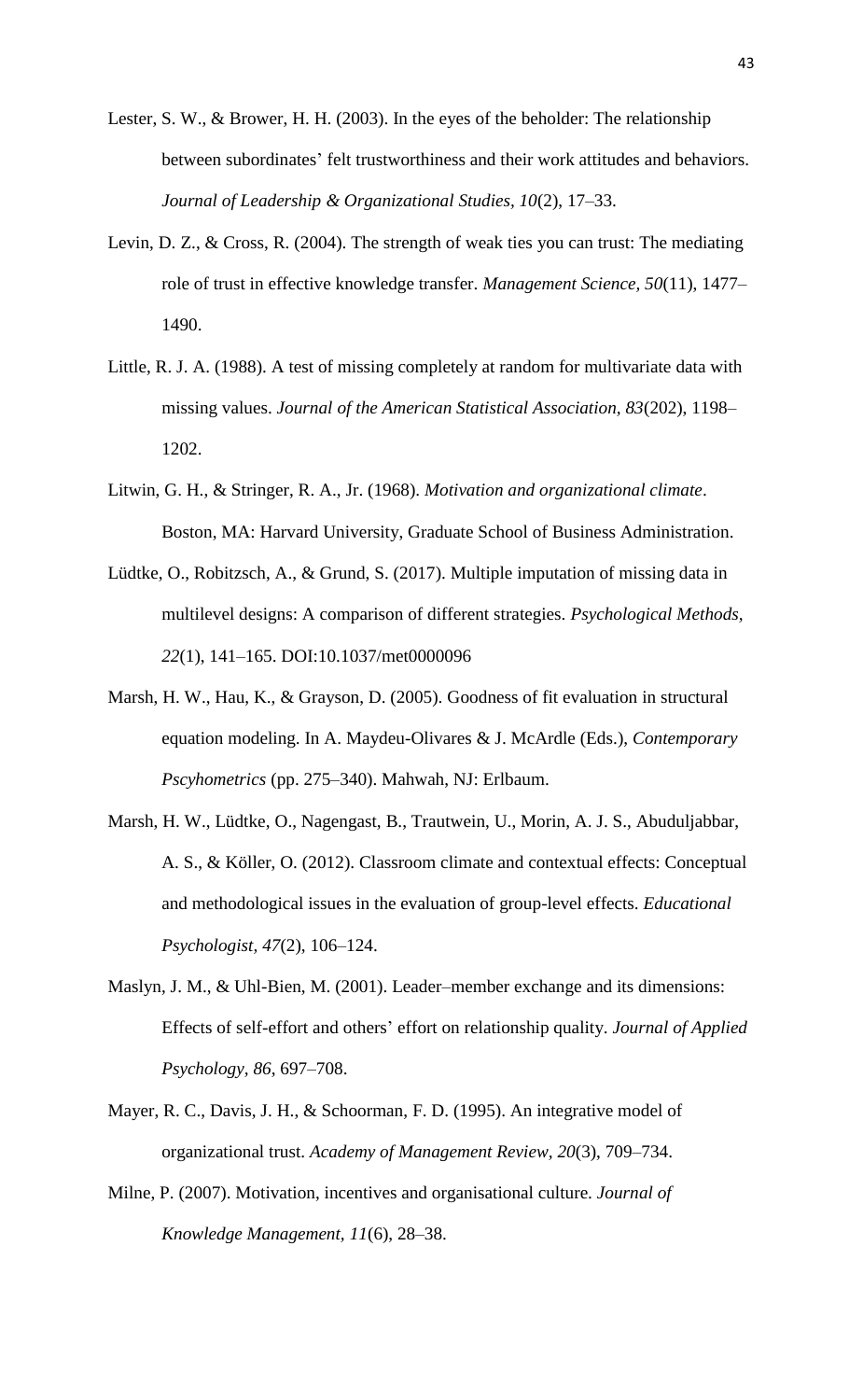Lester, S. W., & Brower, H. H. (2003). In the eyes of the beholder: The relationship between subordinates' felt trustworthiness and their work attitudes and behaviors. *Journal of Leadership & Organizational Studies, 10*(2), 17–33.

Levin, D. Z., & Cross, R. (2004). The strength of weak ties you can trust: The mediating role of trust in effective knowledge transfer. *Management Science, 50*(11), 1477–1490.

Little, R. J. A. (1988). A test of missing completely at random for multivariate data with missing values. *Journal of the American Statistical Association, 83*(202), 1198–1202.

Litwin, G. H., & Stringer, R. A., Jr. (1968). *Motivation and organizational climate*. Boston, MA: Harvard University, Graduate School of Business Administration.

Lüdtke, O., Robitzsch, A., & Grund, S. (2017). Multiple imputation of missing data in multilevel designs: A comparison of different strategies. *Psychological Methods, 22*(1), 141–165. DOI:10.1037/met0000096

Marsh, H. W., Hau, K., & Grayson, D. (2005). Goodness of fit evaluation in structural equation modeling. In A. Maydeu-Olivares & J. McArdle (Eds.), *Contemporary Pscyhometrics* (pp. 275–340). Mahwah, NJ: Erlbaum.

Marsh, H. W., Lüdtke, O., Nagengast, B., Trautwein, U., Morin, A. J. S., Abuduljabbar, A. S., & Köller, O. (2012). Classroom climate and contextual effects: Conceptual and methodological issues in the evaluation of group-level effects. *Educational Psychologist, 47*(2), 106–124.

Maslyn, J. M., & Uhl-Bien, M. (2001). Leader–member exchange and its dimensions: Effects of self-effort and others' effort on relationship quality. *Journal of Applied Psychology, 86*, 697–708.

Mayer, R. C., Davis, J. H., & Schoorman, F. D. (1995). An integrative model of organizational trust. *Academy of Management Review, 20*(3), 709–734.

Milne, P. (2007). Motivation, incentives and organisational culture. *Journal of Knowledge Management, 11*(6), 28–38.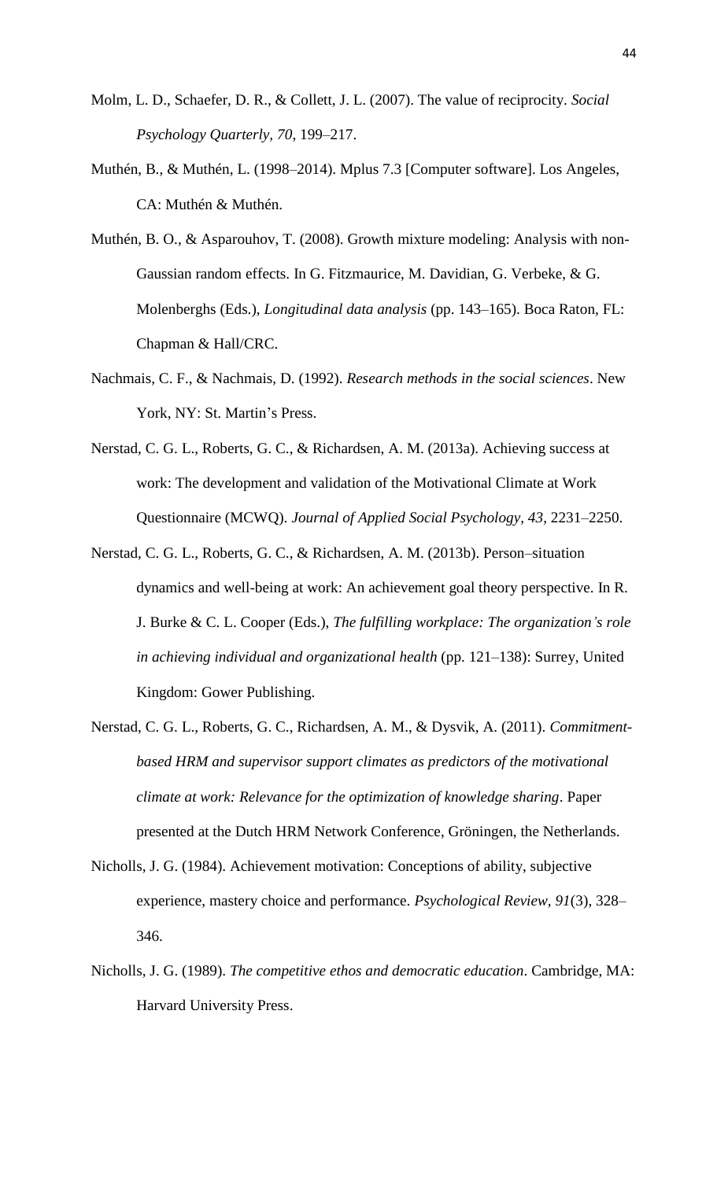Molm, L. D., Schaefer, D. R., & Collett, J. L. (2007). The value of reciprocity. *Social Psychology Quarterly*, *70*, 199–217.

Muthén, B., & Muthén, L. (1998–2014). Mplus 7.3 [Computer software]. Los Angeles, CA: Muthén & Muthén.

Muthén, B. O., & Asparouhov, T. (2008). Growth mixture modeling: Analysis with non-Gaussian random effects. In G. Fitzmaurice, M. Davidian, G. Verbeke, & G. Molenberghs (Eds.), *Longitudinal data analysis* (pp. 143–165). Boca Raton, FL: Chapman & Hall/CRC.

Nachmais, C. F., & Nachmais, D. (1992). *Research methods in the social sciences*. New York, NY: St. Martin's Press.

Nerstad, C. G. L., Roberts, G. C., & Richardsen, A. M. (2013a). Achieving success at work: The development and validation of the Motivational Climate at Work Questionnaire (MCWQ). *Journal of Applied Social Psychology, 43*, 2231–2250.

Nerstad, C. G. L., Roberts, G. C., & Richardsen, A. M. (2013b). Person–situation dynamics and well-being at work: An achievement goal theory perspective. In R. J. Burke & C. L. Cooper (Eds.), *The fulfilling workplace: The organization's role in achieving individual and organizational health* (pp. 121–138): Surrey, United Kingdom: Gower Publishing.

Nerstad, C. G. L., Roberts, G. C., Richardsen, A. M., & Dysvik, A. (2011). *Commitment-based HRM and supervisor support climates as predictors of the motivational climate at work: Relevance for the optimization of knowledge sharing*. Paper presented at the Dutch HRM Network Conference, Gröningen, the Netherlands.

Nicholls, J. G. (1984). Achievement motivation: Conceptions of ability, subjective experience, mastery choice and performance. *Psychological Review, 91*(3), 328–346.

Nicholls, J. G. (1989). *The competitive ethos and democratic education*. Cambridge, MA: Harvard University Press.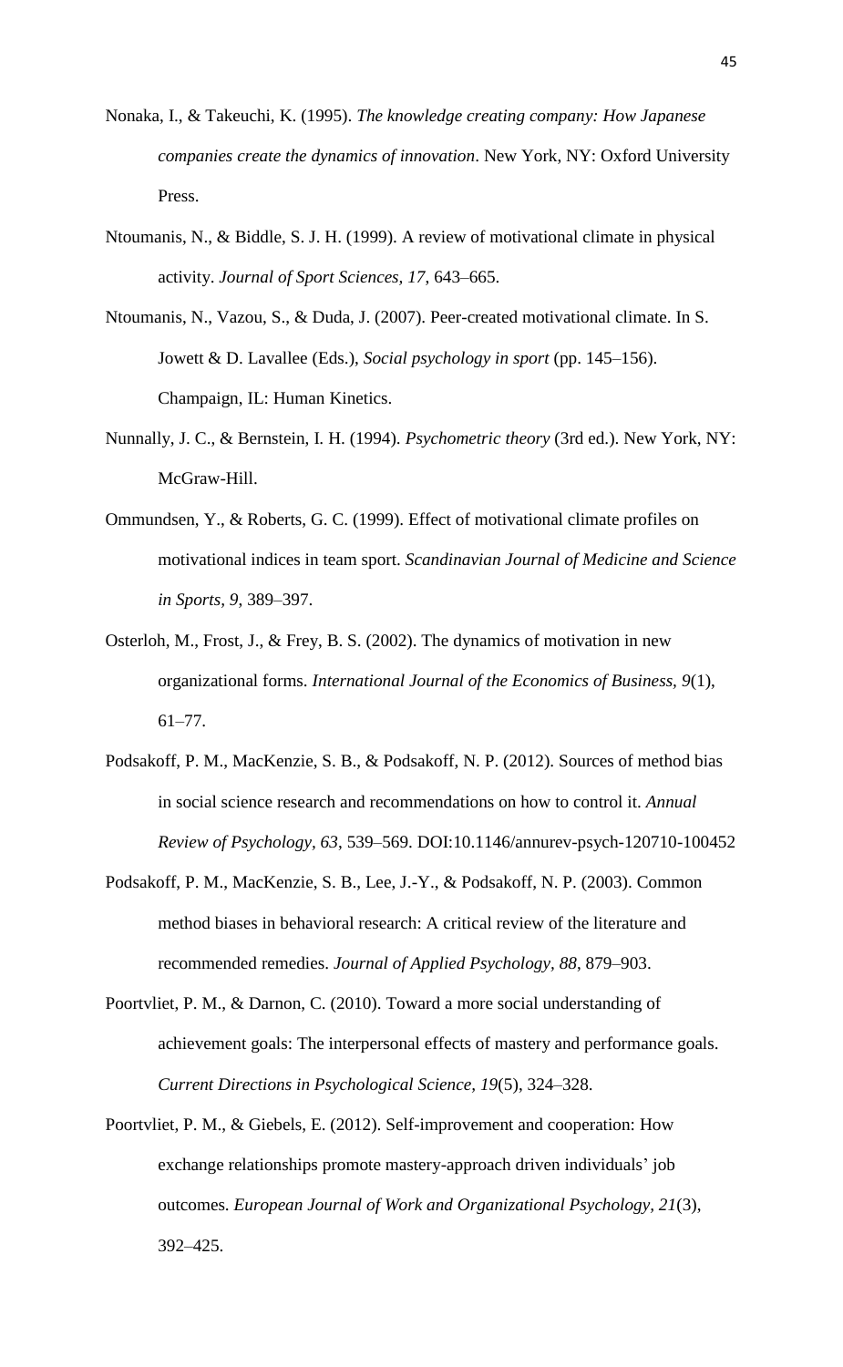Nonaka, I., & Takeuchi, K. (1995). *The knowledge creating company: How Japanese companies create the dynamics of innovation*. New York, NY: Oxford University Press.

Ntoumanis, N., & Biddle, S. J. H. (1999). A review of motivational climate in physical activity. *Journal of Sport Sciences, 17*, 643–665.

Ntoumanis, N., Vazou, S., & Duda, J. (2007). Peer-created motivational climate. In S. Jowett & D. Lavallee (Eds.), *Social psychology in sport* (pp. 145–156). Champaign, IL: Human Kinetics.

Nunnally, J. C., & Bernstein, I. H. (1994). *Psychometric theory* (3rd ed.). New York, NY: McGraw-Hill.

Ommundsen, Y., & Roberts, G. C. (1999). Effect of motivational climate profiles on motivational indices in team sport. *Scandinavian Journal of Medicine and Science in Sports*, *9*, 389–397.

Osterloh, M., Frost, J., & Frey, B. S. (2002). The dynamics of motivation in new organizational forms. *International Journal of the Economics of Business, 9*(1), 61–77.

Podsakoff, P. M., MacKenzie, S. B., & Podsakoff, N. P. (2012). Sources of method bias in social science research and recommendations on how to control it. *Annual Review of Psychology, 63*, 539–569. DOI:10.1146/annurev-psych-120710-100452

Podsakoff, P. M., MacKenzie, S. B., Lee, J.-Y., & Podsakoff, N. P. (2003). Common method biases in behavioral research: A critical review of the literature and recommended remedies. *Journal of Applied Psychology, 88*, 879–903.

Poortvliet, P. M., & Darnon, C. (2010). Toward a more social understanding of achievement goals: The interpersonal effects of mastery and performance goals. *Current Directions in Psychological Science, 19*(5), 324–328.

Poortvliet, P. M., & Giebels, E. (2012). Self-improvement and cooperation: How exchange relationships promote mastery-approach driven individuals' job outcomes. *European Journal of Work and Organizational Psychology, 21*(3), 392–425.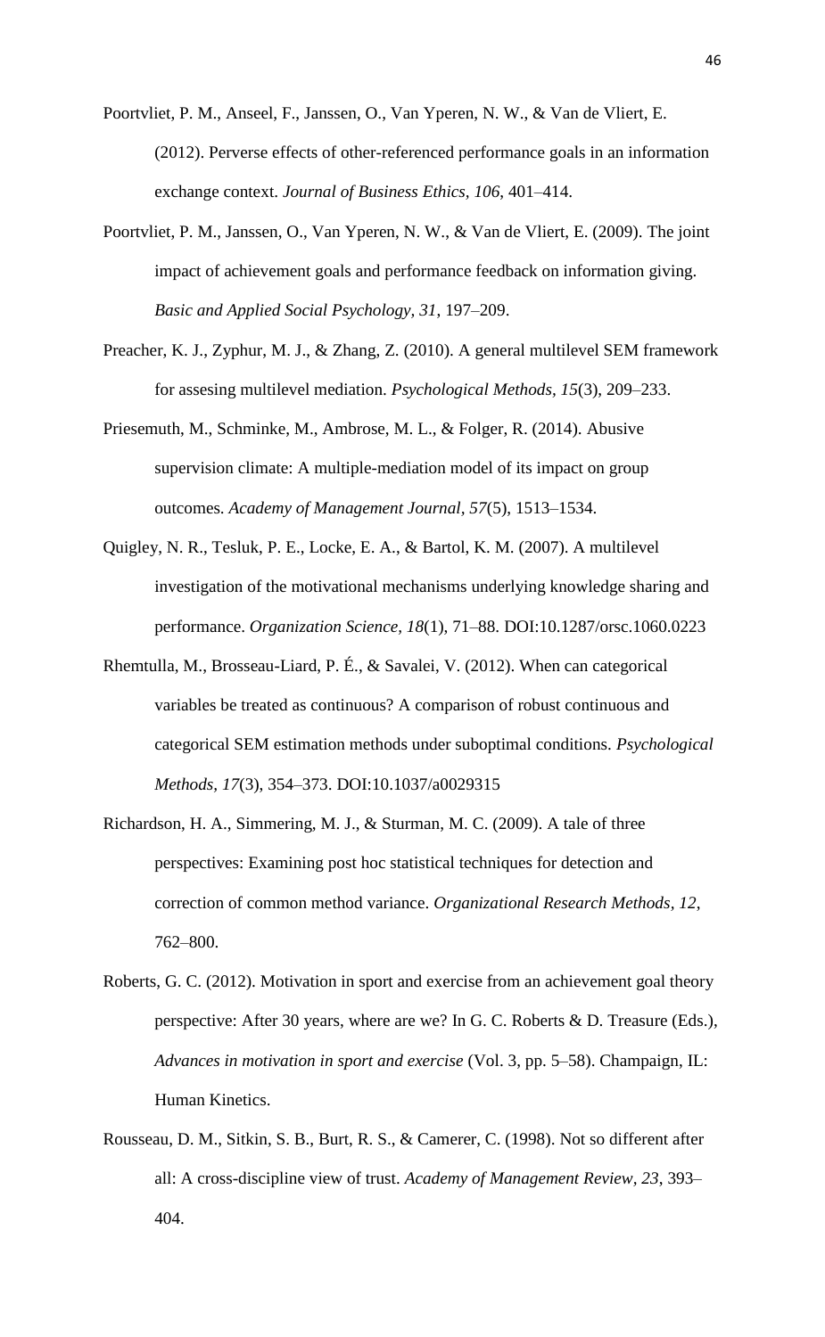Poortvliet, P. M., Anseel, F., Janssen, O., Van Yperen, N. W., & Van de Vliert, E. (2012). Perverse effects of other-referenced performance goals in an information exchange context. *Journal of Business Ethics, 106*, 401–414.

Poortvliet, P. M., Janssen, O., Van Yperen, N. W., & Van de Vliert, E. (2009). The joint impact of achievement goals and performance feedback on information giving. *Basic and Applied Social Psychology, 31*, 197–209.

Preacher, K. J., Zyphur, M. J., & Zhang, Z. (2010). A general multilevel SEM framework for assesing multilevel mediation. *Psychological Methods, 15*(3), 209–233.

Priesemuth, M., Schminke, M., Ambrose, M. L., & Folger, R. (2014). Abusive supervision climate: A multiple-mediation model of its impact on group outcomes. *Academy of Management Journal, 57*(5), 1513–1534.

Quigley, N. R., Tesluk, P. E., Locke, E. A., & Bartol, K. M. (2007). A multilevel investigation of the motivational mechanisms underlying knowledge sharing and performance. *Organization Science, 18*(1), 71–88. DOI:10.1287/orsc.1060.0223

Rhemtulla, M., Brosseau-Liard, P. É., & Savalei, V. (2012). When can categorical variables be treated as continuous? A comparison of robust continuous and categorical SEM estimation methods under suboptimal conditions. *Psychological Methods, 17*(3), 354–373. DOI:10.1037/a0029315

Richardson, H. A., Simmering, M. J., & Sturman, M. C. (2009). A tale of three perspectives: Examining post hoc statistical techniques for detection and correction of common method variance. *Organizational Research Methods, 12*, 762–800.

Roberts, G. C. (2012). Motivation in sport and exercise from an achievement goal theory perspective: After 30 years, where are we? In G. C. Roberts & D. Treasure (Eds.), *Advances in motivation in sport and exercise* (Vol. 3, pp. 5–58). Champaign, IL: Human Kinetics.

Rousseau, D. M., Sitkin, S. B., Burt, R. S., & Camerer, C. (1998). Not so different after all: A cross-discipline view of trust. *Academy of Management Review, 23*, 393–404.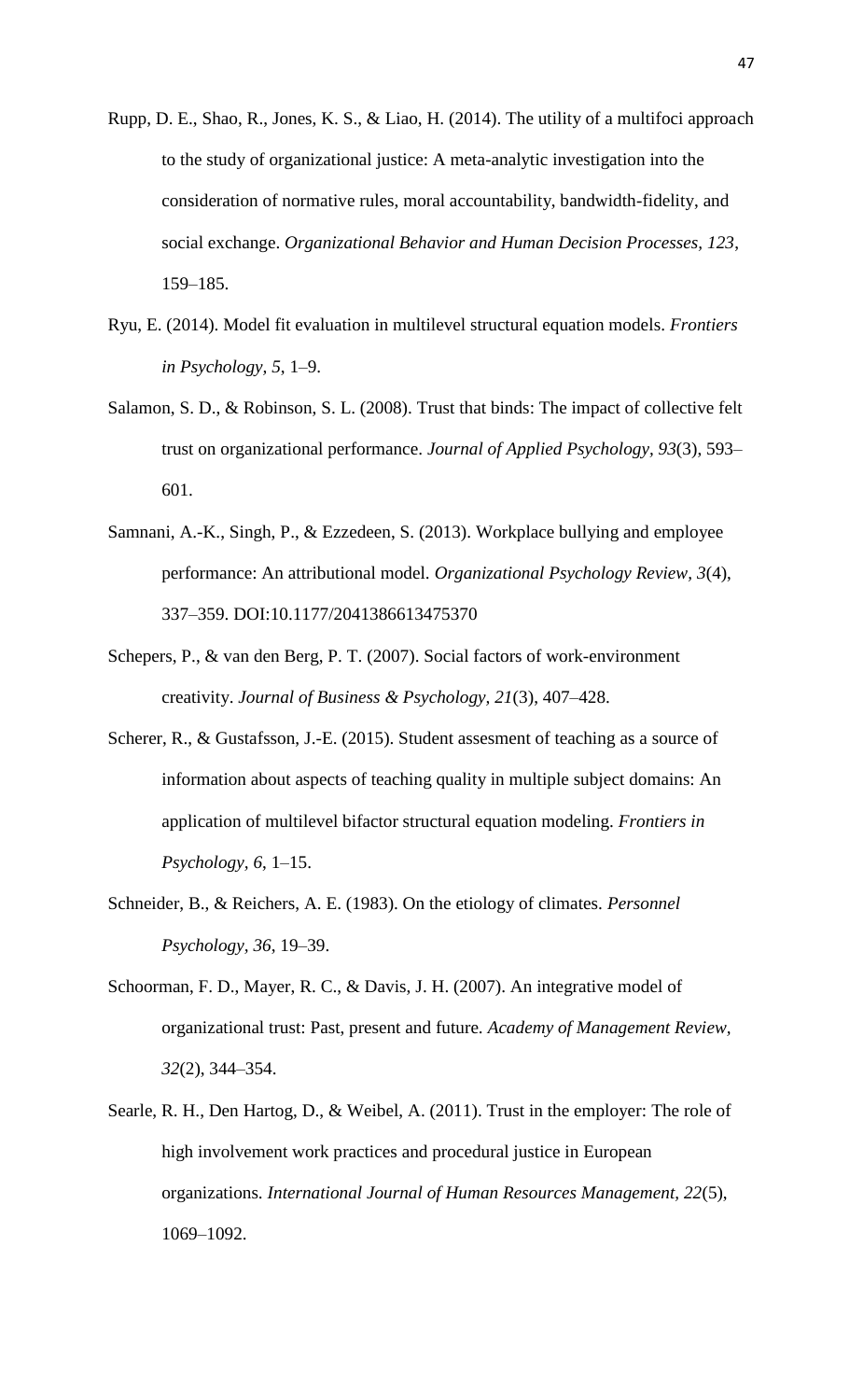Rupp, D. E., Shao, R., Jones, K. S., & Liao, H. (2014). The utility of a multifoci approach to the study of organizational justice: A meta-analytic investigation into the consideration of normative rules, moral accountability, bandwidth-fidelity, and social exchange. *Organizational Behavior and Human Decision Processes, 123*, 159–185.

Ryu, E. (2014). Model fit evaluation in multilevel structural equation models. *Frontiers in Psychology, 5*, 1–9.

Salamon, S. D., & Robinson, S. L. (2008). Trust that binds: The impact of collective felt trust on organizational performance. *Journal of Applied Psychology, 93*(3), 593–601.

Samnani, A.-K., Singh, P., & Ezzedeen, S. (2013). Workplace bullying and employee performance: An attributional model. *Organizational Psychology Review, 3*(4), 337–359. DOI:10.1177/2041386613475370

Schepers, P., & van den Berg, P. T. (2007). Social factors of work-environment creativity. *Journal of Business & Psychology, 21*(3), 407–428.

Scherer, R., & Gustafsson, J.-E. (2015). Student assesment of teaching as a source of information about aspects of teaching quality in multiple subject domains: An application of multilevel bifactor structural equation modeling. *Frontiers in Psychology, 6*, 1–15.

Schneider, B., & Reichers, A. E. (1983). On the etiology of climates. *Personnel Psychology, 36*, 19–39.

Schoorman, F. D., Mayer, R. C., & Davis, J. H. (2007). An integrative model of organizational trust: Past, present and future. *Academy of Management Review, 32*(2), 344–354.

Searle, R. H., Den Hartog, D., & Weibel, A. (2011). Trust in the employer: The role of high involvement work practices and procedural justice in European organizations. *International Journal of Human Resources Management, 22*(5), 1069–1092.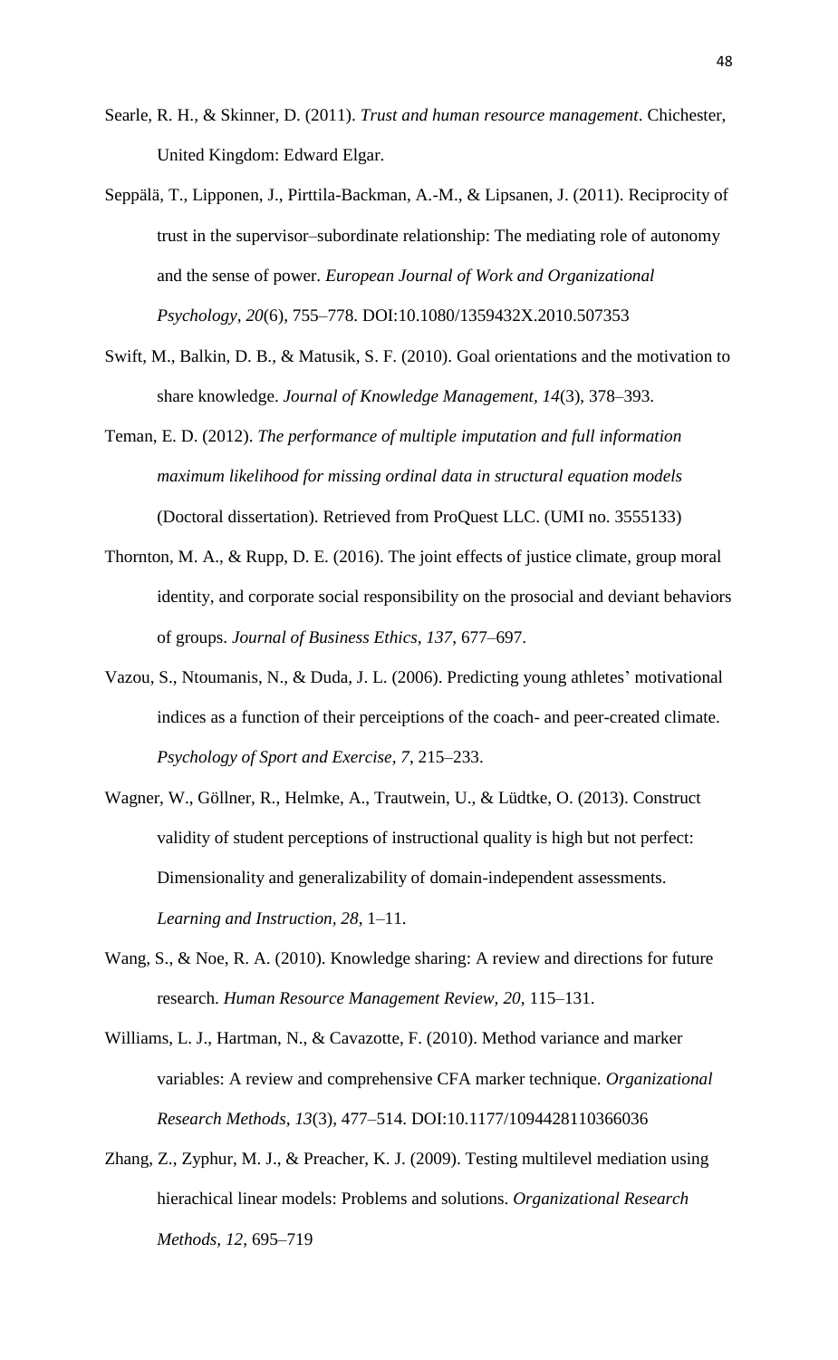Searle, R. H., & Skinner, D. (2011). *Trust and human resource management*. Chichester, United Kingdom: Edward Elgar.

Seppälä, T., Lipponen, J., Pirttila-Backman, A.-M., & Lipsanen, J. (2011). Reciprocity of trust in the supervisor–subordinate relationship: The mediating role of autonomy and the sense of power. *European Journal of Work and Organizational Psychology*, *20*(6), 755–778. DOI:10.1080/1359432X.2010.507353

Swift, M., Balkin, D. B., & Matusik, S. F. (2010). Goal orientations and the motivation to share knowledge. *Journal of Knowledge Management, 14*(3), 378–393.

Teman, E. D. (2012). *The performance of multiple imputation and full information maximum likelihood for missing ordinal data in structural equation models* (Doctoral dissertation). Retrieved from ProQuest LLC. (UMI no. 3555133)

Thornton, M. A., & Rupp, D. E. (2016). The joint effects of justice climate, group moral identity, and corporate social responsibility on the prosocial and deviant behaviors of groups. *Journal of Business Ethics, 137*, 677–697.

Vazou, S., Ntoumanis, N., & Duda, J. L. (2006). Predicting young athletes' motivational indices as a function of their perceiptions of the coach- and peer-created climate. *Psychology of Sport and Exercise*, *7*, 215–233.

Wagner, W., Göllner, R., Helmke, A., Trautwein, U., & Lüdtke, O. (2013). Construct validity of student perceptions of instructional quality is high but not perfect: Dimensionality and generalizability of domain-independent assessments. *Learning and Instruction*, *28*, 1–11.

Wang, S., & Noe, R. A. (2010). Knowledge sharing: A review and directions for future research. *Human Resource Management Review, 20*, 115–131.

Williams, L. J., Hartman, N., & Cavazotte, F. (2010). Method variance and marker variables: A review and comprehensive CFA marker technique. *Organizational Research Methods*, *13*(3), 477–514. DOI:10.1177/1094428110366036

Zhang, Z., Zyphur, M. J., & Preacher, K. J. (2009). Testing multilevel mediation using hierachical linear models: Problems and solutions. *Organizational Research Methods*, *12*, 695–719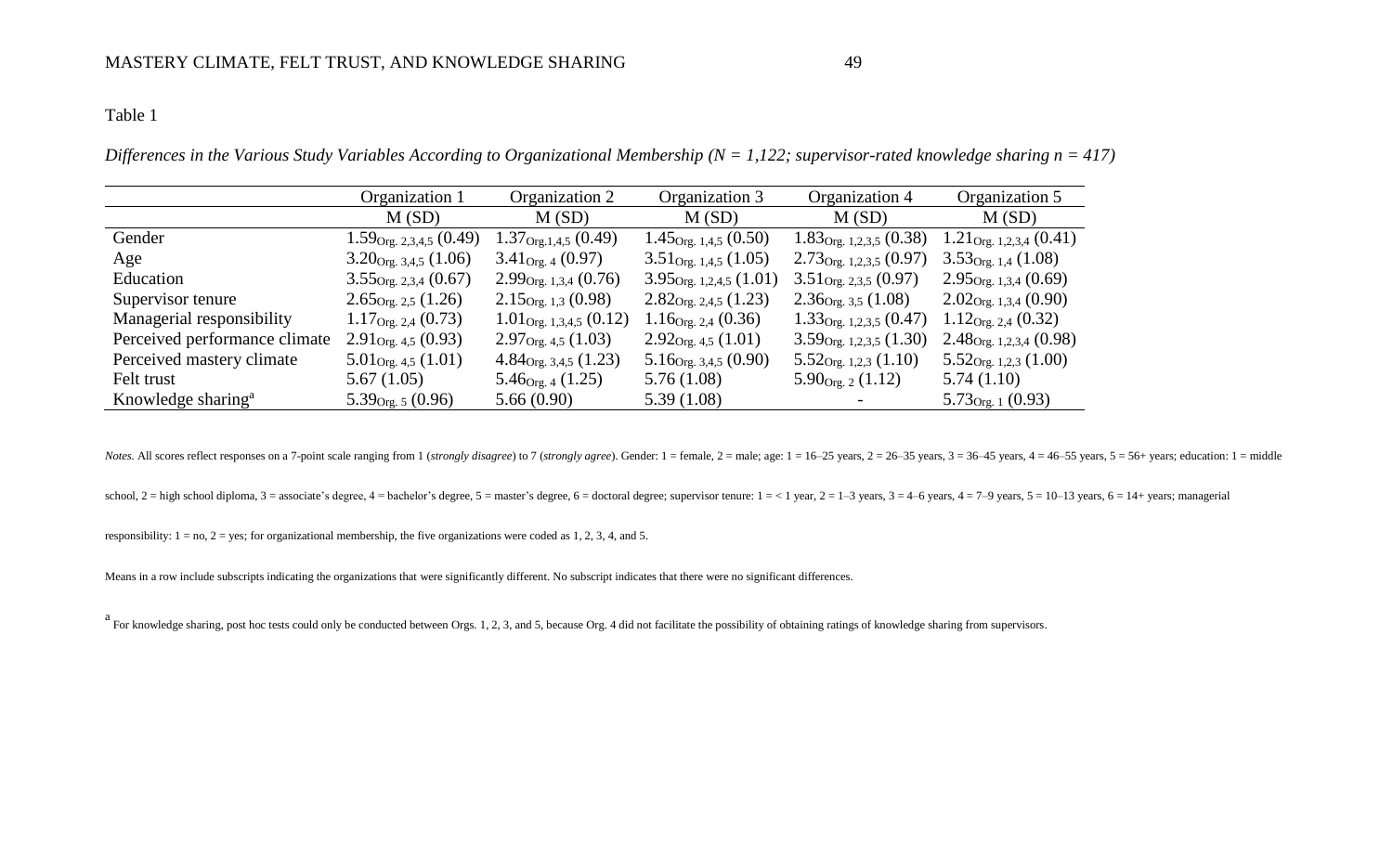Table 1

*Differences in the Various Study Variables According to Organizational Membership (N = 1,122; supervisor-rated knowledge sharing n = 417)*

| | Organization 1 | Organization 2 | Organization 3 | Organization 4 | Organization 5 |
|---|---|---|---|---|---|
| | M (SD) | M (SD) | M (SD) | M (SD) | M (SD) |
| Gender | $1.59_{\text{Org. 2,3,4,5}}$ (0.49) | $1.37_{\text{Org. 1,4,5}}$ (0.49) | $1.45_{\text{Org. 1,4,5}}$ (0.50) | $1.83_{\text{Org. 1,2,3,5}}$ (0.38) | $1.21_{\text{Org. 1,2,3,4}}$ (0.41) |
| Age | $3.20_{\text{Org. 3,4,5}}$ (1.06) | $3.41_{\text{Org. 4}}$ (0.97) | $3.51_{\text{Org. 1,4,5}}$ (1.05) | $2.73_{\text{Org. 1,2,3,5}}$ (0.97) | $3.53_{\text{Org. 1,4}}$ (1.08) |
| Education | $3.55_{\text{Org. 2,3,4}}$ (0.67) | $2.99_{\text{Org. 1,3,4}}$ (0.76) | $3.95_{\text{Org. 1,2,4,5}}$ (1.01) | $3.51_{\text{Org. 2,3,5}}$ (0.97) | $2.95_{\text{Org. 1,3,4}}$ (0.69) |
| Supervisor tenure | $2.65_{\text{Org. 2,5}}$ (1.26) | $2.15_{\text{Org. 1,3}}$ (0.98) | $2.82_{\text{Org. 2,4,5}}$ (1.23) | $2.36_{\text{Org. 3,5}}$ (1.08) | $2.02_{\text{Org. 1,3,4}}$ (0.90) |
| Managerial responsibility | $1.17_{\text{Org. 2,4}}$ (0.73) | $1.01_{\text{Org. 1,3,4,5}}$ (0.12) | $1.16_{\text{Org. 2,4}}$ (0.36) | $1.33_{\text{Org. 1,2,3,5}}$ (0.47) | $1.12_{\text{Org. 2,4}}$ (0.32) |
| Perceived performance climate | $2.91_{\text{Org. 4,5}}$ (0.93) | $2.97_{\text{Org. 4,5}}$ (1.03) | $2.92_{\text{Org. 4,5}}$ (1.01) | $3.59_{\text{Org. 1,2,3,5}}$ (1.30) | $2.48_{\text{Org. 1,2,3,4}}$ (0.98) |
| Perceived mastery climate | $5.01_{\text{Org. 4,5}}$ (1.01) | $4.84_{\text{Org. 3,4,5}}$ (1.23) | $5.16_{\text{Org. 3,4,5}}$ (0.90) | $5.52_{\text{Org. 1,2,3}}$ (1.10) | $5.52_{\text{Org. 1,2,3}}$ (1.00) |
| Felt trust | 5.67 (1.05) | $5.46_{\text{Org. 4}}$ (1.25) | 5.76 (1.08) | $5.90_{\text{Org. 2}}$ (1.12) | 5.74 (1.10) |
| Knowledge sharing[a] | $5.39_{\text{Org. 5}}$ (0.96) | 5.66 (0.90) | 5.39 (1.08) | - | $5.73_{\text{Org. 1}}$ (0.93) |

*Notes.* All scores reflect responses on a 7-point scale ranging from 1 (*strongly disagree*) to 7 (*strongly agree*). Gender: 1 = female, 2 = male; age: 1 = 16–25 years, 2 = 26–35 years, 3 = 36–45 years, 4 = 46–55 years, 5 = 56+ years; education: 1 = middle school, 2 = high school diploma, 3 = associate's degree, 4 = bachelor's degree, 5 = master's degree, 6 = doctoral degree; supervisor tenure: 1 = < 1 year, 2 = 1–3 years, 3 = 4–6 years, 4 = 7–9 years, 5 = 10–13 years, 6 = 14+ years; managerial responsibility: 1 = no, 2 = yes; for organizational membership, the five organizations were coded as 1, 2, 3, 4, and 5.

Means in a row include subscripts indicating the organizations that were significantly different. No subscript indicates that there were no significant differences.

[a] For knowledge sharing, post hoc tests could only be conducted between Orgs. 1, 2, 3, and 5, because Org. 4 did not facilitate the possibility of obtaining ratings of knowledge sharing from supervisors.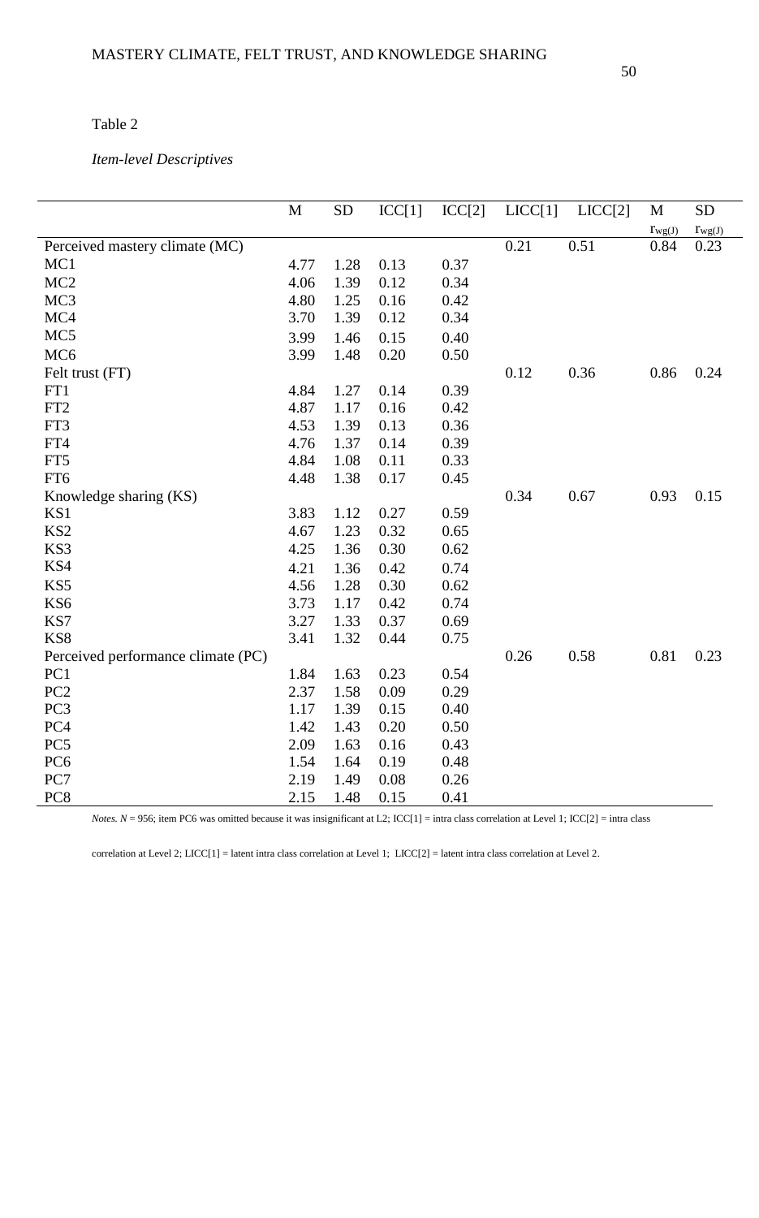Table 2

*Item-level Descriptives*

| | M | SD | ICC[1] | ICC[2] | LICC[1] | LICC[2] | M $r_{wg(J)}$ | SD $r_{wg(J)}$ |
|---|---|---|---|---|---|---|---|---|
| Perceived mastery climate (MC) | | | | | 0.21 | 0.51 | 0.84 | 0.23 |
| MC1 | 4.77 | 1.28 | 0.13 | 0.37 | | | | |
| MC2 | 4.06 | 1.39 | 0.12 | 0.34 | | | | |
| MC3 | 4.80 | 1.25 | 0.16 | 0.42 | | | | |
| MC4 | 3.70 | 1.39 | 0.12 | 0.34 | | | | |
| MC5 | 3.99 | 1.46 | 0.15 | 0.40 | | | | |
| MC6 | 3.99 | 1.48 | 0.20 | 0.50 | | | | |
| Felt trust (FT) | | | | | 0.12 | 0.36 | 0.86 | 0.24 |
| FT1 | 4.84 | 1.27 | 0.14 | 0.39 | | | | |
| FT2 | 4.87 | 1.17 | 0.16 | 0.42 | | | | |
| FT3 | 4.53 | 1.39 | 0.13 | 0.36 | | | | |
| FT4 | 4.76 | 1.37 | 0.14 | 0.39 | | | | |
| FT5 | 4.84 | 1.08 | 0.11 | 0.33 | | | | |
| FT6 | 4.48 | 1.38 | 0.17 | 0.45 | | | | |
| Knowledge sharing (KS) | | | | | 0.34 | 0.67 | 0.93 | 0.15 |
| KS1 | 3.83 | 1.12 | 0.27 | 0.59 | | | | |
| KS2 | 4.67 | 1.23 | 0.32 | 0.65 | | | | |
| KS3 | 4.25 | 1.36 | 0.30 | 0.62 | | | | |
| KS4 | 4.21 | 1.36 | 0.42 | 0.74 | | | | |
| KS5 | 4.56 | 1.28 | 0.30 | 0.62 | | | | |
| KS6 | 3.73 | 1.17 | 0.42 | 0.74 | | | | |
| KS7 | 3.27 | 1.33 | 0.37 | 0.69 | | | | |
| KS8 | 3.41 | 1.32 | 0.44 | 0.75 | | | | |
| Perceived performance climate (PC) | | | | | 0.26 | 0.58 | 0.81 | 0.23 |
| PC1 | 1.84 | 1.63 | 0.23 | 0.54 | | | | |
| PC2 | 2.37 | 1.58 | 0.09 | 0.29 | | | | |
| PC3 | 1.17 | 1.39 | 0.15 | 0.40 | | | | |
| PC4 | 1.42 | 1.43 | 0.20 | 0.50 | | | | |
| PC5 | 2.09 | 1.63 | 0.16 | 0.43 | | | | |
| PC6 | 1.54 | 1.64 | 0.19 | 0.48 | | | | |
| PC7 | 2.19 | 1.49 | 0.08 | 0.26 | | | | |
| PC8 | 2.15 | 1.48 | 0.15 | 0.41 | | | | |

*Notes.* $N$ = 956; item PC6 was omitted because it was insignificant at L2; ICC[1] = intra class correlation at Level 1; ICC[2] = intra class correlation at Level 2; LICC[1] = latent intra class correlation at Level 1; LICC[2] = latent intra class correlation at Level 2.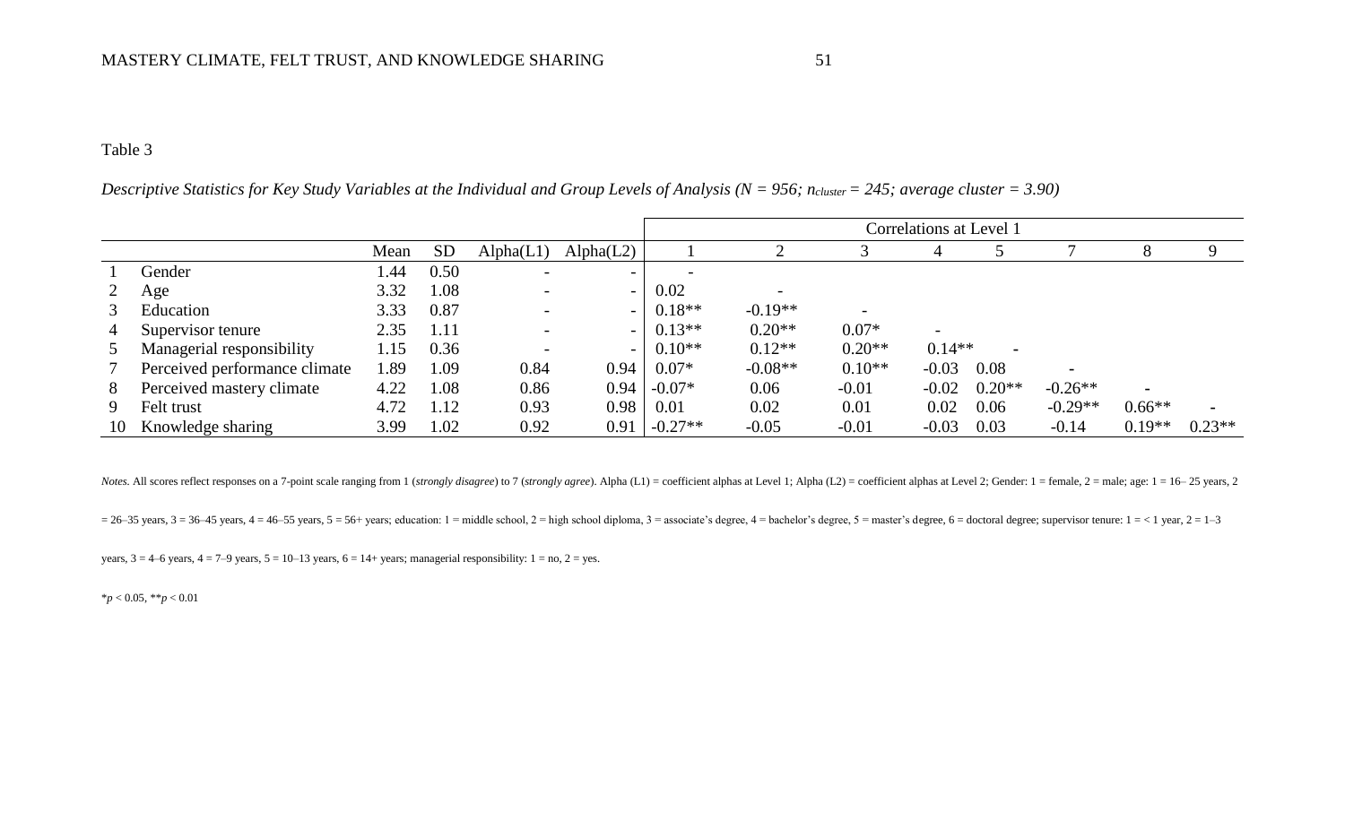Table 3

*Descriptive Statistics for Key Study Variables at the Individual and Group Levels of Analysis (N = 956; $n_{cluster}$ = 245; average cluster = 3.90)*

| | | Mean | SD | Alpha(L1) | Alpha(L2) | Correlations at Level 1 | | | | | | | |
|---|---|---|---|---|---|---|---|---|---|---|---|---|---|
| | | | | | | 1 | 2 | 3 | 4 | 5 | 7 | 8 | 9 |
| 1 | Gender | 1.44 | 0.50 | - | - | - | | | | | | | |
| 2 | Age | 3.32 | 1.08 | - | - | 0.02 | - | | | | | | |
| 3 | Education | 3.33 | 0.87 | - | - | 0.18** | -0.19** | - | | | | | |
| 4 | Supervisor tenure | 2.35 | 1.11 | - | - | 0.13** | 0.20** | 0.07* | - | | | | |
| 5 | Managerial responsibility | 1.15 | 0.36 | - | - | 0.10** | 0.12** | 0.20** | 0.14** | - | | | |
| 7 | Perceived performance climate | 1.89 | 1.09 | 0.84 | 0.94 | 0.07* | -0.08** | 0.10** | -0.03 | 0.08 | - | | |
| 8 | Perceived mastery climate | 4.22 | 1.08 | 0.86 | 0.94 | -0.07* | 0.06 | -0.01 | -0.02 | 0.20** | -0.26** | - | |
| 9 | Felt trust | 4.72 | 1.12 | 0.93 | 0.98 | 0.01 | 0.02 | 0.01 | 0.02 | 0.06 | -0.29** | 0.66** | - |
| 10 | Knowledge sharing | 3.99 | 1.02 | 0.92 | 0.91 | -0.27** | -0.05 | -0.01 | -0.03 | 0.03 | -0.14 | 0.19** | 0.23** |

*Notes.* All scores reflect responses on a 7-point scale ranging from 1 (*strongly disagree*) to 7 (*strongly agree*). Alpha (L1) = coefficient alphas at Level 1; Alpha (L2) = coefficient alphas at Level 2; Gender: 1 = female, 2 = male; age: 1 = 16– 25 years, 2 = 26–35 years, 3 = 36–45 years, 4 = 46–55 years, 5 = 56+ years; education: 1 = middle school, 2 = high school diploma, 3 = associate's degree, 4 = bachelor's degree, 5 = master's degree, 6 = doctoral degree; supervisor tenure: 1 = < 1 year, 2 = 1–3 years, 3 = 4–6 years, 4 = 7–9 years, 5 = 10–13 years, 6 = 14+ years; managerial responsibility: 1 = no, 2 = yes.

$^{*}p < 0.05$, $^{**}p < 0.01$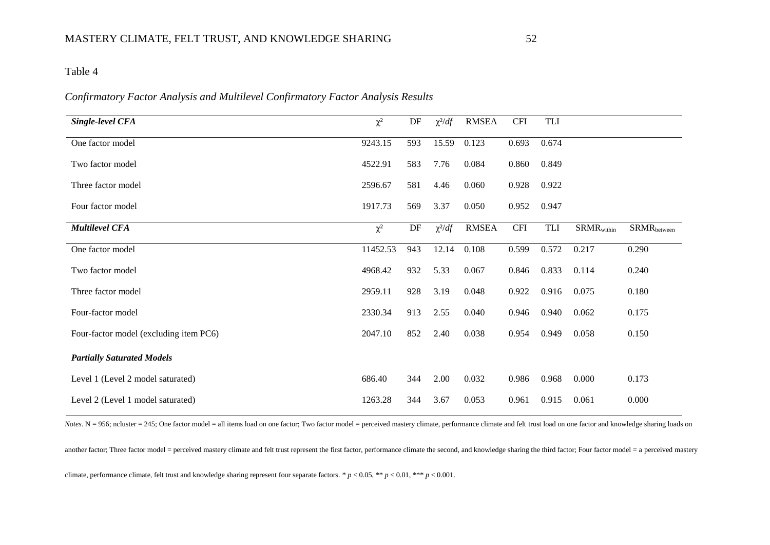Table 4

*Confirmatory Factor Analysis and Multilevel Confirmatory Factor Analysis Results*

| ***Single-level CFA*** | $\chi^2$ | DF | $\chi^2/df$ | RMSEA | CFI | TLI | | |
|---|---|---|---|---|---|---|---|---|
| One factor model | 9243.15 | 593 | 15.59 | 0.123 | 0.693 | 0.674 | | |
| Two factor model | 4522.91 | 583 | 7.76 | 0.084 | 0.860 | 0.849 | | |
| Three factor model | 2596.67 | 581 | 4.46 | 0.060 | 0.928 | 0.922 | | |
| Four factor model | 1917.73 | 569 | 3.37 | 0.050 | 0.952 | 0.947 | | |
| ***Multilevel CFA*** | $\chi^2$ | DF | $\chi^2/df$ | RMSEA | CFI | TLI | $SRMR_{within}$ | $SRMR_{between}$ |
| One factor model | 11452.53 | 943 | 12.14 | 0.108 | 0.599 | 0.572 | 0.217 | 0.290 |
| Two factor model | 4968.42 | 932 | 5.33 | 0.067 | 0.846 | 0.833 | 0.114 | 0.240 |
| Three factor model | 2959.11 | 928 | 3.19 | 0.048 | 0.922 | 0.916 | 0.075 | 0.180 |
| Four-factor model | 2330.34 | 913 | 2.55 | 0.040 | 0.946 | 0.940 | 0.062 | 0.175 |
| Four-factor model (excluding item PC6) | 2047.10 | 852 | 2.40 | 0.038 | 0.954 | 0.949 | 0.058 | 0.150 |
| ***Partially Saturated Models*** | | | | | | | | |
| Level 1 (Level 2 model saturated) | 686.40 | 344 | 2.00 | 0.032 | 0.986 | 0.968 | 0.000 | 0.173 |
| Level 2 (Level 1 model saturated) | 1263.28 | 344 | 3.67 | 0.053 | 0.961 | 0.915 | 0.061 | 0.000 |

*Notes*. N = 956; ncluster = 245; One factor model = all items load on one factor; Two factor model = perceived mastery climate, performance climate and felt trust load on one factor and knowledge sharing loads on another factor; Three factor model = perceived mastery climate and felt trust represent the first factor, performance climate the second, and knowledge sharing the third factor; Four factor model = a perceived mastery climate, performance climate, felt trust and knowledge sharing represent four separate factors. * $p < 0.05$, ** $p < 0.01$, *** $p < 0.001$.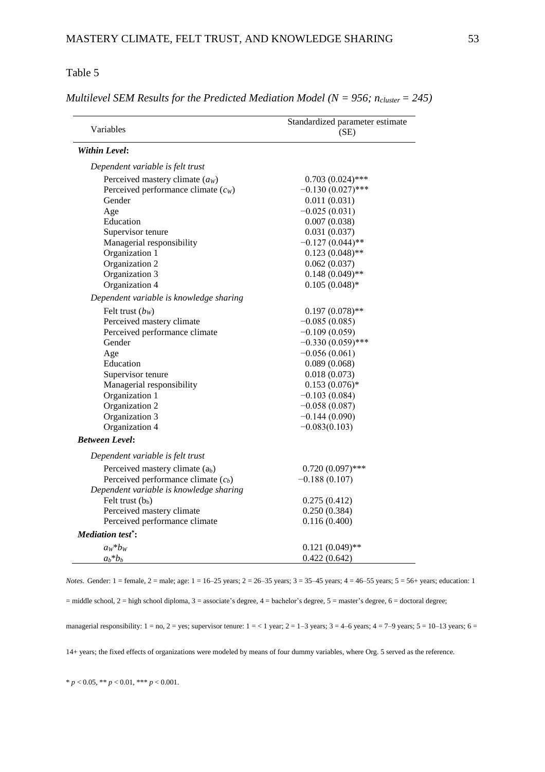Table 5

*Multilevel SEM Results for the Predicted Mediation Model ($N = 956$; $n_{cluster} = 245$)*

| Variables | Standardized parameter estimate (SE) |
|---|---|
| ***Within Level*:** | |
| *Dependent variable is felt trust* | |
| Perceived mastery climate ($a_W$) | 0.703 (0.024)*** |
| Perceived performance climate ($c_W$) | −0.130 (0.027)*** |
| Gender | 0.011 (0.031) |
| Age | −0.025 (0.031) |
| Education | 0.007 (0.038) |
| Supervisor tenure | 0.031 (0.037) |
| Managerial responsibility | −0.127 (0.044)** |
| Organization 1 | 0.123 (0.048)** |
| Organization 2 | 0.062 (0.037) |
| Organization 3 | 0.148 (0.049)** |
| Organization 4 | 0.105 (0.048)* |
| *Dependent variable is knowledge sharing* | |
| Felt trust ($b_W$) | 0.197 (0.078)** |
| Perceived mastery climate | −0.085 (0.085) |
| Perceived performance climate | −0.109 (0.059) |
| Gender | −0.330 (0.059)*** |
| Age | −0.056 (0.061) |
| Education | 0.089 (0.068) |
| Supervisor tenure | 0.018 (0.073) |
| Managerial responsibility | 0.153 (0.076)* |
| Organization 1 | −0.103 (0.084) |
| Organization 2 | −0.058 (0.087) |
| Organization 3 | −0.144 (0.090) |
| Organization 4 | −0.083(0.103) |
| ***Between Level*:** | |
| *Dependent variable is felt trust* | |
| Perceived mastery climate ($a_b$) | 0.720 (0.097)*** |
| Perceived performance climate ($c_b$) | −0.188 (0.107) |
| *Dependent variable is knowledge sharing* | |
| Felt trust ($b_b$) | 0.275 (0.412) |
| Perceived mastery climate | 0.250 (0.384) |
| Perceived performance climate | 0.116 (0.400) |
| ***Mediation test**[*]**:** | |
| $a_W$*$b_W$ | 0.121 (0.049)** |
| $a_b$*$b_b$ | 0.422 (0.642) |

*Notes.* Gender: 1 = female, 2 = male; age: 1 = 16–25 years; 2 = 26–35 years; 3 = 35–45 years; 4 = 46–55 years; 5 = 56+ years; education: 1 = middle school, 2 = high school diploma, 3 = associate's degree, 4 = bachelor's degree, 5 = master's degree, 6 = doctoral degree; managerial responsibility: 1 = no, 2 = yes; supervisor tenure: 1 = < 1 year; 2 = 1–3 years; 3 = 4–6 years; 4 = 7–9 years; 5 = 10–13 years; 6 = 14+ years; the fixed effects of organizations were modeled by means of four dummy variables, where Org. 5 served as the reference.

* $p < 0.05$, ** $p < 0.01$, *** $p < 0.001$.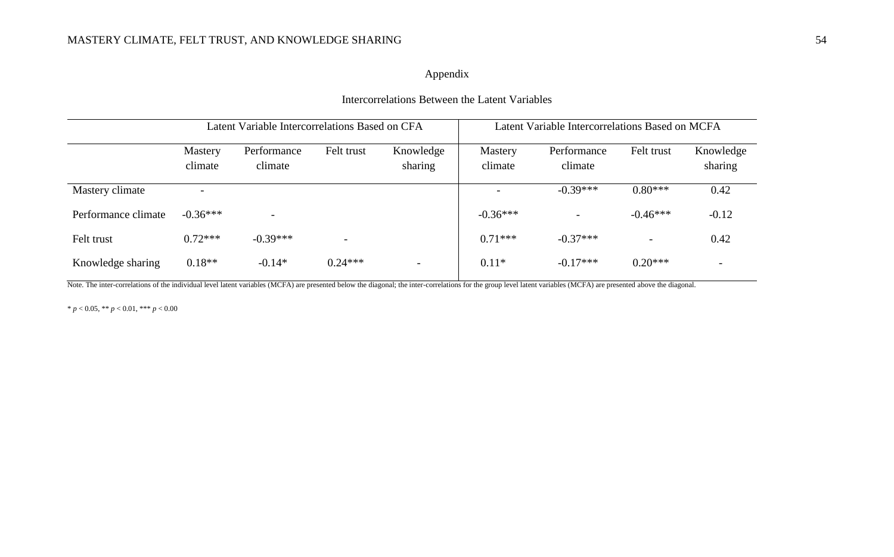# Appendix

## Intercorrelations Between the Latent Variables

| | Latent Variable Intercorrelations Based on CFA | | | | Latent Variable Intercorrelations Based on MCFA | | | |
|---|---|---|---|---|---|---|---|---|
| | Mastery climate | Performance climate | Felt trust | Knowledge sharing | Mastery climate | Performance climate | Felt trust | Knowledge sharing |
| Mastery climate | - | | | | - | -0.39*** | 0.80*** | 0.42 |
| Performance climate | -0.36*** | - | | | -0.36*** | - | -0.46*** | -0.12 |
| Felt trust | 0.72*** | -0.39*** | - | | 0.71*** | -0.37*** | - | 0.42 |
| Knowledge sharing | 0.18** | -0.14* | 0.24*** | - | 0.11* | -0.17*** | 0.20*** | - |

Note. The inter-correlations of the individual level latent variables (MCFA) are presented below the diagonal; the inter-correlations for the group level latent variables (MCFA) are presented above the diagonal.

* $p < 0.05$, ** $p < 0.01$, *** $p < 0.00$